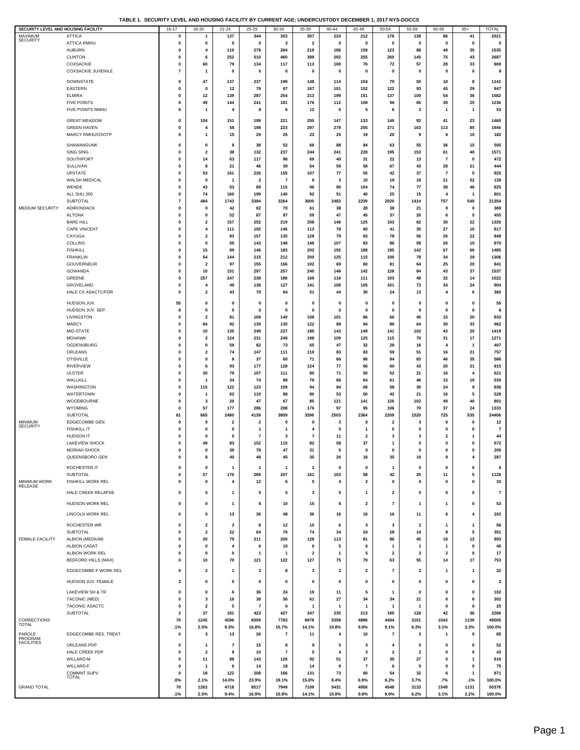**TABLE 1. SECURITY LEVEL AND HOUSING FACILITY BY CURRENT AGE; UNDERCUSTODY DECEMBER 1, 2017 NYS-DOCCS**

| SECURITY LEVEL AND HOUSING FACILITY | | 16-17 | 18-20 | 21-24 | 25-29 | 30-34 | 35-39 | 40-44 | 45-49 | 50-54 | 55-59 | 60-65 | 65+ | TOTAL |
|---|---|---|---|---|---|---|---|---|---|---|---|---|---|---|
| MAXIMUM SECURITY | ATTICA | 0 | 1 | 137 | 344 | 353 | 307 | 224 | 212 | 178 | 138 | 86 | 41 | 2021 |
| | ATTICA RMHU | 0 | 0 | 0 | 0 | 3 | 2 | 0 | 0 | 0 | 0 | 0 | 0 | 5 |
| | AUBURN | 0 | 4 | 110 | 278 | 284 | 219 | 186 | 159 | 123 | 88 | 49 | 35 | 1535 |
| | CLINTON | 0 | 6 | 252 | 510 | 460 | 389 | 292 | 255 | 260 | 145 | 75 | 43 | 2687 |
| | COXSACKIE | 0 | 60 | 79 | 134 | 117 | 113 | 100 | 76 | 72 | 57 | 28 | 33 | 869 |
| | COXSACKIE JUVENILE | 7 | 1 | 0 | 0 | 0 | 0 | 0 | 0 | 0 | 0 | 0 | 0 | 8 |
| | DOWNSTATE | 0 | 47 | 137 | 237 | 199 | 148 | 114 | 104 | 79 | 50 | 18 | 8 | 1141 |
| | EASTERN | 0 | 0 | 12 | 79 | 97 | 167 | 151 | 152 | 122 | 93 | 45 | 29 | 947 |
| | ELMIRA | 0 | 12 | 139 | 287 | 254 | 213 | 199 | 151 | 137 | 100 | 54 | 36 | 1582 |
| | FIVE POINTS | 0 | 49 | 144 | 241 | 181 | 176 | 112 | 108 | 96 | 65 | 39 | 25 | 1236 |
| | FIVE POINTS RMHU | 0 | 1 | 4 | 9 | 6 | 12 | 5 | 5 | 6 | 3 | 1 | 1 | 53 |
| | GREAT MEADOW | 0 | 104 | 151 | 199 | 221 | 200 | 147 | 133 | 149 | 92 | 41 | 23 | 1460 |
| | GREEN HAVEN | 0 | 4 | 58 | 198 | 223 | 297 | 279 | 255 | 271 | 163 | 113 | 85 | 1946 |
| | MARCY RMHU/OSOTP | 0 | 1 | 15 | 29 | 25 | 23 | 25 | 19 | 20 | 9 | 6 | 10 | 182 |
| | SHAWANGUNK | 0 | 0 | 8 | 38 | 52 | 66 | 88 | 84 | 63 | 55 | 36 | 15 | 505 |
| | SING SING | 0 | 2 | 38 | 132 | 237 | 244 | 241 | 228 | 195 | 153 | 61 | 40 | 1571 |
| | SOUTHPORT | 0 | 14 | 63 | 117 | 96 | 69 | 40 | 31 | 22 | 13 | 7 | 0 | 472 |
| | SULLIVAN | 0 | 8 | 21 | 46 | 39 | 54 | 59 | 58 | 67 | 43 | 28 | 21 | 444 |
| | UPSTATE | 0 | 53 | 161 | 226 | 155 | 107 | 77 | 55 | 42 | 37 | 7 | 5 | 925 |
| | WALSH MEDICAL | 0 | 0 | 1 | 2 | 7 | 6 | 3 | 10 | 19 | 18 | 21 | 52 | 139 |
| | WENDE | 0 | 43 | 53 | 89 | 115 | 96 | 90 | 104 | 74 | 77 | 38 | 46 | 825 |
| | ALL SHU 200 | 0 | 74 | 160 | 199 | 140 | 92 | 51 | 40 | 25 | 15 | 4 | 1 | 801 |
| | SUBTOTAL | 7 | 484 | 1743 | 3394 | 3264 | 3000 | 2483 | 2239 | 2020 | 1414 | 757 | 549 | 21354 |
| MEDIUM SECURITY | ADIRONDACK | 0 | 0 | 42 | 62 | 70 | 61 | 38 | 28 | 38 | 21 | 9 | 0 | 369 |
| | ALTONA | 0 | 0 | 52 | 87 | 97 | 59 | 47 | 45 | 37 | 20 | 6 | 5 | 455 |
| | BARE HILL | 0 | 2 | 157 | 252 | 219 | 208 | 146 | 125 | 103 | 62 | 30 | 22 | 1326 |
| | CAPE VINCENT | 0 | 4 | 111 | 192 | 146 | 113 | 78 | 60 | 41 | 35 | 27 | 10 | 817 |
| | CAYUGA | 0 | 2 | 83 | 157 | 135 | 128 | 79 | 83 | 78 | 56 | 26 | 22 | 849 |
| | COLLINS | 0 | 0 | 55 | 143 | 148 | 148 | 107 | 83 | 86 | 59 | 26 | 15 | 870 |
| | FISHKILL | 0 | 15 | 89 | 146 | 183 | 202 | 192 | 188 | 195 | 142 | 67 | 66 | 1485 |
| | FRANKLIN | 0 | 54 | 144 | 215 | 212 | 200 | 125 | 115 | 100 | 78 | 34 | 29 | 1306 |
| | GOUVERNEUR | 0 | 2 | 97 | 155 | 166 | 102 | 69 | 60 | 81 | 64 | 25 | 20 | 841 |
| | GOWANDA | 0 | 10 | 151 | 297 | 257 | 240 | 148 | 142 | 128 | 84 | 43 | 37 | 1537 |
| | GREENE | 0 | 257 | 247 | 238 | 186 | 169 | 116 | 111 | 103 | 49 | 32 | 14 | 1522 |
| | GROVELAND | 0 | 4 | 49 | 138 | 127 | 141 | 108 | 105 | 101 | 73 | 34 | 24 | 904 |
| | HALE CK ASACTC/FDR | 0 | 2 | 43 | 79 | 64 | 51 | 44 | 30 | 24 | 13 | 4 | 6 | 360 |
| | HUDSON JUV. | 55 | 0 | 0 | 0 | 0 | 0 | 0 | 0 | 0 | 0 | 0 | 0 | 55 |
| | HUDSON JUV. SEP. | 6 | 0 | 0 | 0 | 0 | 0 | 0 | 0 | 0 | 0 | 0 | 0 | 6 |
| | LIVINGSTON | 0 | 2 | 81 | 169 | 140 | 108 | 101 | 86 | 66 | 45 | 15 | 20 | 833 |
| | MARCY | 0 | 84 | 92 | 139 | 130 | 122 | 88 | 94 | 86 | 64 | 30 | 33 | 962 |
| | MID-STATE | 0 | 10 | 135 | 249 | 237 | 185 | 143 | 149 | 141 | 102 | 43 | 25 | 1419 |
| | MOHAWK | 0 | 2 | 124 | 231 | 249 | 198 | 109 | 125 | 115 | 70 | 31 | 17 | 1271 |
| | OGDENSBURG | 0 | 0 | 59 | 82 | 73 | 65 | 47 | 32 | 28 | 16 | 4 | 1 | 407 |
| | ORLEANS | 0 | 2 | 74 | 147 | 111 | 110 | 83 | 83 | 59 | 51 | 16 | 21 | 757 |
| | OTISVILLE | 0 | 0 | 8 | 37 | 60 | 71 | 66 | 86 | 94 | 83 | 46 | 35 | 586 |
| | RIVERVIEW | 0 | 6 | 93 | 177 | 128 | 124 | 77 | 66 | 60 | 43 | 20 | 21 | 815 |
| | ULSTER | 0 | 30 | 79 | 107 | 111 | 80 | 71 | 50 | 52 | 21 | 16 | 4 | 621 |
| | WALLKILL | 0 | 1 | 34 | 74 | 88 | 76 | 66 | 64 | 61 | 46 | 15 | 10 | 535 |
| | WASHINGTON | 0 | 115 | 122 | 123 | 109 | 94 | 84 | 68 | 58 | 30 | 24 | 9 | 836 |
| | WATERTOWN | 0 | 1 | 62 | 110 | 88 | 80 | 53 | 50 | 42 | 21 | 16 | 5 | 528 |
| | WOODBOURNE | 0 | 3 | 20 | 47 | 67 | 85 | 121 | 141 | 126 | 102 | 49 | 40 | 801 |
| | WYOMING | 0 | 57 | 177 | 286 | 208 | 176 | 97 | 95 | 106 | 70 | 37 | 24 | 1333 |
| | SUBTOTAL | 61 | 665 | 2480 | 4139 | 3809 | 3396 | 2503 | 2364 | 2209 | 1520 | 725 | 535 | 24406 |
| MINIMUM SECURITY | EDGECOMBE GEN | 0 | 0 | 2 | 2 | 0 | 0 | 3 | 0 | 2 | 3 | 0 | 0 | 12 |
| | FISHKILL IT | 0 | 0 | 0 | 1 | 1 | 4 | 0 | 1 | 0 | 0 | 0 | 0 | 7 |
| | HUDSON IT | 0 | 0 | 5 | 7 | 3 | 7 | 11 | 2 | 3 | 3 | 2 | 1 | 44 |
| | LAKEVIEW SHOCK | 0 | 49 | 83 | 152 | 110 | 82 | 58 | 37 | 1 | 0 | 0 | 0 | 572 |
| | MORIAH SHOCK | 0 | 0 | 39 | 78 | 47 | 31 | 5 | 0 | 0 | 0 | 0 | 0 | 200 |
| | QUEENSBORO GEN | 0 | 8 | 40 | 48 | 45 | 35 | 26 | 18 | 35 | 19 | 9 | 4 | 287 |
| | ROCHESTER IT | 0 | 0 | 1 | 1 | 1 | 2 | 0 | 0 | 1 | 0 | 0 | 0 | 6 |
| | SUBTOTAL | 0 | 57 | 170 | 289 | 207 | 161 | 103 | 58 | 42 | 25 | 11 | 5 | 1128 |
| MINIMUM WORK RELEASE | FISHKILL WORK REL | 0 | 0 | 4 | 12 | 6 | 5 | 4 | 2 | 0 | 0 | 0 | 0 | 33 |
| | HALE CREEK RELAPSE | 0 | 0 | 1 | 0 | 0 | 3 | 0 | 1 | 2 | 0 | 0 | 0 | 7 |
| | HUDSON WORK REL | 0 | 0 | 1 | 8 | 10 | 15 | 8 | 2 | 7 | 1 | 1 | 0 | 53 |
| | LINCOLN WORK REL | 0 | 0 | 13 | 36 | 48 | 36 | 16 | 16 | 16 | 11 | 6 | 4 | 202 |
| | ROCHESTER WR | 0 | 2 | 3 | 8 | 12 | 15 | 6 | 3 | 3 | 2 | 1 | 1 | 56 |
| | SUBTOTAL | 0 | 2 | 22 | 64 | 76 | 74 | 34 | 24 | 28 | 14 | 8 | 5 | 351 |
| FEMALE FACILITY | ALBION (MEDIUM) | 0 | 20 | 79 | 211 | 200 | 128 | 113 | 81 | 86 | 45 | 18 | 12 | 993 |
| | ALBION CASAT | 0 | 0 | 4 | 6 | 10 | 6 | 5 | 6 | 1 | 1 | 1 | 0 | 40 |
| | ALBION WORK REL | 0 | 0 | 0 | 1 | 1 | 2 | 1 | 5 | 2 | 3 | 2 | 0 | 17 |
| | BEDFORD HILLS (MAX) | 0 | 10 | 70 | 121 | 122 | 127 | 75 | 79 | 63 | 55 | 14 | 17 | 753 |
| | EDGECOMBE-F WORK REL | 0 | 2 | 1 | 3 | 8 | 3 | 2 | 2 | 7 | 2 | 1 | 1 | 32 |
| | HUDSON JUV. FEMALE | 2 | 0 | 0 | 0 | 0 | 0 | 0 | 0 | 0 | 0 | 0 | 0 | 2 |
| | LAKEVIEW SH & TR | 0 | 0 | 6 | 36 | 24 | 19 | 11 | 5 | 1 | 0 | 0 | 0 | 102 |
| | TACONIC (MED) | 0 | 3 | 16 | 38 | 56 | 61 | 27 | 34 | 34 | 21 | 6 | 6 | 302 |
| | TACONIC ASACTC | 0 | 2 | 5 | 7 | 6 | 1 | 1 | 1 | 1 | 1 | 0 | 0 | 25 |
| | SUBTOTAL | 2 | 37 | 181 | 423 | 427 | 347 | 235 | 213 | 195 | 128 | 42 | 36 | 2266 |
| CORRECTIONS TOTAL | | 70 | 1245 | 4596 | 8309 | 7783 | 6978 | 5358 | 4898 | 4494 | 3101 | 1543 | 1130 | 49505 |
| | | .1% | 2.5% | 9.3% | 16.8% | 15.7% | 14.1% | 10.8% | 9.9% | 9.1% | 6.3% | 3.1% | 2.3% | 100.0% |
| PAROLE PROGRAM FACILITIES | EDGECOMBE RES. TREAT. | 0 | 3 | 13 | 26 | 7 | 11 | 4 | 10 | 7 | 3 | 1 | 0 | 85 |
| | ORLEANS PDP | 0 | 1 | 7 | 15 | 8 | 9 | 5 | 3 | 4 | 0 | 0 | 0 | 52 |
| | HALE CREEK PDP | 0 | 2 | 8 | 10 | 7 | 5 | 4 | 3 | 2 | 2 | 0 | 0 | 43 |
| | WILLARD-M | 0 | 11 | 88 | 143 | 126 | 92 | 51 | 37 | 35 | 27 | 5 | 1 | 616 |
| | WILLARD-F | 0 | 1 | 6 | 14 | 18 | 14 | 9 | 7 | 6 | 0 | 0 | 0 | 75 |
| | COMMNT SUPV TOTAL | 0 | 18 | 122 | 208 | 166 | 131 | 73 | 60 | 54 | 32 | 6 | 1 | 871 |
| | | .0% | 2.1% | 14.0% | 23.9% | 19.1% | 15.0% | 8.4% | 6.9% | 6.2% | 3.7% | .7% | .1% | 100.0% |
| GRAND TOTAL | | 70 | 1263 | 4718 | 8517 | 7949 | 7109 | 5431 | 4958 | 4548 | 3133 | 1549 | 1131 | 50376 |
| | | .1% | 2.5% | 9.4% | 16.9% | 15.8% | 14.1% | 10.8% | 9.8% | 9.0% | 6.2% | 3.1% | 2.2% | 100.0% |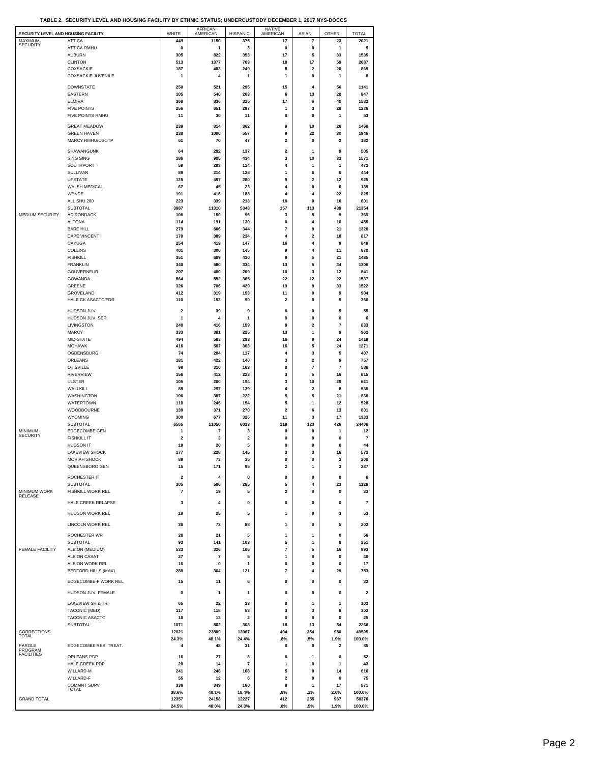**TABLE 2. SECURITY LEVEL AND HOUSING FACILITY BY ETHNIC STATUS; UNDERCUSTODY DECEMBER 1, 2017 NYS-DOCCS**

| SECURITY LEVEL AND HOUSING FACILITY | | WHITE | AFRICAN AMERICAN | HISPANIC | NATIVE AMERICAN | ASIAN | OTHER | TOTAL |
|---|---|---|---|---|---|---|---|---|
| MAXIMUM SECURITY | ATTICA | 449 | 1150 | 375 | 17 | 7 | 23 | 2021 |
| | ATTICA RMHU | 0 | 1 | 3 | 0 | 0 | 1 | 5 |
| | AUBURN | 305 | 822 | 353 | 17 | 5 | 33 | 1535 |
| | CLINTON | 513 | 1377 | 703 | 18 | 17 | 59 | 2687 |
| | COXSACKIE | 187 | 403 | 249 | 8 | 2 | 20 | 869 |
| | COXSACKIE JUVENILE | 1 | 4 | 1 | 1 | 0 | 1 | 8 |
| | DOWNSTATE | 250 | 521 | 295 | 15 | 4 | 56 | 1141 |
| | EASTERN | 105 | 540 | 263 | 6 | 13 | 20 | 947 |
| | ELMIRA | 368 | 836 | 315 | 17 | 6 | 40 | 1582 |
| | FIVE POINTS | 256 | 651 | 297 | 1 | 3 | 28 | 1236 |
| | FIVE POINTS RMHU | 11 | 30 | 11 | 0 | 0 | 1 | 53 |
| | GREAT MEADOW | 239 | 814 | 362 | 9 | 10 | 26 | 1460 |
| | GREEN HAVEN | 238 | 1090 | 557 | 9 | 22 | 30 | 1946 |
| | MARCY RMHU/OSOTP | 61 | 70 | 47 | 2 | 0 | 2 | 182 |
| | SHAWANGUNK | 64 | 292 | 137 | 2 | 1 | 9 | 505 |
| | SING SING | 186 | 905 | 434 | 3 | 10 | 33 | 1571 |
| | SOUTHPORT | 59 | 293 | 114 | 4 | 1 | 1 | 472 |
| | SULLIVAN | 89 | 214 | 128 | 1 | 6 | 6 | 444 |
| | UPSTATE | 125 | 497 | 280 | 9 | 2 | 12 | 925 |
| | WALSH MEDICAL | 67 | 45 | 23 | 4 | 0 | 0 | 139 |
| | WENDE | 191 | 416 | 188 | 4 | 4 | 22 | 825 |
| | ALL SHU 200 | 223 | 339 | 213 | 10 | 0 | 16 | 801 |
| | SUBTOTAL | 3987 | 11310 | 5348 | 157 | 113 | 439 | 21354 |
| MEDIUM SECURITY | ADIRONDACK | 106 | 150 | 96 | 3 | 5 | 9 | 369 |
| | ALTONA | 114 | 191 | 130 | 0 | 4 | 16 | 455 |
| | BARE HILL | 279 | 666 | 344 | 7 | 9 | 21 | 1326 |
| | CAPE VINCENT | 170 | 389 | 234 | 4 | 2 | 18 | 817 |
| | CAYUGA | 254 | 419 | 147 | 16 | 4 | 9 | 849 |
| | COLLINS | 401 | 300 | 145 | 9 | 4 | 11 | 870 |
| | FISHKILL | 351 | 689 | 410 | 9 | 5 | 21 | 1485 |
| | FRANKLIN | 340 | 580 | 334 | 13 | 5 | 34 | 1306 |
| | GOUVERNEUR | 207 | 400 | 209 | 10 | 3 | 12 | 841 |
| | GOWANDA | 564 | 552 | 365 | 22 | 12 | 22 | 1537 |
| | GREENE | 326 | 706 | 429 | 19 | 9 | 33 | 1522 |
| | GROVELAND | 412 | 319 | 153 | 11 | 0 | 9 | 904 |
| | HALE CK ASACTC/FDR | 110 | 153 | 90 | 2 | 0 | 5 | 360 |
| | HUDSON JUV. | 2 | 39 | 9 | 0 | 0 | 5 | 55 |
| | HUDSON JUV. SEP. | 1 | 4 | 1 | 0 | 0 | 0 | 6 |
| | LIVINGSTON | 240 | 416 | 159 | 9 | 2 | 7 | 833 |
| | MARCY | 333 | 381 | 225 | 13 | 1 | 9 | 962 |
| | MID-STATE | 494 | 583 | 293 | 16 | 9 | 24 | 1419 |
| | MOHAWK | 416 | 507 | 303 | 16 | 5 | 24 | 1271 |
| | OGDENSBURG | 74 | 204 | 117 | 4 | 3 | 5 | 407 |
| | ORLEANS | 181 | 422 | 140 | 3 | 2 | 9 | 757 |
| | OTISVILLE | 99 | 310 | 163 | 0 | 7 | 7 | 586 |
| | RIVERVIEW | 156 | 412 | 223 | 3 | 5 | 16 | 815 |
| | ULSTER | 105 | 280 | 194 | 3 | 10 | 29 | 621 |
| | WALLKILL | 85 | 297 | 139 | 4 | 2 | 8 | 535 |
| | WASHINGTON | 196 | 387 | 222 | 5 | 5 | 21 | 836 |
| | WATERTOWN | 110 | 246 | 154 | 5 | 1 | 12 | 528 |
| | WOODBOURNE | 139 | 371 | 270 | 2 | 6 | 13 | 801 |
| | WYOMING | 300 | 677 | 325 | 11 | 3 | 17 | 1333 |
| | SUBTOTAL | 6565 | 11050 | 6023 | 219 | 123 | 426 | 24406 |
| MINIMUM SECURITY | EDGECOMBE GEN | 1 | 7 | 3 | 0 | 0 | 1 | 12 |
| | FISHKILL IT | 2 | 3 | 2 | 0 | 0 | 0 | 7 |
| | HUDSON IT | 19 | 20 | 5 | 0 | 0 | 0 | 44 |
| | LAKEVIEW SHOCK | 177 | 228 | 145 | 3 | 3 | 16 | 572 |
| | MORIAH SHOCK | 89 | 73 | 35 | 0 | 0 | 3 | 200 |
| | QUEENSBORO GEN | 15 | 171 | 95 | 2 | 1 | 3 | 287 |
| | ROCHESTER IT | 2 | 4 | 0 | 0 | 0 | 0 | 6 |
| | SUBTOTAL | 305 | 506 | 285 | 5 | 4 | 23 | 1128 |
| MINIMUM WORK RELEASE | FISHKILL WORK REL | 7 | 19 | 5 | 2 | 0 | 0 | 33 |
| | HALE CREEK RELAPSE | 3 | 4 | 0 | 0 | 0 | 0 | 7 |
| | HUDSON WORK REL | 19 | 25 | 5 | 1 | 0 | 3 | 53 |
| | LINCOLN WORK REL | 36 | 72 | 88 | 1 | 0 | 5 | 202 |
| | ROCHESTER WR | 28 | 21 | 5 | 1 | 1 | 0 | 56 |
| | SUBTOTAL | 93 | 141 | 103 | 5 | 1 | 8 | 351 |
| FEMALE FACILITY | ALBION (MEDIUM) | 533 | 326 | 106 | 7 | 5 | 16 | 993 |
| | ALBION CASAT | 27 | 7 | 5 | 1 | 0 | 0 | 40 |
| | ALBION WORK REL | 16 | 0 | 1 | 0 | 0 | 0 | 17 |
| | BEDFORD HILLS (MAX) | 288 | 304 | 121 | 7 | 4 | 29 | 753 |
| | EDGECOMBE-F WORK REL | 15 | 11 | 6 | 0 | 0 | 0 | 32 |
| | HUDSON JUV. FEMALE | 0 | 1 | 1 | 0 | 0 | 0 | 2 |
| | LAKEVIEW SH & TR | 65 | 22 | 13 | 0 | 1 | 1 | 102 |
| | TACONIC (MED) | 117 | 118 | 53 | 3 | 3 | 8 | 302 |
| | TACONIC ASACTC | 10 | 13 | 2 | 0 | 0 | 0 | 25 |
| | SUBTOTAL | 1071 | 802 | 308 | 18 | 13 | 54 | 2266 |
| CORRECTIONS TOTAL | | 12021 | 23809 | 12067 | 404 | 254 | 950 | 49505 |
| | | 24.3% | 48.1% | 24.4% | .8% | .5% | 1.9% | 100.0% |
| PAROLE PROGRAM FACILITIES | EDGECOMBE RES. TREAT. | 4 | 48 | 31 | 0 | 0 | 2 | 85 |
| | ORLEANS PDP | 16 | 27 | 8 | 0 | 1 | 0 | 52 |
| | HALE CREEK PDP | 20 | 14 | 7 | 1 | 0 | 1 | 43 |
| | WILLARD-M | 241 | 248 | 108 | 5 | 0 | 14 | 616 |
| | WILLARD-F | 55 | 12 | 6 | 2 | 0 | 0 | 75 |
| | COMMNT SUPV TOTAL | 336 | 349 | 160 | 8 | 1 | 17 | 871 |
| | | 38.6% | 40.1% | 18.4% | .9% | .1% | 2.0% | 100.0% |
| GRAND TOTAL | | 12357 | 24158 | 12227 | 412 | 255 | 967 | 50376 |
| | | 24.5% | 48.0% | 24.3% | .8% | .5% | 1.9% | 100.0% |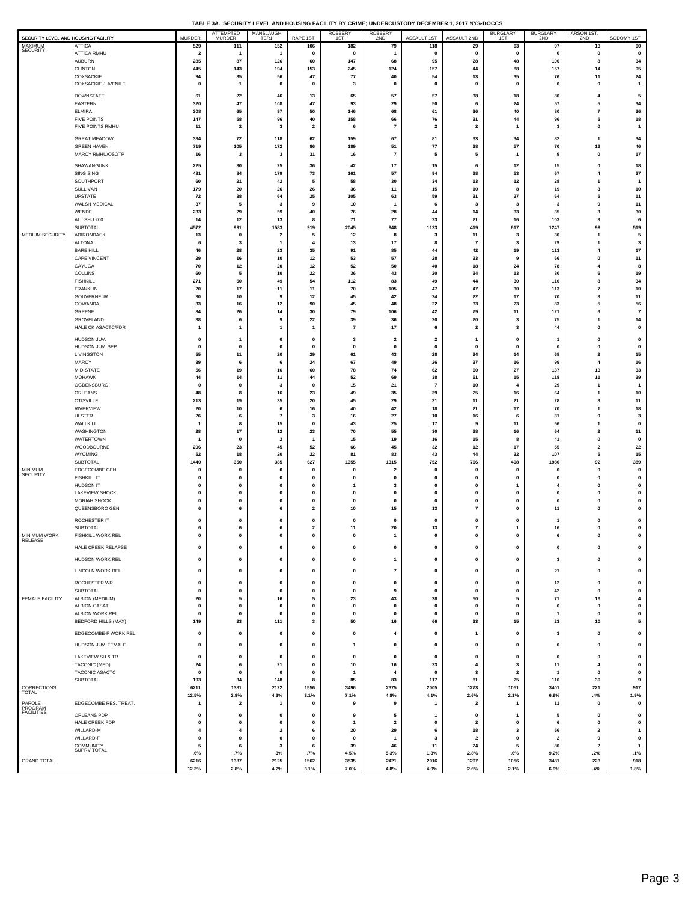**TABLE 3A. SECURITY LEVEL AND HOUSING FACILITY BY CRIME; UNDERCUSTODY DECEMBER 1, 2017 NYS-DOCCS**

| SECURITY LEVEL AND HOUSING FACILITY | | MURDER | ATTEMPTED MURDER | MANSLAUGHTER1 | RAPE 1ST | ROBBERY 1ST | ROBBERY 2ND | ASSAULT 1ST | ASSAULT 2ND | BURGLARY 1ST | BURGLARY 2ND | ARSON 1ST, 2ND | SODOMY 1ST |
|---|---|---|---|---|---|---|---|---|---|---|---|---|---|
| MAXIMUM SECURITY | ATTICA | 529 | 111 | 152 | 106 | 182 | 79 | 118 | 29 | 63 | 97 | 13 | 60 |
| | ATTICA RMHU | 2 | 1 | 1 | 0 | 0 | 1 | 0 | 0 | 0 | 0 | 0 | 0 |
| | AUBURN | 285 | 87 | 126 | 60 | 147 | 68 | 95 | 28 | 48 | 106 | 8 | 34 |
| | CLINTON | 445 | 143 | 194 | 153 | 245 | 124 | 157 | 44 | 88 | 157 | 14 | 95 |
| | COXSACKIE | 94 | 35 | 56 | 47 | 77 | 40 | 54 | 13 | 35 | 76 | 11 | 24 |
| | COXSACKIE JUVENILE | 0 | 1 | 0 | 0 | 3 | 0 | 0 | 0 | 0 | 0 | 0 | 1 |
| | DOWNSTATE | 61 | 22 | 46 | 13 | 65 | 57 | 57 | 38 | 18 | 80 | 4 | 5 |
| | EASTERN | 320 | 47 | 108 | 47 | 93 | 29 | 50 | 6 | 24 | 57 | 5 | 34 |
| | ELMIRA | 308 | 65 | 97 | 50 | 146 | 68 | 61 | 36 | 40 | 80 | 7 | 36 |
| | FIVE POINTS | 147 | 58 | 96 | 40 | 158 | 66 | 76 | 31 | 44 | 96 | 5 | 18 |
| | FIVE POINTS RMHU | 11 | 2 | 3 | 2 | 6 | 7 | 2 | 2 | 1 | 3 | 0 | 1 |
| | GREAT MEADOW | 334 | 72 | 118 | 62 | 159 | 67 | 81 | 33 | 34 | 82 | 1 | 34 |
| | GREEN HAVEN | 719 | 105 | 172 | 86 | 189 | 51 | 77 | 28 | 57 | 70 | 12 | 46 |
| | MARCY RMHU/OSOTP | 16 | 3 | 3 | 31 | 16 | 7 | 5 | 5 | 1 | 9 | 0 | 17 |
| | SHAWANGUNK | 225 | 30 | 25 | 36 | 42 | 17 | 15 | 6 | 12 | 15 | 0 | 18 |
| | SING SING | 481 | 84 | 179 | 73 | 161 | 57 | 94 | 28 | 53 | 67 | 4 | 27 |
| | SOUTHPORT | 60 | 21 | 42 | 5 | 58 | 30 | 34 | 13 | 12 | 28 | 1 | 1 |
| | SULLIVAN | 179 | 20 | 26 | 26 | 36 | 11 | 15 | 10 | 8 | 19 | 3 | 10 |
| | UPSTATE | 72 | 38 | 64 | 25 | 105 | 63 | 59 | 31 | 27 | 64 | 5 | 11 |
| | WALSH MEDICAL | 37 | 5 | 3 | 9 | 10 | 1 | 6 | 3 | 3 | 3 | 0 | 11 |
| | WENDE | 233 | 29 | 59 | 40 | 76 | 28 | 44 | 14 | 33 | 35 | 3 | 30 |
| | ALL SHU 200 | 14 | 12 | 13 | 8 | 71 | 77 | 23 | 21 | 16 | 103 | 3 | 6 |
| | SUBTOTAL | 4572 | 991 | 1583 | 919 | 2045 | 948 | 1123 | 419 | 617 | 1247 | 99 | 519 |
| MEDIUM SECURITY | ADIRONDACK | 13 | 0 | 2 | 5 | 12 | 8 | 3 | 11 | 3 | 30 | 1 | 5 |
| | ALTONA | 6 | 3 | 1 | 4 | 13 | 17 | 8 | 7 | 3 | 29 | 1 | 3 |
| | BARE HILL | 46 | 28 | 23 | 35 | 91 | 85 | 44 | 42 | 19 | 113 | 4 | 17 |
| | CAPE VINCENT | 29 | 16 | 10 | 12 | 53 | 57 | 28 | 33 | 9 | 66 | 0 | 11 |
| | CAYUGA | 70 | 12 | 20 | 12 | 52 | 50 | 40 | 18 | 24 | 78 | 4 | 8 |
| | COLLINS | 60 | 5 | 10 | 22 | 36 | 43 | 20 | 34 | 13 | 80 | 6 | 19 |
| | FISHKILL | 271 | 50 | 49 | 54 | 112 | 83 | 49 | 44 | 30 | 110 | 8 | 34 |
| | FRANKLIN | 20 | 17 | 11 | 11 | 70 | 105 | 47 | 47 | 30 | 113 | 7 | 10 |
| | GOUVERNEUR | 30 | 10 | 9 | 12 | 45 | 42 | 24 | 22 | 17 | 70 | 3 | 11 |
| | GOWANDA | 33 | 16 | 12 | 90 | 45 | 48 | 22 | 33 | 23 | 83 | 5 | 56 |
| | GREENE | 34 | 26 | 14 | 30 | 79 | 106 | 42 | 79 | 11 | 121 | 6 | 7 |
| | GROVELAND | 38 | 6 | 9 | 22 | 39 | 36 | 20 | 20 | 3 | 75 | 1 | 14 |
| | HALE CK ASACTC/FDR | 1 | 1 | 1 | 1 | 7 | 17 | 6 | 2 | 3 | 44 | 0 | 0 |
| | HUDSON JUV. | 0 | 1 | 0 | 0 | 3 | 2 | 2 | 1 | 0 | 1 | 0 | 0 |
| | HUDSON JUV. SEP. | 0 | 0 | 0 | 0 | 0 | 0 | 0 | 0 | 0 | 0 | 0 | 0 |
| | LIVINGSTON | 55 | 11 | 20 | 29 | 61 | 43 | 28 | 24 | 14 | 68 | 2 | 15 |
| | MARCY | 39 | 6 | 6 | 24 | 67 | 49 | 26 | 37 | 16 | 99 | 4 | 16 |
| | MID-STATE | 56 | 19 | 16 | 60 | 78 | 74 | 62 | 60 | 27 | 137 | 13 | 33 |
| | MOHAWK | 44 | 14 | 11 | 44 | 52 | 69 | 38 | 61 | 15 | 118 | 11 | 39 |
| | OGDENSBURG | 0 | 0 | 3 | 0 | 15 | 21 | 7 | 10 | 4 | 29 | 1 | 1 |
| | ORLEANS | 48 | 8 | 16 | 23 | 49 | 35 | 39 | 25 | 16 | 64 | 1 | 10 |
| | OTISVILLE | 213 | 19 | 35 | 20 | 45 | 29 | 31 | 11 | 21 | 28 | 3 | 11 |
| | RIVERVIEW | 20 | 10 | 6 | 16 | 40 | 42 | 18 | 21 | 17 | 70 | 1 | 18 |
| | ULSTER | 26 | 6 | 7 | 3 | 16 | 27 | 10 | 16 | 6 | 31 | 0 | 3 |
| | WALLKILL | 1 | 8 | 15 | 0 | 43 | 25 | 17 | 9 | 11 | 56 | 1 | 0 |
| | WASHINGTON | 28 | 17 | 12 | 23 | 70 | 55 | 30 | 28 | 16 | 64 | 2 | 11 |
| | WATERTOWN | 1 | 0 | 2 | 1 | 15 | 19 | 16 | 15 | 8 | 41 | 0 | 0 |
| | WOODBOURNE | 206 | 23 | 45 | 52 | 66 | 45 | 32 | 12 | 17 | 55 | 2 | 22 |
| | WYOMING | 52 | 18 | 20 | 22 | 81 | 83 | 43 | 44 | 32 | 107 | 5 | 15 |
| | SUBTOTAL | 1440 | 350 | 385 | 627 | 1355 | 1315 | 752 | 766 | 408 | 1980 | 92 | 389 |
| MINIMUM SECURITY | EDGECOMBE GEN | 0 | 0 | 0 | 0 | 0 | 2 | 0 | 0 | 0 | 0 | 0 | 0 |
| | FISHKILL IT | 0 | 0 | 0 | 0 | 0 | 0 | 0 | 0 | 0 | 0 | 0 | 0 |
| | HUDSON IT | 0 | 0 | 0 | 0 | 1 | 3 | 0 | 0 | 1 | 4 | 0 | 0 |
| | LAKEVIEW SHOCK | 0 | 0 | 0 | 0 | 0 | 0 | 0 | 0 | 0 | 0 | 0 | 0 |
| | MORIAH SHOCK | 0 | 0 | 0 | 0 | 0 | 0 | 0 | 0 | 0 | 0 | 0 | 0 |
| | QUEENSBORO GEN | 6 | 6 | 6 | 2 | 10 | 15 | 13 | 7 | 0 | 11 | 0 | 0 |
| | ROCHESTER IT | 0 | 0 | 0 | 0 | 0 | 0 | 0 | 0 | 0 | 1 | 0 | 0 |
| | SUBTOTAL | 6 | 6 | 6 | 2 | 11 | 20 | 13 | 7 | 1 | 16 | 0 | 0 |
| MINIMUM WORK RELEASE | FISHKILL WORK REL | 0 | 0 | 0 | 0 | 0 | 1 | 0 | 0 | 0 | 6 | 0 | 0 |
| | HALE CREEK RELAPSE | 0 | 0 | 0 | 0 | 0 | 0 | 0 | 0 | 0 | 0 | 0 | 0 |
| | HUDSON WORK REL | 0 | 0 | 0 | 0 | 0 | 1 | 0 | 0 | 0 | 3 | 0 | 0 |
| | LINCOLN WORK REL | 0 | 0 | 0 | 0 | 0 | 7 | 0 | 0 | 0 | 21 | 0 | 0 |
| | ROCHESTER WR | 0 | 0 | 0 | 0 | 0 | 0 | 0 | 0 | 0 | 12 | 0 | 0 |
| | SUBTOTAL | 0 | 0 | 0 | 0 | 0 | 9 | 0 | 0 | 0 | 42 | 0 | 0 |
| FEMALE FACILITY | ALBION (MEDIUM) | 20 | 5 | 16 | 5 | 23 | 43 | 28 | 50 | 5 | 71 | 16 | 4 |
| | ALBION CASAT | 0 | 0 | 0 | 0 | 0 | 0 | 0 | 0 | 0 | 6 | 0 | 0 |
| | ALBION WORK REL | 0 | 0 | 0 | 0 | 0 | 0 | 0 | 0 | 0 | 1 | 0 | 0 |
| | BEDFORD HILLS (MAX) | 149 | 23 | 111 | 3 | 50 | 16 | 66 | 23 | 15 | 23 | 10 | 5 |
| | EDGECOMBE-F WORK REL | 0 | 0 | 0 | 0 | 0 | 4 | 0 | 1 | 0 | 3 | 0 | 0 |
| | HUDSON JUV. FEMALE | 0 | 0 | 0 | 0 | 1 | 0 | 0 | 0 | 0 | 0 | 0 | 0 |
| | LAKEVIEW SH & TR | 0 | 0 | 0 | 0 | 0 | 0 | 0 | 0 | 0 | 0 | 0 | 0 |
| | TACONIC (MED) | 24 | 6 | 21 | 0 | 10 | 16 | 23 | 4 | 3 | 11 | 4 | 0 |
| | TACONIC ASACTC | 0 | 0 | 0 | 0 | 1 | 4 | 0 | 3 | 2 | 1 | 0 | 0 |
| | SUBTOTAL | 193 | 34 | 148 | 8 | 85 | 83 | 117 | 81 | 25 | 116 | 30 | 9 |
| CORRECTIONS TOTAL | | 6211 | 1381 | 2122 | 1556 | 3496 | 2375 | 2005 | 1273 | 1051 | 3401 | 221 | 917 |
| | | 12.5% | 2.8% | 4.3% | 3.1% | 7.1% | 4.8% | 4.1% | 2.6% | 2.1% | 6.9% | .4% | 1.9% |
| PAROLE PROGRAM FACILITIES | EDGECOMBE RES. TREAT. | 1 | 2 | 1 | 0 | 9 | 9 | 1 | 2 | 1 | 11 | 0 | 0 |
| | ORLEANS PDP | 0 | 0 | 0 | 0 | 9 | 5 | 1 | 0 | 1 | 5 | 0 | 0 |
| | HALE CREEK PDP | 0 | 0 | 0 | 0 | 1 | 2 | 0 | 2 | 0 | 6 | 0 | 0 |
| | WILLARD-M | 4 | 4 | 2 | 6 | 20 | 29 | 6 | 18 | 3 | 56 | 2 | 1 |
| | WILLARD-F | 0 | 0 | 0 | 0 | 0 | 1 | 3 | 2 | 0 | 2 | 0 | 0 |
| | COMMUNITY SUPRV TOTAL | 5 | 6 | 3 | 6 | 39 | 46 | 11 | 24 | 5 | 80 | 2 | 1 |
| | | .6% | .7% | .3% | .7% | 4.5% | 5.3% | 1.3% | 2.8% | .6% | 9.2% | .2% | .1% |
| GRAND TOTAL | | 6216 | 1387 | 2125 | 1562 | 3535 | 2421 | 2016 | 1297 | 1056 | 3481 | 223 | 918 |
| | | 12.3% | 2.8% | 4.2% | 3.1% | 7.0% | 4.8% | 4.0% | 2.6% | 2.1% | 6.9% | .4% | 1.8% |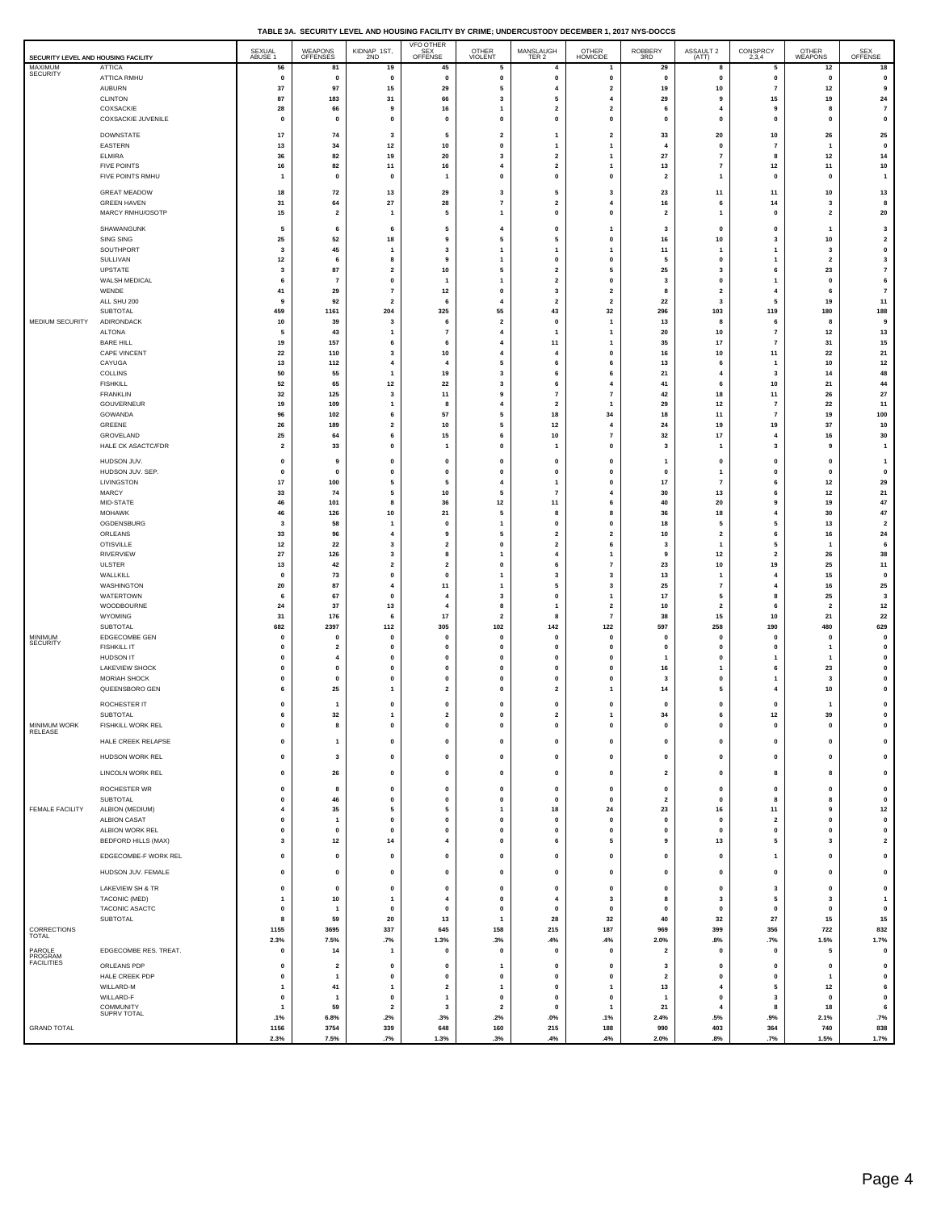**TABLE 3A. SECURITY LEVEL AND HOUSING FACILITY BY CRIME; UNDERCUSTODY DECEMBER 1, 2017 NYS-DOCCS**

| SECURITY LEVEL AND HOUSING FACILITY | | SEXUAL ABUSE 1 | WEAPONS OFFENSES | KIDNAP 1ST, 2ND | VFO OTHER SEX OFFENSE | OTHER VIOLENT | MANSLAUGH TER 2 | OTHER HOMICIDE | ROBBERY 3RD | ASSAULT 2 (ATT) | CONSPRCY 2,3,4 | OTHER WEAPONS | SEX OFFENSE |
|---|---|---|---|---|---|---|---|---|---|---|---|---|---|
| MAXIMUM SECURITY | ATTICA | 56 | 81 | 19 | 45 | 5 | 4 | 1 | 29 | 8 | 5 | 12 | 18 |
| | ATTICA RMHU | 0 | 0 | 0 | 0 | 0 | 0 | 0 | 0 | 0 | 0 | 0 | 0 |
| | AUBURN | 37 | 97 | 15 | 29 | 5 | 4 | 2 | 19 | 10 | 7 | 12 | 9 |
| | CLINTON | 87 | 183 | 31 | 66 | 3 | 5 | 4 | 29 | 9 | 15 | 19 | 24 |
| | COXSACKIE | 28 | 66 | 9 | 16 | 1 | 2 | 2 | 6 | 4 | 9 | 8 | 7 |
| | COXSACKIE JUVENILE | 0 | 0 | 0 | 0 | 0 | 0 | 0 | 0 | 0 | 0 | 0 | 0 |
| | DOWNSTATE | 17 | 74 | 3 | 5 | 2 | 1 | 2 | 33 | 20 | 10 | 26 | 25 |
| | EASTERN | 13 | 34 | 12 | 10 | 0 | 1 | 1 | 4 | 0 | 7 | 1 | 0 |
| | ELMIRA | 36 | 82 | 19 | 20 | 3 | 2 | 1 | 27 | 7 | 8 | 12 | 14 |
| | FIVE POINTS | 16 | 82 | 11 | 16 | 4 | 2 | 1 | 13 | 7 | 12 | 11 | 10 |
| | FIVE POINTS RMHU | 1 | 0 | 0 | 1 | 0 | 0 | 0 | 2 | 1 | 0 | 0 | 1 |
| | GREAT MEADOW | 18 | 72 | 13 | 29 | 3 | 5 | 3 | 23 | 11 | 11 | 10 | 13 |
| | GREEN HAVEN | 31 | 64 | 27 | 28 | 7 | 2 | 4 | 16 | 6 | 14 | 3 | 8 |
| | MARCY RMHU/OSOTP | 15 | 2 | 1 | 5 | 1 | 0 | 0 | 2 | 1 | 0 | 2 | 20 |
| | SHAWANGUNK | 5 | 6 | 6 | 5 | 4 | 0 | 1 | 3 | 0 | 0 | 1 | 3 |
| | SING SING | 25 | 52 | 18 | 9 | 5 | 5 | 0 | 16 | 10 | 3 | 10 | 2 |
| | SOUTHPORT | 3 | 45 | 1 | 3 | 1 | 1 | 1 | 11 | 1 | 1 | 3 | 0 |
| | SULLIVAN | 12 | 6 | 8 | 9 | 1 | 0 | 0 | 5 | 0 | 1 | 2 | 3 |
| | UPSTATE | 3 | 87 | 2 | 10 | 5 | 2 | 5 | 25 | 3 | 6 | 23 | 7 |
| | WALSH MEDICAL | 6 | 7 | 0 | 1 | 1 | 2 | 0 | 3 | 0 | 1 | 0 | 6 |
| | WENDE | 41 | 29 | 7 | 12 | 0 | 3 | 2 | 8 | 2 | 4 | 6 | 7 |
| | ALL SHU 200 | 9 | 92 | 2 | 6 | 4 | 2 | 2 | 22 | 3 | 5 | 19 | 11 |
| | SUBTOTAL | 459 | 1161 | 204 | 325 | 55 | 43 | 32 | 296 | 103 | 119 | 180 | 188 |
| MEDIUM SECURITY | ADIRONDACK | 10 | 39 | 3 | 6 | 2 | 0 | 1 | 13 | 8 | 6 | 8 | 9 |
| | ALTONA | 5 | 43 | 1 | 7 | 4 | 1 | 1 | 20 | 10 | 7 | 12 | 13 |
| | BARE HILL | 19 | 157 | 6 | 6 | 4 | 11 | 1 | 35 | 17 | 7 | 31 | 15 |
| | CAPE VINCENT | 22 | 110 | 3 | 10 | 4 | 4 | 0 | 16 | 10 | 11 | 22 | 21 |
| | CAYUGA | 13 | 112 | 4 | 4 | 5 | 6 | 6 | 13 | 6 | 1 | 10 | 12 |
| | COLLINS | 50 | 55 | 1 | 19 | 3 | 6 | 6 | 21 | 4 | 3 | 14 | 48 |
| | FISHKILL | 52 | 65 | 12 | 22 | 3 | 6 | 4 | 41 | 6 | 10 | 21 | 44 |
| | FRANKLIN | 32 | 125 | 3 | 11 | 9 | 7 | 7 | 42 | 18 | 11 | 26 | 27 |
| | GOUVERNEUR | 19 | 109 | 1 | 8 | 4 | 2 | 1 | 29 | 12 | 7 | 22 | 11 |
| | GOWANDA | 96 | 102 | 6 | 57 | 5 | 18 | 34 | 18 | 11 | 7 | 19 | 100 |
| | GREENE | 26 | 189 | 2 | 10 | 5 | 12 | 4 | 24 | 19 | 19 | 37 | 10 |
| | GROVELAND | 25 | 64 | 6 | 15 | 6 | 10 | 7 | 32 | 17 | 4 | 16 | 30 |
| | HALE CK ASACTC/FDR | 2 | 33 | 0 | 1 | 0 | 1 | 0 | 3 | 1 | 3 | 9 | 1 |
| | HUDSON JUV. | 0 | 9 | 0 | 0 | 0 | 0 | 0 | 1 | 0 | 0 | 0 | 1 |
| | HUDSON JUV. SEP. | 0 | 0 | 0 | 0 | 0 | 0 | 0 | 0 | 1 | 0 | 0 | 0 |
| | LIVINGSTON | 17 | 100 | 5 | 5 | 4 | 1 | 0 | 17 | 7 | 6 | 12 | 29 |
| | MARCY | 33 | 74 | 5 | 10 | 5 | 7 | 4 | 30 | 13 | 6 | 12 | 21 |
| | MID-STATE | 46 | 101 | 8 | 36 | 12 | 11 | 6 | 40 | 20 | 9 | 19 | 47 |
| | MOHAWK | 46 | 126 | 10 | 21 | 5 | 8 | 8 | 36 | 18 | 4 | 30 | 47 |
| | OGDENSBURG | 3 | 58 | 1 | 0 | 1 | 0 | 0 | 18 | 5 | 5 | 13 | 2 |
| | ORLEANS | 33 | 96 | 4 | 9 | 5 | 2 | 2 | 10 | 2 | 6 | 16 | 24 |
| | OTISVILLE | 12 | 22 | 3 | 2 | 0 | 2 | 6 | 3 | 1 | 5 | 1 | 6 |
| | RIVERVIEW | 27 | 126 | 3 | 8 | 1 | 4 | 1 | 9 | 12 | 2 | 26 | 38 |
| | ULSTER | 13 | 42 | 2 | 2 | 0 | 6 | 7 | 23 | 10 | 19 | 25 | 11 |
| | WALLKILL | 0 | 73 | 0 | 0 | 1 | 3 | 3 | 13 | 1 | 4 | 15 | 0 |
| | WASHINGTON | 20 | 87 | 4 | 11 | 1 | 5 | 3 | 25 | 7 | 4 | 16 | 25 |
| | WATERTOWN | 6 | 67 | 0 | 4 | 3 | 0 | 1 | 17 | 5 | 8 | 25 | 3 |
| | WOODBOURNE | 24 | 37 | 13 | 4 | 8 | 1 | 2 | 10 | 2 | 6 | 2 | 12 |
| | WYOMING | 31 | 176 | 6 | 17 | 2 | 8 | 7 | 38 | 15 | 10 | 21 | 22 |
| | SUBTOTAL | 682 | 2397 | 112 | 305 | 102 | 142 | 122 | 597 | 258 | 190 | 480 | 629 |
| MINIMUM SECURITY | EDGECOMBE GEN | 0 | 0 | 0 | 0 | 0 | 0 | 0 | 0 | 0 | 0 | 0 | 0 |
| | FISHKILL IT | 0 | 2 | 0 | 0 | 0 | 0 | 0 | 0 | 0 | 0 | 1 | 0 |
| | HUDSON IT | 0 | 4 | 0 | 0 | 0 | 0 | 0 | 1 | 0 | 1 | 1 | 0 |
| | LAKEVIEW SHOCK | 0 | 0 | 0 | 0 | 0 | 0 | 0 | 16 | 1 | 6 | 23 | 0 |
| | MORIAH SHOCK | 0 | 0 | 0 | 0 | 0 | 0 | 0 | 3 | 0 | 1 | 3 | 0 |
| | QUEENSBORO GEN | 6 | 25 | 1 | 2 | 0 | 2 | 1 | 14 | 5 | 4 | 10 | 0 |
| | ROCHESTER IT | 0 | 1 | 0 | 0 | 0 | 0 | 0 | 0 | 0 | 0 | 1 | 0 |
| | SUBTOTAL | 6 | 32 | 1 | 2 | 0 | 2 | 1 | 34 | 6 | 12 | 39 | 0 |
| MINIMUM WORK RELEASE | FISHKILL WORK REL | 0 | 8 | 0 | 0 | 0 | 0 | 0 | 0 | 0 | 0 | 0 | 0 |
| | HALE CREEK RELAPSE | 0 | 1 | 0 | 0 | 0 | 0 | 0 | 0 | 0 | 0 | 0 | 0 |
| | HUDSON WORK REL | 0 | 3 | 0 | 0 | 0 | 0 | 0 | 0 | 0 | 0 | 0 | 0 |
| | LINCOLN WORK REL | 0 | 26 | 0 | 0 | 0 | 0 | 0 | 2 | 0 | 8 | 8 | 0 |
| | ROCHESTER WR | 0 | 8 | 0 | 0 | 0 | 0 | 0 | 0 | 0 | 0 | 0 | 0 |
| | SUBTOTAL | 0 | 46 | 0 | 0 | 0 | 0 | 0 | 2 | 0 | 8 | 8 | 0 |
| FEMALE FACILITY | ALBION (MEDIUM) | 4 | 35 | 5 | 5 | 1 | 18 | 24 | 23 | 16 | 11 | 9 | 12 |
| | ALBION CASAT | 0 | 1 | 0 | 0 | 0 | 0 | 0 | 0 | 0 | 2 | 0 | 0 |
| | ALBION WORK REL | 0 | 0 | 0 | 0 | 0 | 0 | 0 | 0 | 0 | 0 | 0 | 0 |
| | BEDFORD HILLS (MAX) | 3 | 12 | 14 | 4 | 0 | 6 | 5 | 9 | 13 | 5 | 3 | 2 |
| | EDGECOMBE-F WORK REL | 0 | 0 | 0 | 0 | 0 | 0 | 0 | 0 | 0 | 1 | 0 | 0 |
| | HUDSON JUV. FEMALE | 0 | 0 | 0 | 0 | 0 | 0 | 0 | 0 | 0 | 0 | 0 | 0 |
| | LAKEVIEW SH & TR | 0 | 0 | 0 | 0 | 0 | 0 | 0 | 0 | 0 | 3 | 0 | 0 |
| | TACONIC (MED) | 1 | 10 | 1 | 4 | 0 | 4 | 3 | 8 | 3 | 5 | 3 | 1 |
| | TACONIC ASACTC | 0 | 1 | 0 | 0 | 0 | 0 | 0 | 0 | 0 | 0 | 0 | 0 |
| | SUBTOTAL | 8 | 59 | 20 | 13 | 1 | 28 | 32 | 40 | 32 | 27 | 15 | 15 |
| CORRECTIONS TOTAL | | 1155 | 3695 | 337 | 645 | 158 | 215 | 187 | 969 | 399 | 356 | 722 | 832 |
| | | 2.3% | 7.5% | .7% | 1.3% | .3% | .4% | .4% | 2.0% | .8% | .7% | 1.5% | 1.7% |
| PAROLE PROGRAM FACILITIES | EDGECOMBE RES. TREAT. | 0 | 14 | 1 | 0 | 0 | 0 | 0 | 2 | 0 | 0 | 5 | 0 |
| | ORLEANS PDP | 0 | 2 | 0 | 0 | 1 | 0 | 0 | 3 | 0 | 0 | 0 | 0 |
| | HALE CREEK PDP | 0 | 1 | 0 | 0 | 0 | 0 | 0 | 2 | 0 | 0 | 1 | 0 |
| | WILLARD-M | 1 | 41 | 1 | 2 | 1 | 0 | 1 | 13 | 4 | 5 | 12 | 6 |
| | WILLARD-F | 0 | 1 | 0 | 1 | 0 | 0 | 0 | 1 | 0 | 3 | 0 | 0 |
| | COMMUNITY SUPRV TOTAL | 1 | 59 | 2 | 3 | 2 | 0 | 1 | 21 | 4 | 8 | 18 | 6 |
| | | .1% | 6.8% | .2% | .3% | .2% | .0% | .1% | 2.4% | .5% | .9% | 2.1% | .7% |
| GRAND TOTAL | | 1156 | 3754 | 339 | 648 | 160 | 215 | 188 | 990 | 403 | 364 | 740 | 838 |
| | | 2.3% | 7.5% | .7% | 1.3% | .3% | .4% | .4% | 2.0% | .8% | .7% | 1.5% | 1.7% |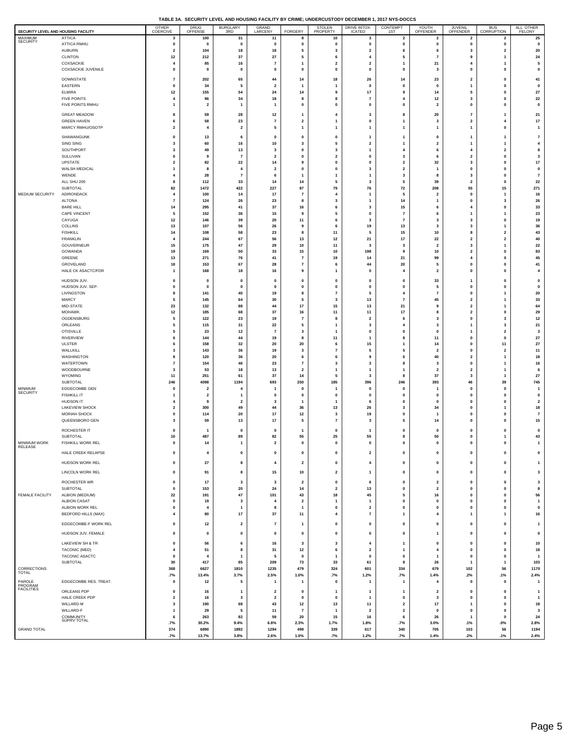**TABLE 3A. SECURITY LEVEL AND HOUSING FACILITY BY CRIME; UNDERCUSTODY DECEMBER 1, 2017 NYS-DOCCS**

| SECURITY LEVEL AND HOUSING FACILITY | | OTHER COERCIVE | DRUG OFFENSE | BURGLARY 3RD | GRAND LARCENY | FORGERY | STOLEN PROPERTY | DRIVE INTOX-ICATED | CONTEMPT 1ST | YOUTH OFFENDER | JUVENIL OFFENDER | BUS CORRUPTION | ALL OTHER FELONY |
|---|---|---|---|---|---|---|---|---|---|---|---|---|---|
| MAXIMUM SECURITY | ATTICA | 3 | 100 | 31 | 11 | 8 | 10 | 3 | 2 | 2 | 2 | 2 | 25 |
| | ATTICA RMHU | 0 | 0 | 0 | 0 | 0 | 0 | 0 | 0 | 0 | 0 | 0 | 0 |
| | AUBURN | 2 | 104 | 18 | 18 | 5 | 3 | 2 | 6 | 6 | 3 | 2 | 20 |
| | CLINTON | 12 | 212 | 37 | 27 | 5 | 6 | 4 | 5 | 7 | 9 | 1 | 24 |
| | COXSACKIE | 4 | 85 | 16 | 7 | 1 | 2 | 2 | 1 | 21 | 4 | 1 | 5 |
| | COXSACKIE JUVENILE | 0 | 0 | 0 | 0 | 0 | 0 | 0 | 0 | 3 | 0 | 0 | 0 |
| | DOWNSTATE | 7 | 202 | 65 | 44 | 14 | 18 | 26 | 14 | 23 | 2 | 0 | 41 |
| | EASTERN | 0 | 34 | 5 | 2 | 1 | 1 | 0 | 0 | 0 | 1 | 0 | 0 |
| | ELMIRA | 12 | 155 | 54 | 24 | 14 | 9 | 17 | 9 | 14 | 5 | 0 | 27 |
| | FIVE POINTS | 4 | 96 | 34 | 18 | 8 | 8 | 7 | 4 | 12 | 3 | 0 | 22 |
| | FIVE POINTS RMHU | 1 | 2 | 1 | 1 | 0 | 0 | 0 | 0 | 2 | 0 | 0 | 0 |
| | GREAT MEADOW | 8 | 59 | 28 | 12 | 1 | 4 | 3 | 8 | 20 | 7 | 1 | 21 |
| | GREEN HAVEN | 6 | 58 | 23 | 7 | 2 | 1 | 0 | 1 | 3 | 2 | 4 | 17 |
| | MARCY RMHU/OSOTP | 2 | 4 | 2 | 5 | 1 | 1 | 1 | 1 | 1 | 1 | 0 | 1 |
| | SHAWANGUNK | 0 | 13 | 6 | 0 | 0 | 0 | 1 | 1 | 0 | 1 | 1 | 7 |
| | SING SING | 3 | 60 | 16 | 10 | 3 | 5 | 2 | 1 | 2 | 1 | 1 | 4 |
| | SOUTHPORT | 3 | 49 | 13 | 3 | 0 | 3 | 1 | 4 | 6 | 4 | 2 | 8 |
| | SULLIVAN | 0 | 9 | 7 | 2 | 0 | 2 | 0 | 3 | 6 | 2 | 0 | 3 |
| | UPSTATE | 2 | 82 | 22 | 14 | 9 | 0 | 0 | 2 | 32 | 3 | 0 | 17 |
| | WALSH MEDICAL | 1 | 8 | 4 | 2 | 0 | 0 | 3 | 2 | 1 | 0 | 0 | 0 |
| | WENDE | 4 | 28 | 7 | 6 | 1 | 1 | 1 | 3 | 8 | 3 | 0 | 7 |
| | ALL SHU 200 | 8 | 112 | 33 | 14 | 14 | 5 | 3 | 5 | 39 | 2 | 0 | 22 |
| | SUBTOTAL | 82 | 1472 | 422 | 227 | 87 | 79 | 76 | 72 | 208 | 55 | 15 | 271 |
| MEDIUM SECURITY | ADIRONDACK | 4 | 100 | 14 | 17 | 7 | 4 | 1 | 5 | 2 | 0 | 1 | 16 |
| | ALTONA | 7 | 124 | 26 | 23 | 8 | 3 | 1 | 14 | 1 | 0 | 3 | 26 |
| | BARE HILL | 14 | 295 | 41 | 37 | 16 | 6 | 3 | 15 | 6 | 4 | 0 | 33 |
| | CAPE VINCENT | 5 | 152 | 36 | 15 | 9 | 5 | 0 | 7 | 6 | 1 | 1 | 23 |
| | CAYUGA | 12 | 146 | 39 | 20 | 11 | 6 | 3 | 7 | 3 | 3 | 0 | 19 |
| | COLLINS | 13 | 107 | 56 | 26 | 9 | 6 | 19 | 13 | 3 | 3 | 1 | 36 |
| | FISHKILL | 14 | 108 | 58 | 23 | 8 | 11 | 5 | 15 | 10 | 8 | 2 | 43 |
| | FRANKLIN | 4 | 244 | 67 | 56 | 13 | 12 | 21 | 17 | 22 | 2 | 2 | 40 |
| | GOUVERNEUR | 15 | 175 | 47 | 29 | 10 | 11 | 3 | 3 | 2 | 3 | 1 | 22 |
| | GOWANDA | 19 | 169 | 50 | 33 | 15 | 10 | 198 | 9 | 10 | 2 | 0 | 83 |
| | GREENE | 13 | 271 | 76 | 41 | 7 | 19 | 14 | 21 | 99 | 4 | 0 | 45 |
| | GROVELAND | 18 | 153 | 67 | 28 | 7 | 6 | 44 | 20 | 5 | 0 | 0 | 41 |
| | HALE CK ASACTC/FDR | 1 | 168 | 18 | 16 | 9 | 1 | 0 | 4 | 2 | 0 | 0 | 4 |
| | HUDSON JUV. | 0 | 0 | 0 | 0 | 0 | 0 | 0 | 0 | 33 | 1 | 0 | 0 |
| | HUDSON JUV. SEP. | 0 | 0 | 0 | 0 | 0 | 0 | 0 | 0 | 5 | 0 | 0 | 0 |
| | LIVINGSTON | 8 | 141 | 40 | 19 | 8 | 7 | 5 | 4 | 7 | 0 | 1 | 20 |
| | MARCY | 5 | 145 | 64 | 30 | 5 | 3 | 13 | 7 | 45 | 2 | 1 | 33 |
| | MID-STATE | 23 | 132 | 88 | 44 | 17 | 15 | 13 | 21 | 9 | 2 | 1 | 64 |
| | MOHAWK | 12 | 185 | 68 | 37 | 16 | 11 | 11 | 17 | 8 | 2 | 0 | 29 |
| | OGDENSBURG | 5 | 122 | 23 | 19 | 7 | 8 | 2 | 6 | 3 | 0 | 3 | 12 |
| | ORLEANS | 5 | 115 | 31 | 22 | 5 | 1 | 3 | 4 | 3 | 1 | 3 | 21 |
| | OTISVILLE | 5 | 23 | 12 | 7 | 3 | 1 | 0 | 0 | 0 | 1 | 2 | 3 |
| | RIVERVIEW | 6 | 144 | 44 | 19 | 8 | 11 | 1 | 8 | 11 | 0 | 0 | 27 |
| | ULSTER | 6 | 158 | 32 | 20 | 20 | 6 | 15 | 1 | 14 | 0 | 11 | 27 |
| | WALLKILL | 3 | 143 | 36 | 19 | 3 | 7 | 5 | 5 | 2 | 0 | 2 | 11 |
| | WASHINGTON | 8 | 120 | 36 | 20 | 6 | 6 | 9 | 6 | 40 | 2 | 1 | 18 |
| | WATERTOWN | 7 | 154 | 46 | 23 | 7 | 3 | 3 | 8 | 3 | 0 | 1 | 16 |
| | WOODBOURNE | 3 | 53 | 18 | 13 | 2 | 1 | 1 | 1 | 2 | 2 | 1 | 6 |
| | WYOMING | 11 | 251 | 61 | 37 | 14 | 5 | 3 | 8 | 37 | 3 | 1 | 27 |
| | SUBTOTAL | 246 | 4098 | 1194 | 693 | 250 | 185 | 396 | 246 | 393 | 46 | 39 | 745 |
| MINIMUM SECURITY | EDGECOMBE GEN | 0 | 2 | 4 | 1 | 0 | 1 | 0 | 0 | 1 | 0 | 0 | 1 |
| | FISHKILL IT | 1 | 2 | 1 | 0 | 0 | 0 | 0 | 0 | 0 | 0 | 0 | 0 |
| | HUDSON IT | 4 | 9 | 2 | 3 | 1 | 1 | 6 | 0 | 0 | 0 | 0 | 2 |
| | LAKEVIEW SHOCK | 2 | 300 | 49 | 44 | 36 | 13 | 26 | 3 | 34 | 0 | 1 | 18 |
| | MORIAH SHOCK | 0 | 114 | 20 | 17 | 12 | 3 | 19 | 0 | 1 | 0 | 0 | 7 |
| | QUEENSBORO GEN | 3 | 59 | 13 | 17 | 5 | 7 | 3 | 5 | 14 | 0 | 0 | 15 |
| | ROCHESTER IT | 0 | 1 | 0 | 0 | 1 | 0 | 1 | 0 | 0 | 0 | 0 | 0 |
| | SUBTOTAL | 10 | 487 | 89 | 82 | 55 | 25 | 55 | 8 | 50 | 0 | 1 | 43 |
| MINIMUM WORK RELEASE | FISHKILL WORK REL | 0 | 14 | 1 | 2 | 0 | 0 | 0 | 0 | 0 | 0 | 0 | 1 |
| | HALE CREEK RELAPSE | 0 | 4 | 0 | 0 | 0 | 0 | 2 | 0 | 0 | 0 | 0 | 0 |
| | HUDSON WORK REL | 0 | 27 | 8 | 4 | 2 | 0 | 4 | 0 | 0 | 0 | 0 | 1 |
| | LINCOLN WORK REL | 0 | 91 | 8 | 15 | 10 | 2 | 1 | 0 | 0 | 0 | 0 | 3 |
| | ROCHESTER WR | 0 | 17 | 3 | 3 | 2 | 0 | 6 | 0 | 2 | 0 | 0 | 3 |
| | SUBTOTAL | 0 | 153 | 20 | 24 | 14 | 2 | 13 | 0 | 2 | 0 | 0 | 8 |
| FEMALE FACILITY | ALBION (MEDIUM) | 22 | 191 | 47 | 101 | 43 | 18 | 45 | 5 | 16 | 0 | 0 | 56 |
| | ALBION CASAT | 0 | 19 | 3 | 4 | 2 | 1 | 1 | 0 | 0 | 0 | 0 | 1 |
| | ALBION WORK REL | 0 | 4 | 1 | 8 | 1 | 0 | 2 | 0 | 0 | 0 | 0 | 0 |
| | BEDFORD HILLS (MAX) | 4 | 80 | 17 | 37 | 11 | 4 | 7 | 1 | 4 | 1 | 1 | 16 |
| | EDGECOMBE-F WORK REL | 0 | 12 | 2 | 7 | 1 | 0 | 0 | 0 | 0 | 0 | 0 | 1 |
| | HUDSON JUV. FEMALE | 0 | 0 | 0 | 0 | 0 | 0 | 0 | 0 | 1 | 0 | 0 | 0 |
| | LAKEVIEW SH & TR | 0 | 56 | 6 | 16 | 3 | 3 | 4 | 1 | 0 | 0 | 0 | 10 |
| | TACONIC (MED) | 4 | 51 | 8 | 31 | 12 | 6 | 2 | 1 | 4 | 0 | 0 | 18 |
| | TACONIC ASACTC | 0 | 4 | 1 | 5 | 0 | 1 | 0 | 0 | 1 | 0 | 0 | 1 |
| | SUBTOTAL | 30 | 417 | 85 | 209 | 73 | 33 | 61 | 8 | 26 | 1 | 1 | 103 |
| CORRECTIONS TOTAL | | 368 | 6627 | 1810 | 1235 | 479 | 324 | 601 | 334 | 679 | 102 | 56 | 1170 |
| | | .7% | 13.4% | 3.7% | 2.5% | 1.0% | .7% | 1.2% | .7% | 1.4% | .2% | .1% | 2.4% |
| PAROLE PROGRAM FACILITIES | EDGECOMBE RES. TREAT. | 0 | 12 | 5 | 1 | 1 | 0 | 1 | 1 | 4 | 0 | 0 | 1 |
| | ORLEANS PDP | 0 | 16 | 1 | 2 | 0 | 1 | 1 | 1 | 2 | 0 | 0 | 1 |
| | HALE CREEK PDP | 2 | 16 | 3 | 2 | 0 | 0 | 1 | 0 | 3 | 0 | 0 | 1 |
| | WILLARD-M | 3 | 190 | 68 | 43 | 12 | 13 | 11 | 2 | 17 | 1 | 0 | 18 |
| | WILLARD-F | 1 | 29 | 5 | 11 | 7 | 1 | 2 | 2 | 0 | 0 | 0 | 3 |
| | COMMUNITY SUPRV TOTAL | 6 | 263 | 82 | 59 | 20 | 15 | 16 | 6 | 26 | 1 | 0 | 24 |
| | | .7% | 30.2% | 9.4% | 6.8% | 2.3% | 1.7% | 1.8% | .7% | 3.0% | .1% | .0% | 2.8% |
| GRAND TOTAL | | 374 | 6890 | 1892 | 1294 | 499 | 339 | 617 | 340 | 705 | 103 | 56 | 1194 |
| | | .7% | 13.7% | 3.8% | 2.6% | 1.0% | .7% | 1.2% | .7% | 1.4% | .2% | .1% | 2.4% |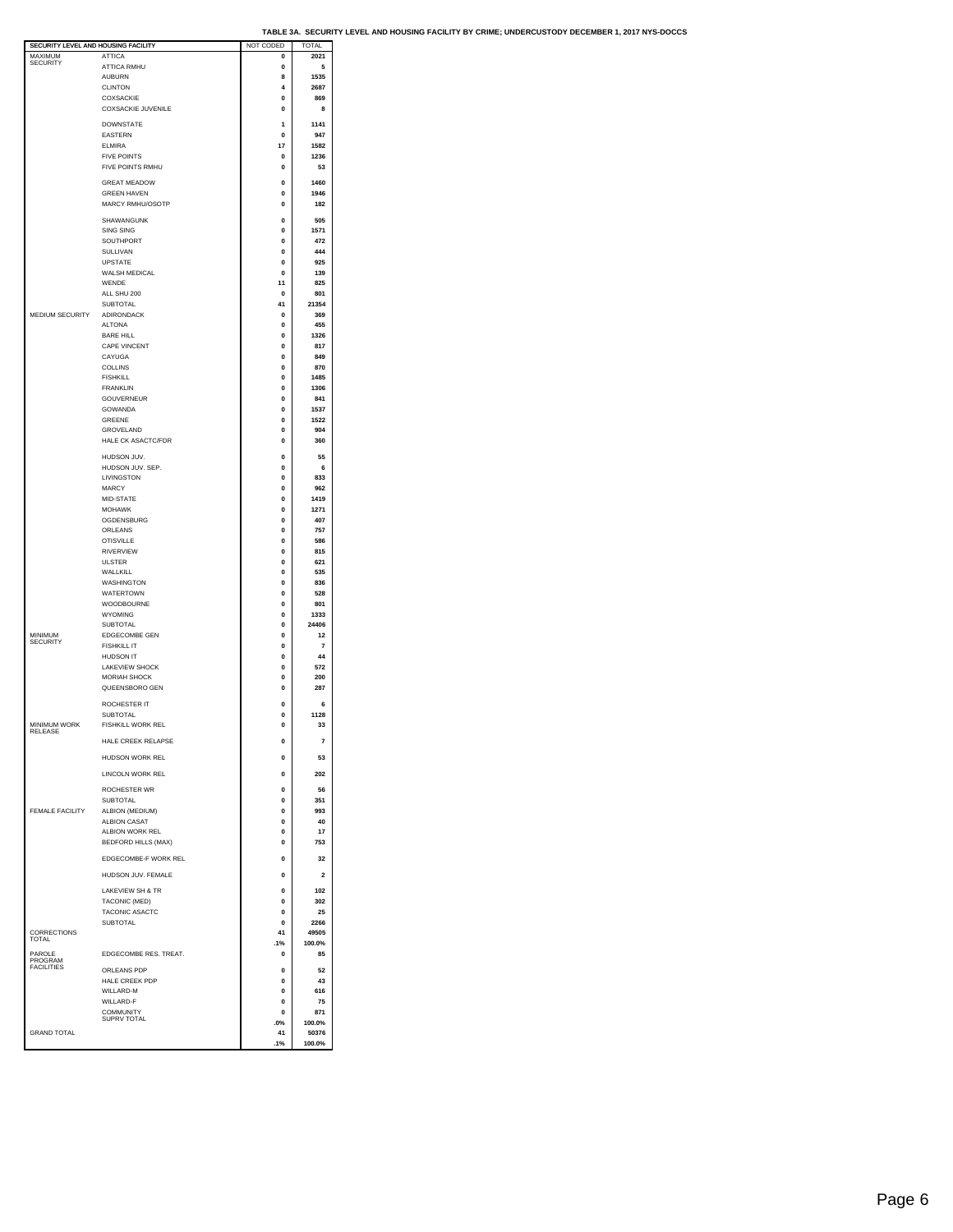**TABLE 3A. SECURITY LEVEL AND HOUSING FACILITY BY CRIME; UNDERCUSTODY DECEMBER 1, 2017 NYS-DOCCS**

| SECURITY LEVEL AND HOUSING FACILITY | | NOT CODED | TOTAL |
|---|---|---|---|
| MAXIMUM SECURITY | ATTICA | 0 | 2021 |
| | ATTICA RMHU | 0 | 5 |
| | AUBURN | 8 | 1535 |
| | CLINTON | 4 | 2687 |
| | COXSACKIE | 0 | 869 |
| | COXSACKIE JUVENILE | 0 | 8 |
| | DOWNSTATE | 1 | 1141 |
| | EASTERN | 0 | 947 |
| | ELMIRA | 17 | 1582 |
| | FIVE POINTS | 0 | 1236 |
| | FIVE POINTS RMHU | 0 | 53 |
| | GREAT MEADOW | 0 | 1460 |
| | GREEN HAVEN | 0 | 1946 |
| | MARCY RMHU/OSOTP | 0 | 182 |
| | SHAWANGUNK | 0 | 505 |
| | SING SING | 0 | 1571 |
| | SOUTHPORT | 0 | 472 |
| | SULLIVAN | 0 | 444 |
| | UPSTATE | 0 | 925 |
| | WALSH MEDICAL | 0 | 139 |
| | WENDE | 11 | 825 |
| | ALL SHU 200 | 0 | 801 |
| | SUBTOTAL | 41 | 21354 |
| MEDIUM SECURITY | ADIRONDACK | 0 | 369 |
| | ALTONA | 0 | 455 |
| | BARE HILL | 0 | 1326 |
| | CAPE VINCENT | 0 | 817 |
| | CAYUGA | 0 | 849 |
| | COLLINS | 0 | 870 |
| | FISHKILL | 0 | 1485 |
| | FRANKLIN | 0 | 1306 |
| | GOUVERNEUR | 0 | 841 |
| | GOWANDA | 0 | 1537 |
| | GREENE | 0 | 1522 |
| | GROVELAND | 0 | 904 |
| | HALE CK ASACTC/FDR | 0 | 360 |
| | HUDSON JUV. | 0 | 55 |
| | HUDSON JUV. SEP. | 0 | 6 |
| | LIVINGSTON | 0 | 833 |
| | MARCY | 0 | 962 |
| | MID-STATE | 0 | 1419 |
| | MOHAWK | 0 | 1271 |
| | OGDENSBURG | 0 | 407 |
| | ORLEANS | 0 | 757 |
| | OTISVILLE | 0 | 586 |
| | RIVERVIEW | 0 | 815 |
| | ULSTER | 0 | 621 |
| | WALLKILL | 0 | 535 |
| | WASHINGTON | 0 | 836 |
| | WATERTOWN | 0 | 528 |
| | WOODBOURNE | 0 | 801 |
| | WYOMING | 0 | 1333 |
| | SUBTOTAL | 0 | 24406 |
| MINIMUM SECURITY | EDGECOMBE GEN | 0 | 12 |
| | FISHKILL IT | 0 | 7 |
| | HUDSON IT | 0 | 44 |
| | LAKEVIEW SHOCK | 0 | 572 |
| | MORIAH SHOCK | 0 | 200 |
| | QUEENSBORO GEN | 0 | 287 |
| | ROCHESTER IT | 0 | 6 |
| | SUBTOTAL | 0 | 1128 |
| MINIMUM WORK RELEASE | FISHKILL WORK REL | 0 | 33 |
| | HALE CREEK RELAPSE | 0 | 7 |
| | HUDSON WORK REL | 0 | 53 |
| | LINCOLN WORK REL | 0 | 202 |
| | ROCHESTER WR | 0 | 56 |
| | SUBTOTAL | 0 | 351 |
| FEMALE FACILITY | ALBION (MEDIUM) | 0 | 993 |
| | ALBION CASAT | 0 | 40 |
| | ALBION WORK REL | 0 | 17 |
| | BEDFORD HILLS (MAX) | 0 | 753 |
| | EDGECOMBE-F WORK REL | 0 | 32 |
| | HUDSON JUV. FEMALE | 0 | 2 |
| | LAKEVIEW SH & TR | 0 | 102 |
| | TACONIC (MED) | 0 | 302 |
| | TACONIC ASACTC | 0 | 25 |
| | SUBTOTAL | 0 | 2266 |
| CORRECTIONS TOTAL | | 41 | 49505 |
| | | .1% | 100.0% |
| PAROLE PROGRAM FACILITIES | EDGECOMBE RES. TREAT. | 0 | 85 |
| | ORLEANS PDP | 0 | 52 |
| | HALE CREEK PDP | 0 | 43 |
| | WILLARD-M | 0 | 616 |
| | WILLARD-F | 0 | 75 |
| | COMMUNITY SUPRV TOTAL | 0 | 871 |
| | | .0% | 100.0% |
| GRAND TOTAL | | 41 | 50376 |
| | | .1% | 100.0% |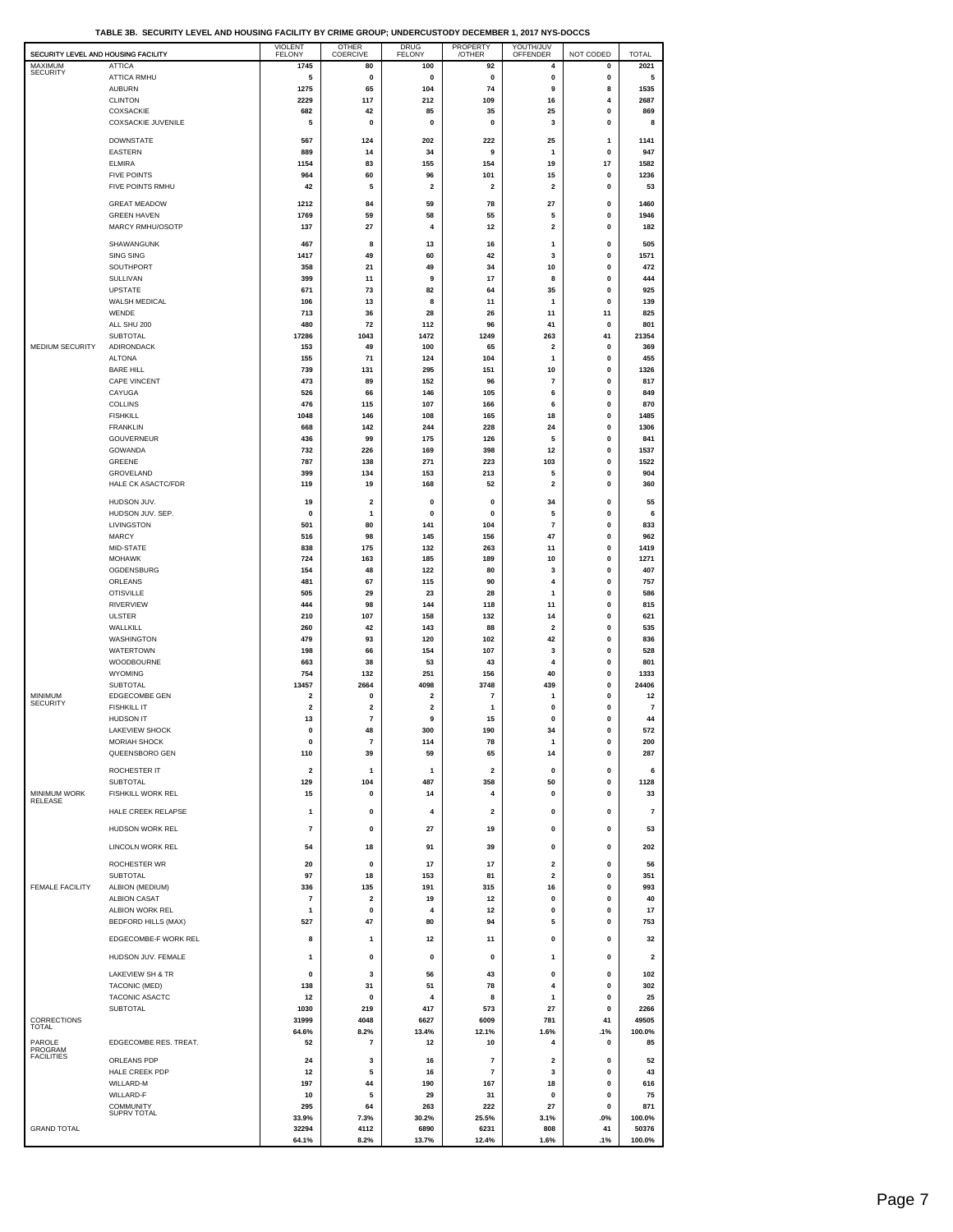**TABLE 3B. SECURITY LEVEL AND HOUSING FACILITY BY CRIME GROUP; UNDERCUSTODY DECEMBER 1, 2017 NYS-DOCCS**

| SECURITY LEVEL AND HOUSING FACILITY | | VIOLENT FELONY | OTHER COERCIVE | DRUG FELONY | PROPERTY /OTHER | YOUTH/JUV OFFENDER | NOT CODED | TOTAL |
|---|---|---|---|---|---|---|---|---|
| MAXIMUM SECURITY | ATTICA | 1745 | 80 | 100 | 92 | 4 | 0 | 2021 |
| | ATTICA RMHU | 5 | 0 | 0 | 0 | 0 | 0 | 5 |
| | AUBURN | 1275 | 65 | 104 | 74 | 9 | 8 | 1535 |
| | CLINTON | 2229 | 117 | 212 | 109 | 16 | 4 | 2687 |
| | COXSACKIE | 682 | 42 | 85 | 35 | 25 | 0 | 869 |
| | COXSACKIE JUVENILE | 5 | 0 | 0 | 0 | 3 | 0 | 8 |
| | DOWNSTATE | 567 | 124 | 202 | 222 | 25 | 1 | 1141 |
| | EASTERN | 889 | 14 | 34 | 9 | 1 | 0 | 947 |
| | ELMIRA | 1154 | 83 | 155 | 154 | 19 | 17 | 1582 |
| | FIVE POINTS | 964 | 60 | 96 | 101 | 15 | 0 | 1236 |
| | FIVE POINTS RMHU | 42 | 5 | 2 | 2 | 2 | 0 | 53 |
| | GREAT MEADOW | 1212 | 84 | 59 | 78 | 27 | 0 | 1460 |
| | GREEN HAVEN | 1769 | 59 | 58 | 55 | 5 | 0 | 1946 |
| | MARCY RMHU/OSOTP | 137 | 27 | 4 | 12 | 2 | 0 | 182 |
| | SHAWANGUNK | 467 | 8 | 13 | 16 | 1 | 0 | 505 |
| | SING SING | 1417 | 49 | 60 | 42 | 3 | 0 | 1571 |
| | SOUTHPORT | 358 | 21 | 49 | 34 | 10 | 0 | 472 |
| | SULLIVAN | 399 | 11 | 9 | 17 | 8 | 0 | 444 |
| | UPSTATE | 671 | 73 | 82 | 64 | 35 | 0 | 925 |
| | WALSH MEDICAL | 106 | 13 | 8 | 11 | 1 | 0 | 139 |
| | WENDE | 713 | 36 | 28 | 26 | 11 | 11 | 825 |
| | ALL SHU 200 | 480 | 72 | 112 | 96 | 41 | 0 | 801 |
| | SUBTOTAL | 17286 | 1043 | 1472 | 1249 | 263 | 41 | 21354 |
| MEDIUM SECURITY | ADIRONDACK | 153 | 49 | 100 | 65 | 2 | 0 | 369 |
| | ALTONA | 155 | 71 | 124 | 104 | 1 | 0 | 455 |
| | BARE HILL | 739 | 131 | 295 | 151 | 10 | 0 | 1326 |
| | CAPE VINCENT | 473 | 89 | 152 | 96 | 7 | 0 | 817 |
| | CAYUGA | 526 | 66 | 146 | 105 | 6 | 0 | 849 |
| | COLLINS | 476 | 115 | 107 | 166 | 6 | 0 | 870 |
| | FISHKILL | 1048 | 146 | 108 | 165 | 18 | 0 | 1485 |
| | FRANKLIN | 668 | 142 | 244 | 228 | 24 | 0 | 1306 |
| | GOUVERNEUR | 436 | 99 | 175 | 126 | 5 | 0 | 841 |
| | GOWANDA | 732 | 226 | 169 | 398 | 12 | 0 | 1537 |
| | GREENE | 787 | 138 | 271 | 223 | 103 | 0 | 1522 |
| | GROVELAND | 399 | 134 | 153 | 213 | 5 | 0 | 904 |
| | HALE CK ASACTC/FDR | 119 | 19 | 168 | 52 | 2 | 0 | 360 |
| | HUDSON JUV. | 19 | 2 | 0 | 0 | 34 | 0 | 55 |
| | HUDSON JUV. SEP. | 0 | 1 | 0 | 0 | 5 | 0 | 6 |
| | LIVINGSTON | 501 | 80 | 141 | 104 | 7 | 0 | 833 |
| | MARCY | 516 | 98 | 145 | 156 | 47 | 0 | 962 |
| | MID-STATE | 838 | 175 | 132 | 263 | 11 | 0 | 1419 |
| | MOHAWK | 724 | 163 | 185 | 189 | 10 | 0 | 1271 |
| | OGDENSBURG | 154 | 48 | 122 | 80 | 3 | 0 | 407 |
| | ORLEANS | 481 | 67 | 115 | 90 | 4 | 0 | 757 |
| | OTISVILLE | 505 | 29 | 23 | 28 | 1 | 0 | 586 |
| | RIVERVIEW | 444 | 98 | 144 | 118 | 11 | 0 | 815 |
| | ULSTER | 210 | 107 | 158 | 132 | 14 | 0 | 621 |
| | WALLKILL | 260 | 42 | 143 | 88 | 2 | 0 | 535 |
| | WASHINGTON | 479 | 93 | 120 | 102 | 42 | 0 | 836 |
| | WATERTOWN | 198 | 66 | 154 | 107 | 3 | 0 | 528 |
| | WOODBOURNE | 663 | 38 | 53 | 43 | 4 | 0 | 801 |
| | WYOMING | 754 | 132 | 251 | 156 | 40 | 0 | 1333 |
| | SUBTOTAL | 13457 | 2664 | 4098 | 3748 | 439 | 0 | 24406 |
| MINIMUM SECURITY | EDGECOMBE GEN | 2 | 0 | 2 | 7 | 1 | 0 | 12 |
| | FISHKILL IT | 2 | 2 | 2 | 1 | 0 | 0 | 7 |
| | HUDSON IT | 13 | 7 | 9 | 15 | 0 | 0 | 44 |
| | LAKEVIEW SHOCK | 0 | 48 | 300 | 190 | 34 | 0 | 572 |
| | MORIAH SHOCK | 0 | 7 | 114 | 78 | 1 | 0 | 200 |
| | QUEENSBORO GEN | 110 | 39 | 59 | 65 | 14 | 0 | 287 |
| | ROCHESTER IT | 2 | 1 | 1 | 2 | 0 | 0 | 6 |
| | SUBTOTAL | 129 | 104 | 487 | 358 | 50 | 0 | 1128 |
| MINIMUM WORK RELEASE | FISHKILL WORK REL | 15 | 0 | 14 | 4 | 0 | 0 | 33 |
| | HALE CREEK RELAPSE | 1 | 0 | 4 | 2 | 0 | 0 | 7 |
| | HUDSON WORK REL | 7 | 0 | 27 | 19 | 0 | 0 | 53 |
| | LINCOLN WORK REL | 54 | 18 | 91 | 39 | 0 | 0 | 202 |
| | ROCHESTER WR | 20 | 0 | 17 | 17 | 2 | 0 | 56 |
| | SUBTOTAL | 97 | 18 | 153 | 81 | 2 | 0 | 351 |
| FEMALE FACILITY | ALBION (MEDIUM) | 336 | 135 | 191 | 315 | 16 | 0 | 993 |
| | ALBION CASAT | 7 | 2 | 19 | 12 | 0 | 0 | 40 |
| | ALBION WORK REL | 1 | 0 | 4 | 12 | 0 | 0 | 17 |
| | BEDFORD HILLS (MAX) | 527 | 47 | 80 | 94 | 5 | 0 | 753 |
| | EDGECOMBE-F WORK REL | 8 | 1 | 12 | 11 | 0 | 0 | 32 |
| | HUDSON JUV. FEMALE | 1 | 0 | 0 | 0 | 1 | 0 | 2 |
| | LAKEVIEW SH & TR | 0 | 3 | 56 | 43 | 0 | 0 | 102 |
| | TACONIC (MED) | 138 | 31 | 51 | 78 | 4 | 0 | 302 |
| | TACONIC ASACTC | 12 | 0 | 4 | 8 | 1 | 0 | 25 |
| | SUBTOTAL | 1030 | 219 | 417 | 573 | 27 | 0 | 2266 |
| CORRECTIONS TOTAL | | 31999 | 4048 | 6627 | 6009 | 781 | 41 | 49505 |
| | | 64.6% | 8.2% | 13.4% | 12.1% | 1.6% | .1% | 100.0% |
| PAROLE PROGRAM FACILITIES | EDGECOMBE RES. TREAT. | 52 | 7 | 12 | 10 | 4 | 0 | 85 |
| | ORLEANS PDP | 24 | 3 | 16 | 7 | 2 | 0 | 52 |
| | HALE CREEK PDP | 12 | 5 | 16 | 7 | 3 | 0 | 43 |
| | WILLARD-M | 197 | 44 | 190 | 167 | 18 | 0 | 616 |
| | WILLARD-F | 10 | 5 | 29 | 31 | 0 | 0 | 75 |
| | COMMUNITY SUPRV TOTAL | 295 | 64 | 263 | 222 | 27 | 0 | 871 |
| | | 33.9% | 7.3% | 30.2% | 25.5% | 3.1% | .0% | 100.0% |
| GRAND TOTAL | | 32294 | 4112 | 6890 | 6231 | 808 | 41 | 50376 |
| | | 64.1% | 8.2% | 13.7% | 12.4% | 1.6% | .1% | 100.0% |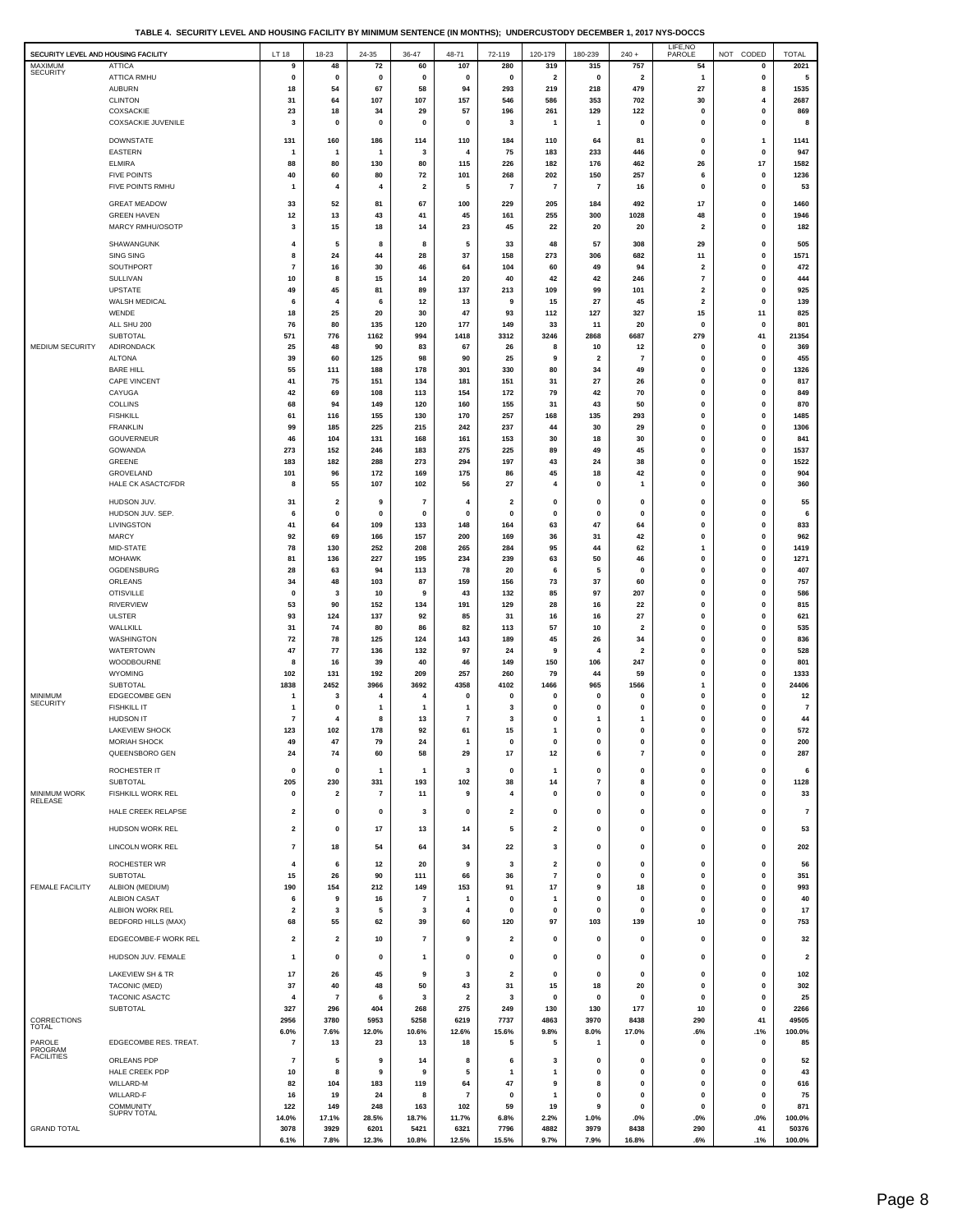TABLE 4. SECURITY LEVEL AND HOUSING FACILITY BY MINIMUM SENTENCE (IN MONTHS); UNDERCUSTODY DECEMBER 1, 2017 NYS-DOCCS

| SECURITY LEVEL AND HOUSING FACILITY | | LT 18 | 18-23 | 24-35 | 36-47 | 48-71 | 72-119 | 120-179 | 180-239 | 240 + | LIFE,NO PAROLE | NOT CODED | TOTAL |
|---|---|---|---|---|---|---|---|---|---|---|---|---|---|
| MAXIMUM SECURITY | ATTICA | 9 | 48 | 72 | 60 | 107 | 280 | 319 | 315 | 757 | 54 | 0 | 2021 |
| | ATTICA RMHU | 0 | 0 | 0 | 0 | 0 | 0 | 2 | 0 | 2 | 1 | 0 | 5 |
| | AUBURN | 18 | 54 | 67 | 58 | 94 | 293 | 219 | 218 | 479 | 27 | 8 | 1535 |
| | CLINTON | 31 | 64 | 107 | 107 | 157 | 546 | 586 | 353 | 702 | 30 | 4 | 2687 |
| | COXSACKIE | 23 | 18 | 34 | 29 | 57 | 196 | 261 | 129 | 122 | 0 | 0 | 869 |
| | COXSACKIE JUVENILE | 3 | 0 | 0 | 0 | 0 | 3 | 1 | 1 | 0 | 0 | 0 | 8 |
| | DOWNSTATE | 131 | 160 | 186 | 114 | 110 | 184 | 110 | 64 | 81 | 0 | 1 | 1141 |
| | EASTERN | 1 | 1 | 1 | 3 | 4 | 75 | 183 | 233 | 446 | 0 | 0 | 947 |
| | ELMIRA | 88 | 80 | 130 | 80 | 115 | 226 | 182 | 176 | 462 | 26 | 17 | 1582 |
| | FIVE POINTS | 40 | 60 | 80 | 72 | 101 | 268 | 202 | 150 | 257 | 6 | 0 | 1236 |
| | FIVE POINTS RMHU | 1 | 4 | 4 | 2 | 5 | 7 | 7 | 7 | 16 | 0 | 0 | 53 |
| | GREAT MEADOW | 33 | 52 | 81 | 67 | 100 | 229 | 205 | 184 | 492 | 17 | 0 | 1460 |
| | GREEN HAVEN | 12 | 13 | 43 | 41 | 45 | 161 | 255 | 300 | 1028 | 48 | 0 | 1946 |
| | MARCY RMHU/OSOTP | 3 | 15 | 18 | 14 | 23 | 45 | 22 | 20 | 20 | 2 | 0 | 182 |
| | SHAWANGUNK | 4 | 5 | 8 | 8 | 5 | 33 | 48 | 57 | 308 | 29 | 0 | 505 |
| | SING SING | 8 | 24 | 44 | 28 | 37 | 158 | 273 | 306 | 682 | 11 | 0 | 1571 |
| | SOUTHPORT | 7 | 16 | 30 | 46 | 64 | 104 | 60 | 49 | 94 | 2 | 0 | 472 |
| | SULLIVAN | 10 | 8 | 15 | 14 | 20 | 40 | 42 | 42 | 246 | 7 | 0 | 444 |
| | UPSTATE | 49 | 45 | 81 | 89 | 137 | 213 | 109 | 99 | 101 | 2 | 0 | 925 |
| | WALSH MEDICAL | 6 | 4 | 6 | 12 | 13 | 9 | 15 | 27 | 45 | 2 | 0 | 139 |
| | WENDE | 18 | 25 | 20 | 30 | 47 | 93 | 112 | 127 | 327 | 15 | 11 | 825 |
| | ALL SHU 200 | 76 | 80 | 135 | 120 | 177 | 149 | 33 | 11 | 20 | 0 | 0 | 801 |
| | SUBTOTAL | 571 | 776 | 1162 | 994 | 1418 | 3312 | 3246 | 2868 | 6687 | 279 | 41 | 21354 |
| MEDIUM SECURITY | ADIRONDACK | 25 | 48 | 90 | 83 | 67 | 26 | 8 | 10 | 12 | 0 | 0 | 369 |
| | ALTONA | 39 | 60 | 125 | 98 | 90 | 25 | 9 | 2 | 7 | 0 | 0 | 455 |
| | BARE HILL | 55 | 111 | 188 | 178 | 301 | 330 | 80 | 34 | 49 | 0 | 0 | 1326 |
| | CAPE VINCENT | 41 | 75 | 151 | 134 | 181 | 151 | 31 | 27 | 26 | 0 | 0 | 817 |
| | CAYUGA | 42 | 69 | 108 | 113 | 154 | 172 | 79 | 42 | 70 | 0 | 0 | 849 |
| | COLLINS | 68 | 94 | 149 | 120 | 160 | 155 | 31 | 43 | 50 | 0 | 0 | 870 |
| | FISHKILL | 61 | 116 | 155 | 130 | 170 | 257 | 168 | 135 | 293 | 0 | 0 | 1485 |
| | FRANKLIN | 99 | 185 | 225 | 215 | 242 | 237 | 44 | 30 | 29 | 0 | 0 | 1306 |
| | GOUVERNEUR | 46 | 104 | 131 | 168 | 161 | 153 | 30 | 18 | 30 | 0 | 0 | 841 |
| | GOWANDA | 273 | 152 | 246 | 183 | 275 | 225 | 89 | 49 | 45 | 0 | 0 | 1537 |
| | GREENE | 183 | 182 | 288 | 273 | 294 | 197 | 43 | 24 | 38 | 0 | 0 | 1522 |
| | GROVELAND | 101 | 96 | 172 | 169 | 175 | 86 | 45 | 18 | 42 | 0 | 0 | 904 |
| | HALE CK ASACTC/FDR | 8 | 55 | 107 | 102 | 56 | 27 | 4 | 0 | 1 | 0 | 0 | 360 |
| | HUDSON JUV. | 31 | 2 | 9 | 7 | 4 | 2 | 0 | 0 | 0 | 0 | 0 | 55 |
| | HUDSON JUV. SEP. | 6 | 0 | 0 | 0 | 0 | 0 | 0 | 0 | 0 | 0 | 0 | 6 |
| | LIVINGSTON | 41 | 64 | 109 | 133 | 148 | 164 | 63 | 47 | 64 | 0 | 0 | 833 |
| | MARCY | 92 | 69 | 166 | 157 | 200 | 169 | 36 | 31 | 42 | 0 | 0 | 962 |
| | MID-STATE | 78 | 130 | 252 | 208 | 265 | 284 | 95 | 44 | 62 | 1 | 0 | 1419 |
| | MOHAWK | 81 | 136 | 227 | 195 | 234 | 239 | 63 | 50 | 46 | 0 | 0 | 1271 |
| | OGDENSBURG | 28 | 63 | 94 | 113 | 78 | 20 | 6 | 5 | 0 | 0 | 0 | 407 |
| | ORLEANS | 34 | 48 | 103 | 87 | 159 | 156 | 73 | 37 | 60 | 0 | 0 | 757 |
| | OTISVILLE | 0 | 3 | 10 | 9 | 43 | 132 | 85 | 97 | 207 | 0 | 0 | 586 |
| | RIVERVIEW | 53 | 90 | 152 | 134 | 191 | 129 | 28 | 16 | 22 | 0 | 0 | 815 |
| | ULSTER | 93 | 124 | 137 | 92 | 85 | 31 | 16 | 16 | 27 | 0 | 0 | 621 |
| | WALLKILL | 31 | 74 | 80 | 86 | 82 | 113 | 57 | 10 | 2 | 0 | 0 | 535 |
| | WASHINGTON | 72 | 78 | 125 | 124 | 143 | 189 | 45 | 26 | 34 | 0 | 0 | 836 |
| | WATERTOWN | 47 | 77 | 136 | 132 | 97 | 24 | 9 | 4 | 2 | 0 | 0 | 528 |
| | WOODBOURNE | 8 | 16 | 39 | 40 | 46 | 149 | 150 | 106 | 247 | 0 | 0 | 801 |
| | WYOMING | 102 | 131 | 192 | 209 | 257 | 260 | 79 | 44 | 59 | 0 | 0 | 1333 |
| | SUBTOTAL | 1838 | 2452 | 3966 | 3692 | 4358 | 4102 | 1466 | 965 | 1566 | 1 | 0 | 24406 |
| MINIMUM SECURITY | EDGECOMBE GEN | 1 | 3 | 4 | 4 | 0 | 0 | 0 | 0 | 0 | 0 | 0 | 12 |
| | FISHKILL IT | 1 | 0 | 1 | 1 | 1 | 3 | 0 | 0 | 0 | 0 | 0 | 7 |
| | HUDSON IT | 7 | 4 | 8 | 13 | 7 | 3 | 0 | 1 | 1 | 0 | 0 | 44 |
| | LAKEVIEW SHOCK | 123 | 102 | 178 | 92 | 61 | 15 | 1 | 0 | 0 | 0 | 0 | 572 |
| | MORIAH SHOCK | 49 | 47 | 79 | 24 | 1 | 0 | 0 | 0 | 0 | 0 | 0 | 200 |
| | QUEENSBORO GEN | 24 | 74 | 60 | 58 | 29 | 17 | 12 | 6 | 7 | 0 | 0 | 287 |
| | ROCHESTER IT | 0 | 0 | 1 | 1 | 3 | 0 | 1 | 0 | 0 | 0 | 0 | 6 |
| | SUBTOTAL | 205 | 230 | 331 | 193 | 102 | 38 | 14 | 7 | 8 | 0 | 0 | 1128 |
| MINIMUM WORK RELEASE | FISHKILL WORK REL | 0 | 2 | 7 | 11 | 9 | 4 | 0 | 0 | 0 | 0 | 0 | 33 |
| | HALE CREEK RELAPSE | 2 | 0 | 0 | 3 | 0 | 2 | 0 | 0 | 0 | 0 | 0 | 7 |
| | HUDSON WORK REL | 2 | 0 | 17 | 13 | 14 | 5 | 2 | 0 | 0 | 0 | 0 | 53 |
| | LINCOLN WORK REL | 7 | 18 | 54 | 64 | 34 | 22 | 3 | 0 | 0 | 0 | 0 | 202 |
| | ROCHESTER WR | 4 | 6 | 12 | 20 | 9 | 3 | 2 | 0 | 0 | 0 | 0 | 56 |
| | SUBTOTAL | 15 | 26 | 90 | 111 | 66 | 36 | 7 | 0 | 0 | 0 | 0 | 351 |
| FEMALE FACILITY | ALBION (MEDIUM) | 190 | 154 | 212 | 149 | 153 | 91 | 17 | 9 | 18 | 0 | 0 | 993 |
| | ALBION CASAT | 6 | 9 | 16 | 7 | 1 | 0 | 1 | 0 | 0 | 0 | 0 | 40 |
| | ALBION WORK REL | 2 | 3 | 5 | 3 | 4 | 0 | 0 | 0 | 0 | 0 | 0 | 17 |
| | BEDFORD HILLS (MAX) | 68 | 55 | 62 | 39 | 60 | 120 | 97 | 103 | 139 | 10 | 0 | 753 |
| | EDGECOMBE-F WORK REL | 2 | 2 | 10 | 7 | 9 | 2 | 0 | 0 | 0 | 0 | 0 | 32 |
| | HUDSON JUV. FEMALE | 1 | 0 | 0 | 1 | 0 | 0 | 0 | 0 | 0 | 0 | 0 | 2 |
| | LAKEVIEW SH & TR | 17 | 26 | 45 | 9 | 3 | 2 | 0 | 0 | 0 | 0 | 0 | 102 |
| | TACONIC (MED) | 37 | 40 | 48 | 50 | 43 | 31 | 15 | 18 | 20 | 0 | 0 | 302 |
| | TACONIC ASACTC | 4 | 7 | 6 | 3 | 2 | 3 | 0 | 0 | 0 | 0 | 0 | 25 |
| | SUBTOTAL | 327 | 296 | 404 | 268 | 275 | 249 | 130 | 130 | 177 | 10 | 0 | 2266 |
| CORRECTIONS TOTAL | | 2956 | 3780 | 5953 | 5258 | 6219 | 7737 | 4863 | 3970 | 8438 | 290 | 41 | 49505 |
| | | 6.0% | 7.6% | 12.0% | 10.6% | 12.6% | 15.6% | 9.8% | 8.0% | 17.0% | .6% | .1% | 100.0% |
| PAROLE PROGRAM FACILITIES | EDGECOMBE RES. TREAT. | 7 | 13 | 23 | 13 | 18 | 5 | 5 | 1 | 0 | 0 | 0 | 85 |
| | ORLEANS PDP | 7 | 5 | 9 | 14 | 8 | 6 | 3 | 0 | 0 | 0 | 0 | 52 |
| | HALE CREEK PDP | 10 | 8 | 9 | 9 | 5 | 1 | 1 | 0 | 0 | 0 | 0 | 43 |
| | WILLARD-M | 82 | 104 | 183 | 119 | 64 | 47 | 9 | 8 | 0 | 0 | 0 | 616 |
| | WILLARD-F | 16 | 19 | 24 | 8 | 7 | 0 | 1 | 0 | 0 | 0 | 0 | 75 |
| | COMMUNITY SUPRV TOTAL | 122 | 149 | 248 | 163 | 102 | 59 | 19 | 9 | 0 | 0 | 0 | 871 |
| | | 14.0% | 17.1% | 28.5% | 18.7% | 11.7% | 6.8% | 2.2% | 1.0% | .0% | .0% | .0% | 100.0% |
| GRAND TOTAL | | 3078 | 3929 | 6201 | 5421 | 6321 | 7796 | 4882 | 3979 | 8438 | 290 | 41 | 50376 |
| | | 6.1% | 7.8% | 12.3% | 10.8% | 12.5% | 15.5% | 9.7% | 7.9% | 16.8% | .6% | .1% | 100.0% |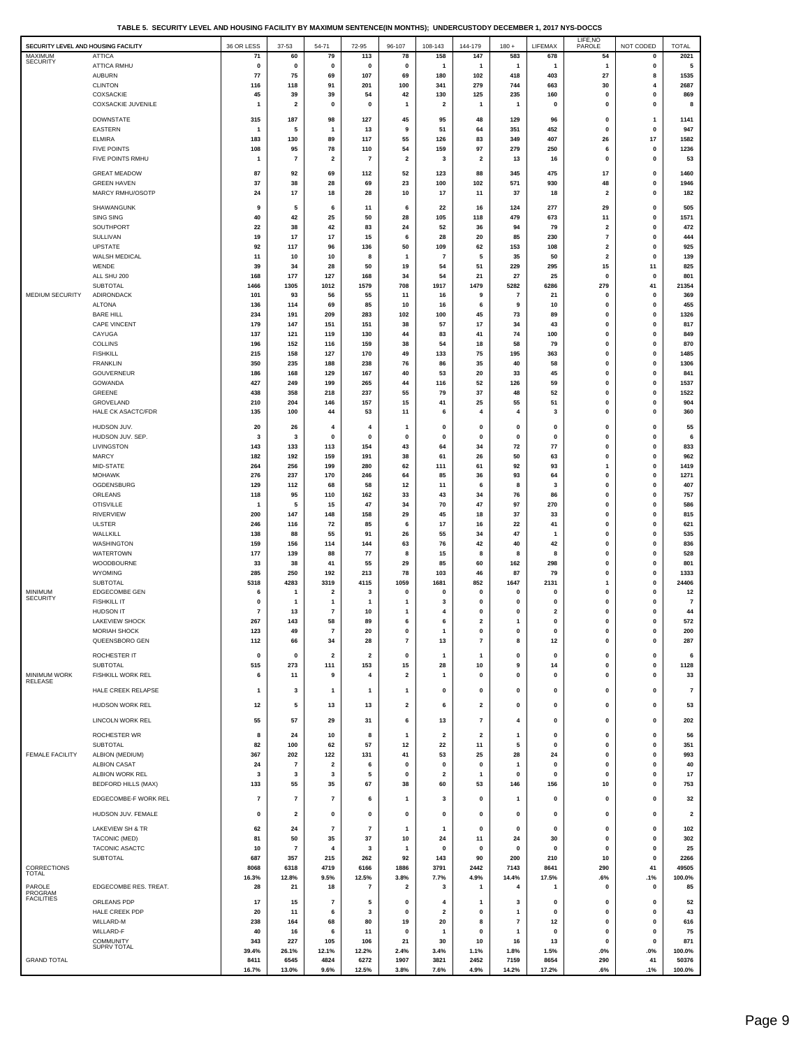**TABLE 5. SECURITY LEVEL AND HOUSING FACILITY BY MAXIMUM SENTENCE(IN MONTHS); UNDERCUSTODY DECEMBER 1, 2017 NYS-DOCCS**

| SECURITY LEVEL AND HOUSING FACILITY | | 36 OR LESS | 37-53 | 54-71 | 72-95 | 96-107 | 108-143 | 144-179 | 180 + | LIFEMAX | LIFE,NO PAROLE | NOT CODED | TOTAL |
|---|---|---|---|---|---|---|---|---|---|---|---|---|---|
| MAXIMUM SECURITY | ATTICA | 71 | 60 | 79 | 113 | 78 | 158 | 147 | 583 | 678 | 54 | 0 | 2021 |
| | ATTICA RMHU | 0 | 0 | 0 | 0 | 0 | 1 | 1 | 1 | 1 | 1 | 0 | 5 |
| | AUBURN | 77 | 75 | 69 | 107 | 69 | 180 | 102 | 418 | 403 | 27 | 8 | 1535 |
| | CLINTON | 116 | 118 | 91 | 201 | 100 | 341 | 279 | 744 | 663 | 30 | 4 | 2687 |
| | COXSACKIE | 45 | 39 | 39 | 54 | 42 | 130 | 125 | 235 | 160 | 0 | 0 | 869 |
| | COXSACKIE JUVENILE | 1 | 2 | 0 | 0 | 1 | 2 | 1 | 1 | 0 | 0 | 0 | 8 |
| | DOWNSTATE | 315 | 187 | 98 | 127 | 45 | 95 | 48 | 129 | 96 | 0 | 1 | 1141 |
| | EASTERN | 1 | 5 | 1 | 13 | 9 | 51 | 64 | 351 | 452 | 0 | 0 | 947 |
| | ELMIRA | 183 | 130 | 89 | 117 | 55 | 126 | 83 | 349 | 407 | 26 | 17 | 1582 |
| | FIVE POINTS | 108 | 95 | 78 | 110 | 54 | 159 | 97 | 279 | 250 | 6 | 0 | 1236 |
| | FIVE POINTS RMHU | 1 | 7 | 2 | 7 | 2 | 3 | 2 | 13 | 16 | 0 | 0 | 53 |
| | GREAT MEADOW | 87 | 92 | 69 | 112 | 52 | 123 | 88 | 345 | 475 | 17 | 0 | 1460 |
| | GREEN HAVEN | 37 | 38 | 28 | 69 | 23 | 100 | 102 | 571 | 930 | 48 | 0 | 1946 |
| | MARCY RMHU/OSOTP | 24 | 17 | 18 | 28 | 10 | 17 | 11 | 37 | 18 | 2 | 0 | 182 |
| | SHAWANGUNK | 9 | 5 | 6 | 11 | 6 | 22 | 16 | 124 | 277 | 29 | 0 | 505 |
| | SING SING | 40 | 42 | 25 | 50 | 28 | 105 | 118 | 479 | 673 | 11 | 0 | 1571 |
| | SOUTHPORT | 22 | 38 | 42 | 83 | 24 | 52 | 36 | 94 | 79 | 2 | 0 | 472 |
| | SULLIVAN | 19 | 17 | 17 | 15 | 6 | 28 | 20 | 85 | 230 | 7 | 0 | 444 |
| | UPSTATE | 92 | 117 | 96 | 136 | 50 | 109 | 62 | 153 | 108 | 2 | 0 | 925 |
| | WALSH MEDICAL | 11 | 10 | 10 | 8 | 1 | 7 | 5 | 35 | 50 | 2 | 0 | 139 |
| | WENDE | 39 | 34 | 28 | 50 | 19 | 54 | 51 | 229 | 295 | 15 | 11 | 825 |
| | ALL SHU 200 | 168 | 177 | 127 | 168 | 34 | 54 | 21 | 27 | 25 | 0 | 0 | 801 |
| | SUBTOTAL | 1466 | 1305 | 1012 | 1579 | 708 | 1917 | 1479 | 5282 | 6286 | 279 | 41 | 21354 |
| MEDIUM SECURITY | ADIRONDACK | 101 | 93 | 56 | 55 | 11 | 16 | 9 | 7 | 21 | 0 | 0 | 369 |
| | ALTONA | 136 | 114 | 69 | 85 | 10 | 16 | 6 | 9 | 10 | 0 | 0 | 455 |
| | BARE HILL | 234 | 191 | 209 | 283 | 102 | 100 | 45 | 73 | 89 | 0 | 0 | 1326 |
| | CAPE VINCENT | 179 | 147 | 151 | 151 | 38 | 57 | 17 | 34 | 43 | 0 | 0 | 817 |
| | CAYUGA | 137 | 121 | 119 | 130 | 44 | 83 | 41 | 74 | 100 | 0 | 0 | 849 |
| | COLLINS | 196 | 152 | 116 | 159 | 38 | 54 | 18 | 58 | 79 | 0 | 0 | 870 |
| | FISHKILL | 215 | 158 | 127 | 170 | 49 | 133 | 75 | 195 | 363 | 0 | 0 | 1485 |
| | FRANKLIN | 350 | 235 | 188 | 238 | 76 | 86 | 35 | 40 | 58 | 0 | 0 | 1306 |
| | GOUVERNEUR | 186 | 168 | 129 | 167 | 40 | 53 | 20 | 33 | 45 | 0 | 0 | 841 |
| | GOWANDA | 427 | 249 | 199 | 265 | 44 | 116 | 52 | 126 | 59 | 0 | 0 | 1537 |
| | GREENE | 438 | 358 | 218 | 237 | 55 | 79 | 37 | 48 | 52 | 0 | 0 | 1522 |
| | GROVELAND | 210 | 204 | 146 | 157 | 15 | 41 | 25 | 55 | 51 | 0 | 0 | 904 |
| | HALE CK ASACTC/FDR | 135 | 100 | 44 | 53 | 11 | 6 | 4 | 4 | 3 | 0 | 0 | 360 |
| | HUDSON JUV. | 20 | 26 | 4 | 4 | 1 | 0 | 0 | 0 | 0 | 0 | 0 | 55 |
| | HUDSON JUV. SEP. | 3 | 3 | 0 | 0 | 0 | 0 | 0 | 0 | 0 | 0 | 0 | 6 |
| | LIVINGSTON | 143 | 133 | 113 | 154 | 43 | 64 | 34 | 72 | 77 | 0 | 0 | 833 |
| | MARCY | 182 | 192 | 159 | 191 | 38 | 61 | 26 | 50 | 63 | 0 | 0 | 962 |
| | MID-STATE | 264 | 256 | 199 | 280 | 62 | 111 | 61 | 92 | 93 | 1 | 0 | 1419 |
| | MOHAWK | 276 | 237 | 170 | 246 | 64 | 85 | 36 | 93 | 64 | 0 | 0 | 1271 |
| | OGDENSBURG | 129 | 112 | 68 | 58 | 12 | 11 | 6 | 8 | 3 | 0 | 0 | 407 |
| | ORLEANS | 118 | 95 | 110 | 162 | 33 | 43 | 34 | 76 | 86 | 0 | 0 | 757 |
| | OTISVILLE | 1 | 5 | 15 | 47 | 34 | 70 | 47 | 97 | 270 | 0 | 0 | 586 |
| | RIVERVIEW | 200 | 147 | 148 | 158 | 29 | 45 | 18 | 37 | 33 | 0 | 0 | 815 |
| | ULSTER | 246 | 116 | 72 | 85 | 6 | 17 | 16 | 22 | 41 | 0 | 0 | 621 |
| | WALLKILL | 138 | 88 | 55 | 91 | 26 | 55 | 34 | 47 | 1 | 0 | 0 | 535 |
| | WASHINGTON | 159 | 156 | 114 | 144 | 63 | 76 | 42 | 40 | 42 | 0 | 0 | 836 |
| | WATERTOWN | 177 | 139 | 88 | 77 | 8 | 15 | 8 | 8 | 8 | 0 | 0 | 528 |
| | WOODBOURNE | 33 | 38 | 41 | 55 | 29 | 85 | 60 | 162 | 298 | 0 | 0 | 801 |
| | WYOMING | 285 | 250 | 192 | 213 | 78 | 103 | 46 | 87 | 79 | 0 | 0 | 1333 |
| | SUBTOTAL | 5318 | 4283 | 3319 | 4115 | 1059 | 1681 | 852 | 1647 | 2131 | 1 | 0 | 24406 |
| MINIMUM SECURITY | EDGECOMBE GEN | 6 | 1 | 2 | 3 | 0 | 0 | 0 | 0 | 0 | 0 | 0 | 12 |
| | FISHKILL IT | 0 | 1 | 1 | 1 | 1 | 3 | 0 | 0 | 0 | 0 | 0 | 7 |
| | HUDSON IT | 7 | 13 | 7 | 10 | 1 | 4 | 0 | 0 | 2 | 0 | 0 | 44 |
| | LAKEVIEW SHOCK | 267 | 143 | 58 | 89 | 6 | 6 | 2 | 1 | 0 | 0 | 0 | 572 |
| | MORIAH SHOCK | 123 | 49 | 7 | 20 | 0 | 1 | 0 | 0 | 0 | 0 | 0 | 200 |
| | QUEENSBORO GEN | 112 | 66 | 34 | 28 | 7 | 13 | 7 | 8 | 12 | 0 | 0 | 287 |
| | ROCHESTER IT | 0 | 0 | 2 | 2 | 0 | 1 | 1 | 0 | 0 | 0 | 0 | 6 |
| | SUBTOTAL | 515 | 273 | 111 | 153 | 15 | 28 | 10 | 9 | 14 | 0 | 0 | 1128 |
| MINIMUM WORK RELEASE | FISHKILL WORK REL | 6 | 11 | 9 | 4 | 2 | 1 | 0 | 0 | 0 | 0 | 0 | 33 |
| | HALE CREEK RELAPSE | 1 | 3 | 1 | 1 | 1 | 0 | 0 | 0 | 0 | 0 | 0 | 7 |
| | HUDSON WORK REL | 12 | 5 | 13 | 13 | 2 | 6 | 2 | 0 | 0 | 0 | 0 | 53 |
| | LINCOLN WORK REL | 55 | 57 | 29 | 31 | 6 | 13 | 7 | 4 | 0 | 0 | 0 | 202 |
| | ROCHESTER WR | 8 | 24 | 10 | 8 | 1 | 2 | 2 | 1 | 0 | 0 | 0 | 56 |
| | SUBTOTAL | 82 | 100 | 62 | 57 | 12 | 22 | 11 | 5 | 0 | 0 | 0 | 351 |
| FEMALE FACILITY | ALBION (MEDIUM) | 367 | 202 | 122 | 131 | 41 | 53 | 25 | 28 | 24 | 0 | 0 | 993 |
| | ALBION CASAT | 24 | 7 | 2 | 6 | 0 | 0 | 0 | 1 | 0 | 0 | 0 | 40 |
| | ALBION WORK REL | 3 | 3 | 3 | 5 | 0 | 2 | 1 | 0 | 0 | 0 | 0 | 17 |
| | BEDFORD HILLS (MAX) | 133 | 55 | 35 | 67 | 38 | 60 | 53 | 146 | 156 | 10 | 0 | 753 |
| | EDGECOMBE-F WORK REL | 7 | 7 | 7 | 6 | 1 | 3 | 0 | 1 | 0 | 0 | 0 | 32 |
| | HUDSON JUV. FEMALE | 0 | 2 | 0 | 0 | 0 | 0 | 0 | 0 | 0 | 0 | 0 | 2 |
| | LAKEVIEW SH & TR | 62 | 24 | 7 | 7 | 1 | 1 | 0 | 0 | 0 | 0 | 0 | 102 |
| | TACONIC (MED) | 81 | 50 | 35 | 37 | 10 | 24 | 11 | 24 | 30 | 0 | 0 | 302 |
| | TACONIC ASACTC | 10 | 7 | 4 | 3 | 1 | 0 | 0 | 0 | 0 | 0 | 0 | 25 |
| | SUBTOTAL | 687 | 357 | 215 | 262 | 92 | 143 | 90 | 200 | 210 | 10 | 0 | 2266 |
| CORRECTIONS TOTAL | | 8068 | 6318 | 4719 | 6166 | 1886 | 3791 | 2442 | 7143 | 8641 | 290 | 41 | 49505 |
| | | 16.3% | 12.8% | 9.5% | 12.5% | 3.8% | 7.7% | 4.9% | 14.4% | 17.5% | .6% | .1% | 100.0% |
| PAROLE PROGRAM FACILITIES | EDGECOMBE RES. TREAT. | 28 | 21 | 18 | 7 | 2 | 3 | 1 | 4 | 1 | 0 | 0 | 85 |
| | ORLEANS PDP | 17 | 15 | 7 | 5 | 0 | 4 | 1 | 3 | 0 | 0 | 0 | 52 |
| | HALE CREEK PDP | 20 | 11 | 6 | 3 | 0 | 2 | 0 | 1 | 0 | 0 | 0 | 43 |
| | WILLARD-M | 238 | 164 | 68 | 80 | 19 | 20 | 8 | 7 | 12 | 0 | 0 | 616 |
| | WILLARD-F | 40 | 16 | 6 | 11 | 0 | 1 | 0 | 1 | 0 | 0 | 0 | 75 |
| | COMMUNITY SUPRV TOTAL | 343 | 227 | 105 | 106 | 21 | 30 | 10 | 16 | 13 | 0 | 0 | 871 |
| | | 39.4% | 26.1% | 12.1% | 12.2% | 2.4% | 3.4% | 1.1% | 1.8% | 1.5% | .0% | .0% | 100.0% |
| GRAND TOTAL | | 8411 | 6545 | 4824 | 6272 | 1907 | 3821 | 2452 | 7159 | 8654 | 290 | 41 | 50376 |
| | | 16.7% | 13.0% | 9.6% | 12.5% | 3.8% | 7.6% | 4.9% | 14.2% | 17.2% | .6% | .1% | 100.0% |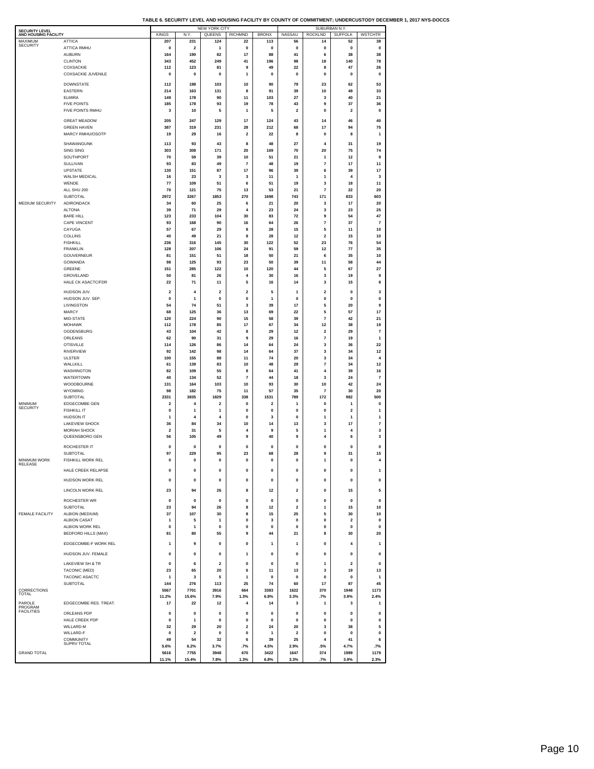**TABLE 6. SECURITY LEVEL AND HOUSING FACILITY BY COUNTY OF COMMITMENT; UNDERCUSTODY DECEMBER 1, 2017 NYS-DOCCS**

| SECURITY LEVEL AND HOUSING FACILITY | | NEW YORK CITY | | | | | SUBURBAN N.Y. | | | |
|---|---|---|---|---|---|---|---|---|---|---|
| | | KINGS | N.Y. | QUEENS | RICHMND | BRONX | NASSAU | ROCKLND | SUFFOLK | WSTCHTR |
| MAXIMUM SECURITY | ATTICA | 207 | 231 | 124 | 22 | 113 | 56 | 14 | 52 | 38 |
| | ATTICA RMHU | 0 | 2 | 1 | 0 | 0 | 0 | 0 | 0 | 0 |
| | AUBURN | 164 | 190 | 82 | 17 | 88 | 41 | 6 | 38 | 38 |
| | CLINTON | 343 | 452 | 249 | 41 | 196 | 98 | 18 | 140 | 78 |
| | COXSACKIE | 112 | 123 | 81 | 9 | 49 | 22 | 8 | 47 | 26 |
| | COXSACKIE JUVENILE | 0 | 0 | 0 | 1 | 0 | 0 | 0 | 0 | 0 |
| | DOWNSTATE | 112 | 198 | 103 | 10 | 90 | 79 | 23 | 62 | 53 |
| | EASTERN | 214 | 163 | 131 | 8 | 91 | 39 | 10 | 49 | 33 |
| | ELMIRA | 149 | 178 | 90 | 11 | 103 | 27 | 3 | 40 | 21 |
| | FIVE POINTS | 185 | 178 | 93 | 19 | 78 | 43 | 9 | 37 | 36 |
| | FIVE POINTS RMHU | 3 | 10 | 5 | 1 | 5 | 2 | 0 | 2 | 0 |
| | GREAT MEADOW | 205 | 247 | 129 | 17 | 124 | 43 | 14 | 46 | 40 |
| | GREEN HAVEN | 387 | 319 | 231 | 28 | 212 | 68 | 17 | 94 | 75 |
| | MARCY RMHU/OSOTP | 19 | 29 | 16 | 2 | 22 | 8 | 0 | 8 | 1 |
| | SHAWANGUNK | 113 | 93 | 43 | 8 | 48 | 27 | 4 | 31 | 19 |
| | SING SING | 303 | 308 | 171 | 20 | 169 | 70 | 20 | 75 | 74 |
| | SOUTHPORT | 70 | 59 | 39 | 10 | 51 | 21 | 1 | 12 | 9 |
| | SULLIVAN | 93 | 83 | 49 | 7 | 48 | 19 | 7 | 17 | 11 |
| | UPSTATE | 130 | 151 | 87 | 17 | 96 | 39 | 6 | 39 | 17 |
| | WALSH MEDICAL | 16 | 23 | 3 | 3 | 11 | 1 | 1 | 4 | 3 |
| | WENDE | 77 | 109 | 51 | 6 | 51 | 19 | 3 | 18 | 11 |
| | ALL SHU 200 | 70 | 121 | 75 | 13 | 53 | 21 | 7 | 22 | 20 |
| | SUBTOTAL | 2972 | 3267 | 1853 | 270 | 1698 | 743 | 171 | 833 | 603 |
| MEDIUM SECURITY | ADIRONDACK | 34 | 60 | 25 | 6 | 21 | 20 | 3 | 17 | 20 |
| | ALTONA | 39 | 71 | 29 | 4 | 23 | 24 | 3 | 23 | 25 |
| | BARE HILL | 123 | 233 | 104 | 30 | 83 | 72 | 9 | 54 | 47 |
| | CAPE VINCENT | 93 | 168 | 90 | 16 | 64 | 26 | 7 | 37 | 7 |
| | CAYUGA | 57 | 67 | 29 | 8 | 28 | 15 | 5 | 11 | 10 |
| | COLLINS | 40 | 49 | 21 | 8 | 28 | 12 | 2 | 15 | 10 |
| | FISHKILL | 236 | 316 | 145 | 30 | 122 | 52 | 23 | 76 | 54 |
| | FRANKLIN | 128 | 207 | 106 | 24 | 91 | 59 | 12 | 77 | 35 |
| | GOUVERNEUR | 81 | 151 | 51 | 18 | 50 | 21 | 6 | 35 | 10 |
| | GOWANDA | 98 | 125 | 93 | 23 | 50 | 39 | 11 | 58 | 44 |
| | GREENE | 151 | 285 | 122 | 10 | 120 | 44 | 5 | 67 | 27 |
| | GROVELAND | 50 | 81 | 26 | 4 | 30 | 16 | 3 | 19 | 9 |
| | HALE CK ASACTC/FDR | 22 | 71 | 11 | 5 | 16 | 14 | 3 | 15 | 8 |
| | HUDSON JUV. | 2 | 4 | 2 | 2 | 5 | 1 | 2 | 0 | 3 |
| | HUDSON JUV. SEP. | 0 | 1 | 0 | 0 | 1 | 0 | 0 | 0 | 0 |
| | LIVINGSTON | 54 | 74 | 51 | 3 | 39 | 17 | 5 | 20 | 9 |
| | MARCY | 68 | 125 | 36 | 13 | 69 | 22 | 5 | 57 | 17 |
| | MID-STATE | 120 | 224 | 90 | 15 | 58 | 39 | 7 | 42 | 21 |
| | MOHAWK | 112 | 178 | 85 | 17 | 67 | 34 | 12 | 38 | 19 |
| | OGDENSBURG | 43 | 104 | 42 | 8 | 29 | 12 | 2 | 29 | 7 |
| | ORLEANS | 62 | 90 | 31 | 9 | 29 | 16 | 7 | 19 | 1 |
| | OTISVILLE | 114 | 126 | 86 | 14 | 64 | 24 | 3 | 36 | 22 |
| | RIVERVIEW | 92 | 142 | 98 | 14 | 64 | 37 | 3 | 34 | 12 |
| | ULSTER | 100 | 155 | 88 | 11 | 74 | 20 | 3 | 34 | 4 |
| | WALLKILL | 61 | 139 | 83 | 10 | 48 | 29 | 7 | 34 | 12 |
| | WASHINGTON | 82 | 109 | 55 | 8 | 64 | 41 | 4 | 39 | 16 |
| | WATERTOWN | 40 | 134 | 52 | 7 | 44 | 18 | 3 | 24 | 7 |
| | WOODBOURNE | 131 | 164 | 103 | 10 | 93 | 30 | 10 | 42 | 24 |
| | WYOMING | 98 | 182 | 75 | 11 | 57 | 35 | 7 | 30 | 20 |
| | SUBTOTAL | 2331 | 3835 | 1829 | 338 | 1531 | 789 | 172 | 982 | 500 |
| MINIMUM SECURITY | EDGECOMBE GEN | 2 | 4 | 2 | 0 | 2 | 1 | 0 | 1 | 0 |
| | FISHKILL IT | 0 | 1 | 1 | 0 | 0 | 0 | 0 | 2 | 1 |
| | HUDSON IT | 1 | 4 | 4 | 0 | 3 | 0 | 1 | 1 | 1 |
| | LAKEVIEW SHOCK | 36 | 84 | 34 | 10 | 14 | 13 | 3 | 17 | 7 |
| | MORIAH SHOCK | 2 | 31 | 5 | 4 | 9 | 5 | 1 | 4 | 3 |
| | QUEENSBORO GEN | 56 | 105 | 49 | 9 | 40 | 9 | 4 | 6 | 3 |
| | ROCHESTER IT | 0 | 0 | 0 | 0 | 0 | 0 | 0 | 0 | 0 |
| | SUBTOTAL | 97 | 229 | 95 | 23 | 68 | 28 | 9 | 31 | 15 |
| MINIMUM WORK RELEASE | FISHKILL WORK REL | 0 | 0 | 0 | 0 | 0 | 0 | 1 | 0 | 4 |
| | HALE CREEK RELAPSE | 0 | 0 | 0 | 0 | 0 | 0 | 0 | 0 | 1 |
| | HUDSON WORK REL | 0 | 0 | 0 | 0 | 0 | 0 | 0 | 0 | 0 |
| | LINCOLN WORK REL | 23 | 94 | 26 | 8 | 12 | 2 | 0 | 15 | 5 |
| | ROCHESTER WR | 0 | 0 | 0 | 0 | 0 | 0 | 0 | 0 | 0 |
| | SUBTOTAL | 23 | 94 | 26 | 8 | 12 | 2 | 1 | 15 | 10 |
| FEMALE FACILITY | ALBION (MEDIUM) | 37 | 107 | 30 | 8 | 15 | 25 | 5 | 30 | 10 |
| | ALBION CASAT | 1 | 5 | 1 | 0 | 3 | 0 | 0 | 2 | 0 |
| | ALBION WORK REL | 0 | 1 | 0 | 0 | 0 | 0 | 0 | 0 | 0 |
| | BEDFORD HILLS (MAX) | 81 | 80 | 55 | 9 | 44 | 21 | 8 | 30 | 20 |
| | EDGECOMBE-F WORK REL | 1 | 9 | 0 | 0 | 1 | 1 | 0 | 4 | 1 |
| | HUDSON JUV. FEMALE | 0 | 0 | 0 | 1 | 0 | 0 | 0 | 0 | 0 |
| | LAKEVIEW SH & TR | 0 | 6 | 2 | 0 | 0 | 0 | 1 | 2 | 0 |
| | TACONIC (MED) | 23 | 65 | 20 | 6 | 11 | 13 | 3 | 19 | 13 |
| | TACONIC ASACTC | 1 | 3 | 5 | 1 | 0 | 0 | 0 | 0 | 1 |
| | SUBTOTAL | 144 | 276 | 113 | 25 | 74 | 60 | 17 | 87 | 45 |
| CORRECTIONS TOTAL | | 5567 | 7701 | 3916 | 664 | 3383 | 1622 | 370 | 1948 | 1173 |
| | | 11.2% | 15.6% | 7.9% | 1.3% | 6.8% | 3.3% | .7% | 3.9% | 2.4% |
| PAROLE PROGRAM FACILITIES | EDGECOMBE RES. TREAT. | 17 | 22 | 12 | 4 | 14 | 3 | 1 | 3 | 1 |
| | ORLEANS PDP | 0 | 0 | 0 | 0 | 0 | 0 | 0 | 0 | 0 |
| | HALE CREEK PDP | 0 | 1 | 0 | 0 | 0 | 0 | 0 | 0 | 0 |
| | WILLARD-M | 32 | 29 | 20 | 2 | 24 | 20 | 3 | 38 | 5 |
| | WILLARD-F | 0 | 2 | 0 | 0 | 1 | 2 | 0 | 0 | 0 |
| | COMMUNITY SUPRV TOTAL | 49 | 54 | 32 | 6 | 39 | 25 | 4 | 41 | 6 |
| | | 5.6% | 6.2% | 3.7% | .7% | 4.5% | 2.9% | .5% | 4.7% | .7% |
| GRAND TOTAL | | 5616 | 7755 | 3948 | 670 | 3422 | 1647 | 374 | 1989 | 1179 |
| | | 11.1% | 15.4% | 7.8% | 1.3% | 6.8% | 3.3% | .7% | 3.9% | 2.3% |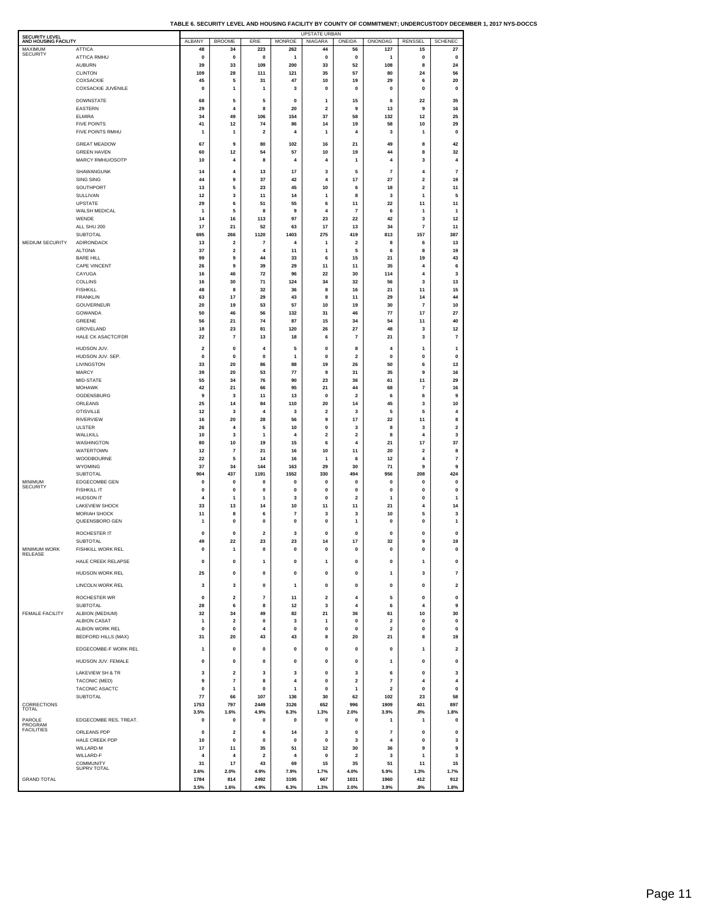**TABLE 6. SECURITY LEVEL AND HOUSING FACILITY BY COUNTY OF COMMITMENT; UNDERCUSTODY DECEMBER 1, 2017 NYS-DOCCS**

| SECURITY LEVEL AND HOUSING FACILITY | | UPSTATE URBAN | | | | | | | | |
|---|---|---|---|---|---|---|---|---|---|---|
| | | ALBANY | BROOME | ERIE | MONROE | NIAGARA | ONEIDA | ONONDAG | RENSSEL | SCHENEC |
| MAXIMUM SECURITY | ATTICA | 48 | 34 | 223 | 262 | 44 | 56 | 127 | 15 | 27 |
| | ATTICA RMHU | 0 | 0 | 0 | 1 | 0 | 0 | 1 | 0 | 0 |
| | AUBURN | 39 | 33 | 109 | 200 | 33 | 52 | 108 | 8 | 24 |
| | CLINTON | 109 | 28 | 111 | 121 | 35 | 57 | 80 | 24 | 56 |
| | COXSACKIE | 45 | 5 | 31 | 47 | 10 | 19 | 29 | 6 | 20 |
| | COXSACKIE JUVENILE | 0 | 1 | 1 | 3 | 0 | 0 | 0 | 0 | 0 |
| | DOWNSTATE | 68 | 5 | 5 | 0 | 1 | 15 | 6 | 22 | 35 |
| | EASTERN | 29 | 4 | 8 | 20 | 2 | 9 | 13 | 9 | 16 |
| | ELMIRA | 34 | 49 | 106 | 154 | 37 | 58 | 132 | 12 | 25 |
| | FIVE POINTS | 41 | 12 | 74 | 86 | 14 | 19 | 58 | 10 | 29 |
| | FIVE POINTS RMHU | 1 | 1 | 2 | 4 | 1 | 4 | 3 | 1 | 0 |
| | GREAT MEADOW | 67 | 9 | 80 | 102 | 16 | 21 | 49 | 8 | 42 |
| | GREEN HAVEN | 60 | 12 | 54 | 57 | 10 | 19 | 44 | 8 | 32 |
| | MARCY RMHU/OSOTP | 10 | 4 | 8 | 4 | 4 | 1 | 4 | 3 | 4 |
| | SHAWANGUNK | 14 | 4 | 13 | 17 | 3 | 5 | 7 | 4 | 7 |
| | SING SING | 44 | 9 | 37 | 42 | 4 | 17 | 27 | 2 | 19 |
| | SOUTHPORT | 13 | 5 | 23 | 45 | 10 | 6 | 18 | 2 | 11 |
| | SULLIVAN | 12 | 3 | 11 | 14 | 1 | 8 | 3 | 1 | 5 |
| | UPSTATE | 29 | 6 | 51 | 55 | 6 | 11 | 22 | 11 | 11 |
| | WALSH MEDICAL | 1 | 5 | 8 | 9 | 4 | 7 | 6 | 1 | 1 |
| | WENDE | 14 | 16 | 113 | 97 | 23 | 22 | 42 | 3 | 12 |
| | ALL SHU 200 | 17 | 21 | 52 | 63 | 17 | 13 | 34 | 7 | 11 |
| | SUBTOTAL | 695 | 266 | 1120 | 1403 | 275 | 419 | 813 | 157 | 387 |
| MEDIUM SECURITY | ADIRONDACK | 13 | 2 | 7 | 4 | 1 | 2 | 8 | 6 | 13 |
| | ALTONA | 37 | 2 | 4 | 11 | 1 | 5 | 6 | 8 | 19 |
| | BARE HILL | 99 | 9 | 44 | 33 | 6 | 15 | 21 | 19 | 43 |
| | CAPE VINCENT | 26 | 9 | 39 | 29 | 11 | 11 | 35 | 4 | 6 |
| | CAYUGA | 16 | 46 | 72 | 96 | 22 | 30 | 114 | 4 | 3 |
| | COLLINS | 16 | 30 | 71 | 124 | 34 | 32 | 56 | 3 | 13 |
| | FISHKILL | 48 | 8 | 32 | 36 | 8 | 16 | 21 | 11 | 15 |
| | FRANKLIN | 63 | 17 | 29 | 43 | 8 | 11 | 29 | 14 | 44 |
| | GOUVERNEUR | 20 | 19 | 53 | 57 | 10 | 19 | 30 | 7 | 10 |
| | GOWANDA | 50 | 46 | 56 | 132 | 31 | 46 | 77 | 17 | 27 |
| | GREENE | 56 | 21 | 74 | 87 | 15 | 34 | 54 | 11 | 40 |
| | GROVELAND | 18 | 23 | 81 | 120 | 26 | 27 | 48 | 3 | 12 |
| | HALE CK ASACTC/FDR | 22 | 7 | 13 | 18 | 6 | 7 | 21 | 3 | 7 |
| | HUDSON JUV. | 2 | 0 | 4 | 5 | 0 | 8 | 4 | 1 | 1 |
| | HUDSON JUV. SEP. | 0 | 0 | 0 | 1 | 0 | 2 | 0 | 0 | 0 |
| | LIVINGSTON | 33 | 20 | 86 | 88 | 19 | 26 | 50 | 6 | 13 |
| | MARCY | 39 | 20 | 53 | 77 | 9 | 31 | 35 | 9 | 16 |
| | MID-STATE | 55 | 34 | 76 | 90 | 23 | 36 | 61 | 11 | 29 |
| | MOHAWK | 42 | 21 | 66 | 95 | 21 | 44 | 68 | 7 | 16 |
| | OGDENSBURG | 9 | 3 | 11 | 13 | 0 | 2 | 6 | 6 | 9 |
| | ORLEANS | 25 | 14 | 84 | 110 | 20 | 14 | 45 | 3 | 10 |
| | OTISVILLE | 12 | 3 | 4 | 3 | 2 | 3 | 5 | 5 | 4 |
| | RIVERVIEW | 16 | 20 | 28 | 56 | 9 | 17 | 22 | 11 | 8 |
| | ULSTER | 26 | 4 | 5 | 10 | 0 | 3 | 8 | 3 | 2 |
| | WALLKILL | 10 | 3 | 1 | 4 | 2 | 2 | 8 | 4 | 3 |
| | WASHINGTON | 80 | 10 | 19 | 15 | 6 | 4 | 21 | 17 | 37 |
| | WATERTOWN | 12 | 7 | 21 | 16 | 10 | 11 | 20 | 2 | 8 |
| | WOODBOURNE | 22 | 5 | 14 | 16 | 1 | 6 | 12 | 4 | 7 |
| | WYOMING | 37 | 34 | 144 | 163 | 29 | 30 | 71 | 9 | 9 |
| | SUBTOTAL | 904 | 437 | 1191 | 1552 | 330 | 494 | 956 | 208 | 424 |
| MINIMUM SECURITY | EDGECOMBE GEN | 0 | 0 | 0 | 0 | 0 | 0 | 0 | 0 | 0 |
| | FISHKILL IT | 0 | 0 | 0 | 0 | 0 | 0 | 0 | 0 | 0 |
| | HUDSON IT | 4 | 1 | 1 | 3 | 0 | 2 | 1 | 0 | 1 |
| | LAKEVIEW SHOCK | 33 | 13 | 14 | 10 | 11 | 11 | 21 | 4 | 14 |
| | MORIAH SHOCK | 11 | 8 | 6 | 7 | 3 | 3 | 10 | 5 | 3 |
| | QUEENSBORO GEN | 1 | 0 | 0 | 0 | 0 | 1 | 0 | 0 | 1 |
| | ROCHESTER IT | 0 | 0 | 2 | 3 | 0 | 0 | 0 | 0 | 0 |
| | SUBTOTAL | 49 | 22 | 23 | 23 | 14 | 17 | 32 | 9 | 19 |
| MINIMUM WORK RELEASE | FISHKILL WORK REL | 0 | 1 | 0 | 0 | 0 | 0 | 0 | 0 | 0 |
| | HALE CREEK RELAPSE | 0 | 0 | 1 | 0 | 1 | 0 | 0 | 1 | 0 |
| | HUDSON WORK REL | 25 | 0 | 0 | 0 | 0 | 0 | 1 | 3 | 7 |
| | LINCOLN WORK REL | 3 | 3 | 0 | 1 | 0 | 0 | 0 | 0 | 2 |
| | ROCHESTER WR | 0 | 2 | 7 | 11 | 2 | 4 | 5 | 0 | 0 |
| | SUBTOTAL | 28 | 6 | 8 | 12 | 3 | 4 | 6 | 4 | 9 |
| FEMALE FACILITY | ALBION (MEDIUM) | 32 | 34 | 49 | 82 | 21 | 36 | 61 | 10 | 30 |
| | ALBION CASAT | 1 | 2 | 0 | 3 | 1 | 0 | 2 | 0 | 0 |
| | ALBION WORK REL | 0 | 0 | 4 | 0 | 0 | 0 | 2 | 0 | 0 |
| | BEDFORD HILLS (MAX) | 31 | 20 | 43 | 43 | 8 | 20 | 21 | 8 | 19 |
| | EDGECOMBE-F WORK REL | 1 | 0 | 0 | 0 | 0 | 0 | 0 | 1 | 2 |
| | HUDSON JUV. FEMALE | 0 | 0 | 0 | 0 | 0 | 0 | 1 | 0 | 0 |
| | LAKEVIEW SH & TR | 3 | 2 | 3 | 3 | 0 | 3 | 6 | 0 | 3 |
| | TACONIC (MED) | 9 | 7 | 8 | 4 | 0 | 2 | 7 | 4 | 4 |
| | TACONIC ASACTC | 0 | 1 | 0 | 1 | 0 | 1 | 2 | 0 | 0 |
| | SUBTOTAL | 77 | 66 | 107 | 136 | 30 | 62 | 102 | 23 | 58 |
| CORRECTIONS TOTAL | | 1753 | 797 | 2449 | 3126 | 652 | 996 | 1909 | 401 | 897 |
| | | 3.5% | 1.6% | 4.9% | 6.3% | 1.3% | 2.0% | 3.9% | .8% | 1.8% |
| PAROLE PROGRAM FACILITIES | EDGECOMBE RES. TREAT. | 0 | 0 | 0 | 0 | 0 | 0 | 1 | 1 | 0 |
| | ORLEANS PDP | 0 | 2 | 6 | 14 | 3 | 0 | 7 | 0 | 0 |
| | HALE CREEK PDP | 10 | 0 | 0 | 0 | 0 | 3 | 4 | 0 | 3 |
| | WILLARD-M | 17 | 11 | 35 | 51 | 12 | 30 | 36 | 9 | 9 |
| | WILLARD-F | 4 | 4 | 2 | 4 | 0 | 2 | 3 | 1 | 3 |
| | COMMUNITY SUPRV TOTAL | 31 | 17 | 43 | 69 | 15 | 35 | 51 | 11 | 15 |
| | | 3.6% | 2.0% | 4.9% | 7.9% | 1.7% | 4.0% | 5.9% | 1.3% | 1.7% |
| GRAND TOTAL | | 1784 | 814 | 2492 | 3195 | 667 | 1031 | 1960 | 412 | 912 |
| | | 3.5% | 1.6% | 4.9% | 6.3% | 1.3% | 2.0% | 3.9% | .8% | 1.8% |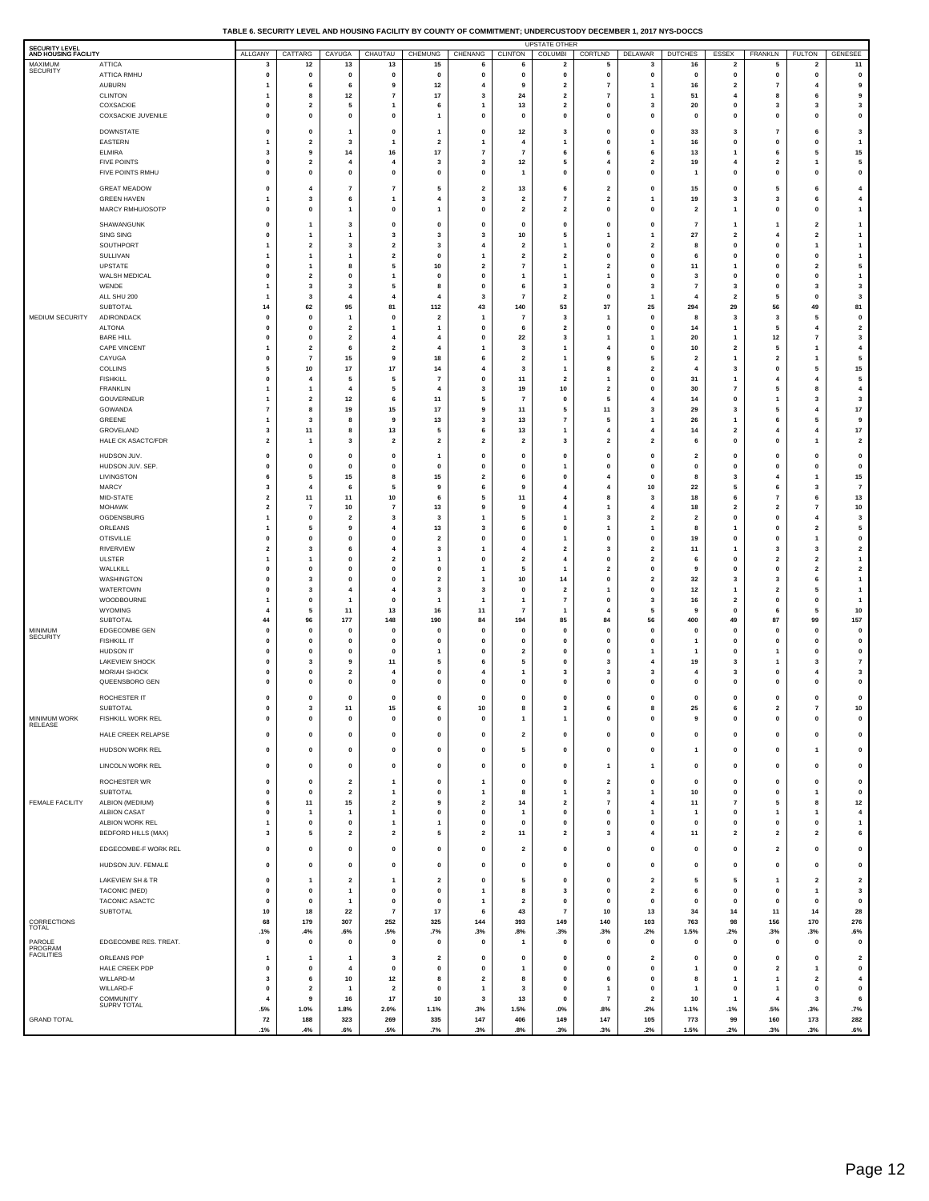**TABLE 6. SECURITY LEVEL AND HOUSING FACILITY BY COUNTY OF COMMITMENT; UNDERCUSTODY DECEMBER 1, 2017 NYS-DOCCS**

| SECURITY LEVEL AND HOUSING FACILITY | | UPSTATE OTHER | | | | | | | | | | | | | | | |
|---|---|---|---|---|---|---|---|---|---|---|---|---|---|---|---|---|---|
| | | ALLGANY | CATTARG | CAYUGA | CHAUTAU | CHEMUNG | CHENANG | CLINTON | COLUMBI | CORTLND | DELAWAR | DUTCHES | ESSEX | FRANKLN | FULTON | GENESEE |
| MAXIMUM SECURITY | ATTICA | 3 | 12 | 13 | 13 | 15 | 6 | 6 | 2 | 5 | 3 | 16 | 2 | 5 | 2 | 11 |
| | ATTICA RMHU | 0 | 0 | 0 | 0 | 0 | 0 | 0 | 0 | 0 | 0 | 0 | 0 | 0 | 0 | 0 |
| | AUBURN | 1 | 6 | 6 | 9 | 12 | 4 | 9 | 2 | 7 | 1 | 16 | 2 | 7 | 4 | 9 |
| | CLINTON | 1 | 8 | 12 | 7 | 17 | 3 | 24 | 2 | 7 | 1 | 51 | 4 | 8 | 6 | 9 |
| | COXSACKIE | 0 | 2 | 5 | 1 | 6 | 1 | 13 | 2 | 0 | 3 | 20 | 0 | 3 | 3 | 3 |
| | COXSACKIE JUVENILE | 0 | 0 | 0 | 0 | 1 | 0 | 0 | 0 | 0 | 0 | 0 | 0 | 0 | 0 | 0 |
| | DOWNSTATE | 0 | 0 | 1 | 0 | 1 | 0 | 12 | 3 | 0 | 0 | 33 | 3 | 7 | 6 | 3 |
| | EASTERN | 1 | 2 | 3 | 1 | 2 | 1 | 4 | 1 | 0 | 1 | 16 | 0 | 0 | 0 | 1 |
| | ELMIRA | 3 | 9 | 14 | 16 | 17 | 7 | 7 | 6 | 6 | 6 | 13 | 1 | 6 | 5 | 15 |
| | FIVE POINTS | 0 | 2 | 4 | 4 | 3 | 3 | 12 | 5 | 4 | 2 | 19 | 4 | 2 | 1 | 5 |
| | FIVE POINTS RMHU | 0 | 0 | 0 | 0 | 0 | 0 | 1 | 0 | 0 | 0 | 1 | 0 | 0 | 0 | 0 |
| | GREAT MEADOW | 0 | 4 | 7 | 7 | 5 | 2 | 13 | 6 | 2 | 0 | 15 | 0 | 5 | 6 | 4 |
| | GREEN HAVEN | 1 | 3 | 6 | 1 | 4 | 3 | 2 | 7 | 2 | 1 | 19 | 3 | 3 | 6 | 4 |
| | MARCY RMHU/OSOTP | 0 | 0 | 1 | 0 | 1 | 0 | 2 | 2 | 0 | 0 | 2 | 1 | 0 | 0 | 1 |
| | SHAWANGUNK | 0 | 1 | 3 | 0 | 0 | 0 | 0 | 0 | 0 | 0 | 7 | 1 | 1 | 2 | 1 |
| | SING SING | 0 | 1 | 1 | 3 | 3 | 3 | 10 | 5 | 1 | 1 | 27 | 2 | 4 | 2 | 1 |
| | SOUTHPORT | 1 | 2 | 3 | 2 | 3 | 4 | 2 | 1 | 0 | 2 | 8 | 0 | 0 | 1 | 1 |
| | SULLIVAN | 1 | 1 | 1 | 2 | 0 | 1 | 2 | 2 | 0 | 0 | 6 | 0 | 0 | 0 | 1 |
| | UPSTATE | 0 | 1 | 8 | 5 | 10 | 2 | 7 | 1 | 2 | 0 | 11 | 1 | 0 | 2 | 5 |
| | WALSH MEDICAL | 0 | 2 | 0 | 1 | 0 | 0 | 1 | 1 | 1 | 0 | 3 | 0 | 0 | 0 | 1 |
| | WENDE | 1 | 3 | 3 | 5 | 8 | 0 | 6 | 3 | 0 | 3 | 7 | 3 | 0 | 3 | 3 |
| | ALL SHU 200 | 1 | 3 | 4 | 4 | 4 | 3 | 7 | 2 | 0 | 1 | 4 | 2 | 5 | 0 | 3 |
| | SUBTOTAL | 14 | 62 | 95 | 81 | 112 | 43 | 140 | 53 | 37 | 25 | 294 | 29 | 56 | 49 | 81 |
| MEDIUM SECURITY | ADIRONDACK | 0 | 0 | 1 | 0 | 2 | 1 | 7 | 3 | 1 | 0 | 8 | 3 | 3 | 5 | 0 |
| | ALTONA | 0 | 0 | 2 | 1 | 1 | 0 | 6 | 2 | 0 | 0 | 14 | 1 | 5 | 4 | 2 |
| | BARE HILL | 0 | 0 | 2 | 4 | 4 | 0 | 22 | 3 | 1 | 1 | 20 | 1 | 12 | 7 | 3 |
| | CAPE VINCENT | 1 | 2 | 6 | 2 | 4 | 1 | 3 | 1 | 4 | 0 | 10 | 2 | 5 | 1 | 4 |
| | CAYUGA | 0 | 7 | 15 | 9 | 18 | 6 | 2 | 1 | 9 | 5 | 2 | 1 | 2 | 1 | 5 |
| | COLLINS | 5 | 10 | 17 | 17 | 14 | 4 | 3 | 1 | 8 | 2 | 4 | 3 | 0 | 5 | 15 |
| | FISHKILL | 0 | 4 | 5 | 5 | 7 | 0 | 11 | 2 | 1 | 0 | 31 | 1 | 4 | 4 | 5 |
| | FRANKLIN | 1 | 1 | 4 | 5 | 4 | 3 | 19 | 10 | 2 | 0 | 30 | 7 | 5 | 8 | 4 |
| | GOUVERNEUR | 1 | 2 | 12 | 6 | 11 | 5 | 7 | 0 | 5 | 4 | 14 | 0 | 1 | 3 | 3 |
| | GOWANDA | 7 | 8 | 19 | 15 | 17 | 9 | 11 | 5 | 11 | 3 | 29 | 3 | 5 | 4 | 17 |
| | GREENE | 1 | 3 | 8 | 9 | 13 | 3 | 13 | 7 | 5 | 1 | 26 | 1 | 6 | 5 | 9 |
| | GROVELAND | 3 | 11 | 8 | 13 | 5 | 6 | 13 | 1 | 4 | 4 | 14 | 2 | 4 | 4 | 17 |
| | HALE CK ASACTC/FDR | 2 | 1 | 3 | 2 | 2 | 2 | 2 | 3 | 2 | 2 | 6 | 0 | 0 | 1 | 2 |
| | HUDSON JUV. | 0 | 0 | 0 | 0 | 1 | 0 | 0 | 0 | 0 | 0 | 2 | 0 | 0 | 0 | 0 |
| | HUDSON JUV. SEP. | 0 | 0 | 0 | 0 | 0 | 0 | 0 | 1 | 0 | 0 | 0 | 0 | 0 | 0 | 0 |
| | LIVINGSTON | 6 | 5 | 15 | 8 | 15 | 2 | 6 | 0 | 4 | 0 | 8 | 3 | 4 | 1 | 15 |
| | MARCY | 3 | 4 | 6 | 5 | 9 | 6 | 9 | 4 | 4 | 10 | 22 | 5 | 6 | 3 | 7 |
| | MID-STATE | 2 | 11 | 11 | 10 | 6 | 5 | 11 | 4 | 8 | 3 | 18 | 6 | 7 | 6 | 13 |
| | MOHAWK | 2 | 7 | 10 | 7 | 13 | 9 | 9 | 4 | 1 | 4 | 18 | 2 | 2 | 7 | 10 |
| | OGDENSBURG | 1 | 0 | 2 | 3 | 3 | 1 | 5 | 1 | 3 | 2 | 2 | 0 | 0 | 4 | 3 |
| | ORLEANS | 1 | 5 | 9 | 4 | 13 | 3 | 6 | 0 | 1 | 1 | 8 | 1 | 0 | 2 | 5 |
| | OTISVILLE | 0 | 0 | 0 | 0 | 2 | 0 | 0 | 1 | 0 | 0 | 19 | 0 | 0 | 1 | 0 |
| | RIVERVIEW | 2 | 3 | 6 | 4 | 3 | 1 | 4 | 2 | 3 | 2 | 11 | 1 | 3 | 3 | 2 |
| | ULSTER | 1 | 1 | 0 | 2 | 1 | 0 | 2 | 4 | 0 | 2 | 6 | 0 | 2 | 2 | 1 |
| | WALLKILL | 0 | 0 | 0 | 0 | 0 | 1 | 5 | 1 | 2 | 0 | 9 | 0 | 0 | 2 | 2 |
| | WASHINGTON | 0 | 3 | 0 | 0 | 2 | 1 | 10 | 14 | 0 | 2 | 32 | 3 | 3 | 6 | 1 |
| | WATERTOWN | 0 | 3 | 4 | 4 | 3 | 3 | 0 | 2 | 1 | 0 | 12 | 1 | 2 | 5 | 1 |
| | WOODBOURNE | 1 | 0 | 1 | 0 | 1 | 1 | 1 | 7 | 0 | 3 | 16 | 2 | 0 | 0 | 1 |
| | WYOMING | 4 | 5 | 11 | 13 | 16 | 11 | 7 | 1 | 4 | 5 | 9 | 0 | 6 | 5 | 10 |
| | SUBTOTAL | 44 | 96 | 177 | 148 | 190 | 84 | 194 | 85 | 84 | 56 | 400 | 49 | 87 | 99 | 157 |
| MINIMUM SECURITY | EDGECOMBE GEN | 0 | 0 | 0 | 0 | 0 | 0 | 0 | 0 | 0 | 0 | 0 | 0 | 0 | 0 | 0 |
| | FISHKILL IT | 0 | 0 | 0 | 0 | 0 | 0 | 0 | 0 | 0 | 0 | 1 | 0 | 0 | 0 | 0 |
| | HUDSON IT | 0 | 0 | 0 | 0 | 1 | 0 | 2 | 0 | 0 | 1 | 1 | 0 | 1 | 0 | 0 |
| | LAKEVIEW SHOCK | 0 | 3 | 9 | 11 | 5 | 6 | 5 | 0 | 3 | 4 | 19 | 3 | 1 | 3 | 7 |
| | MORIAH SHOCK | 0 | 0 | 2 | 4 | 0 | 4 | 1 | 3 | 3 | 3 | 4 | 3 | 0 | 4 | 3 |
| | QUEENSBORO GEN | 0 | 0 | 0 | 0 | 0 | 0 | 0 | 0 | 0 | 0 | 0 | 0 | 0 | 0 | 0 |
| | ROCHESTER IT | 0 | 0 | 0 | 0 | 0 | 0 | 0 | 0 | 0 | 0 | 0 | 0 | 0 | 0 | 0 |
| | SUBTOTAL | 0 | 3 | 11 | 15 | 6 | 10 | 8 | 3 | 6 | 8 | 25 | 6 | 2 | 7 | 10 |
| MINIMUM WORK RELEASE | FISHKILL WORK REL | 0 | 0 | 0 | 0 | 0 | 0 | 1 | 1 | 0 | 0 | 9 | 0 | 0 | 0 | 0 |
| | HALE CREEK RELAPSE | 0 | 0 | 0 | 0 | 0 | 0 | 2 | 0 | 0 | 0 | 0 | 0 | 0 | 0 | 0 |
| | HUDSON WORK REL | 0 | 0 | 0 | 0 | 0 | 0 | 5 | 0 | 0 | 0 | 1 | 0 | 0 | 1 | 0 |
| | LINCOLN WORK REL | 0 | 0 | 0 | 0 | 0 | 0 | 0 | 0 | 1 | 1 | 0 | 0 | 0 | 0 | 0 |
| | ROCHESTER WR | 0 | 0 | 2 | 1 | 0 | 1 | 0 | 0 | 2 | 0 | 0 | 0 | 0 | 0 | 0 |
| | SUBTOTAL | 0 | 0 | 2 | 1 | 0 | 1 | 8 | 1 | 3 | 1 | 10 | 0 | 0 | 1 | 0 |
| FEMALE FACILITY | ALBION (MEDIUM) | 6 | 11 | 15 | 2 | 9 | 2 | 14 | 2 | 7 | 4 | 11 | 7 | 5 | 8 | 12 |
| | ALBION CASAT | 0 | 1 | 1 | 1 | 0 | 0 | 1 | 0 | 0 | 1 | 1 | 0 | 1 | 1 | 4 |
| | ALBION WORK REL | 1 | 0 | 0 | 1 | 1 | 0 | 0 | 0 | 0 | 0 | 0 | 0 | 0 | 0 | 1 |
| | BEDFORD HILLS (MAX) | 3 | 5 | 2 | 2 | 5 | 2 | 11 | 2 | 3 | 4 | 11 | 2 | 2 | 2 | 6 |
| | EDGECOMBE-F WORK REL | 0 | 0 | 0 | 0 | 0 | 0 | 2 | 0 | 0 | 0 | 0 | 0 | 2 | 0 | 0 |
| | HUDSON JUV. FEMALE | 0 | 0 | 0 | 0 | 0 | 0 | 0 | 0 | 0 | 0 | 0 | 0 | 0 | 0 | 0 |
| | LAKEVIEW SH & TR | 0 | 1 | 2 | 1 | 2 | 0 | 5 | 0 | 0 | 2 | 5 | 5 | 1 | 2 | 2 |
| | TACONIC (MED) | 0 | 0 | 1 | 0 | 0 | 1 | 8 | 3 | 0 | 2 | 6 | 0 | 0 | 1 | 3 |
| | TACONIC ASACTC | 0 | 0 | 1 | 0 | 0 | 1 | 2 | 0 | 0 | 0 | 0 | 0 | 0 | 0 | 0 |
| | SUBTOTAL | 10 | 18 | 22 | 7 | 17 | 6 | 43 | 7 | 10 | 13 | 34 | 14 | 11 | 14 | 28 |
| CORRECTIONS TOTAL | | 68 | 179 | 307 | 252 | 325 | 144 | 393 | 149 | 140 | 103 | 763 | 98 | 156 | 170 | 276 |
| | | .1% | .4% | .6% | .5% | .7% | .3% | .8% | .3% | .3% | .2% | 1.5% | .2% | .3% | .3% | .6% |
| PAROLE PROGRAM FACILITIES | EDGECOMBE RES. TREAT. | 0 | 0 | 0 | 0 | 0 | 0 | 1 | 0 | 0 | 0 | 0 | 0 | 0 | 0 | 0 |
| | ORLEANS PDP | 1 | 1 | 1 | 3 | 2 | 0 | 0 | 0 | 0 | 2 | 0 | 0 | 0 | 0 | 2 |
| | HALE CREEK PDP | 0 | 0 | 4 | 0 | 0 | 0 | 1 | 0 | 0 | 0 | 1 | 0 | 2 | 1 | 0 |
| | WILLARD-M | 3 | 6 | 10 | 12 | 8 | 2 | 8 | 0 | 6 | 0 | 8 | 1 | 1 | 2 | 4 |
| | WILLARD-F | 0 | 2 | 1 | 2 | 0 | 1 | 3 | 0 | 1 | 0 | 1 | 0 | 1 | 0 | 0 |
| | COMMUNITY SUPRV TOTAL | 4 | 9 | 16 | 17 | 10 | 3 | 13 | 0 | 7 | 2 | 10 | 1 | 4 | 3 | 6 |
| | | .5% | 1.0% | 1.8% | 2.0% | 1.1% | .3% | 1.5% | .0% | .8% | .2% | 1.1% | .1% | .5% | .3% | .7% |
| GRAND TOTAL | | 72 | 188 | 323 | 269 | 335 | 147 | 406 | 149 | 147 | 105 | 773 | 99 | 160 | 173 | 282 |
| | | .1% | .4% | .6% | .5% | .7% | .3% | .8% | .3% | .3% | .2% | 1.5% | .2% | .3% | .3% | .6% |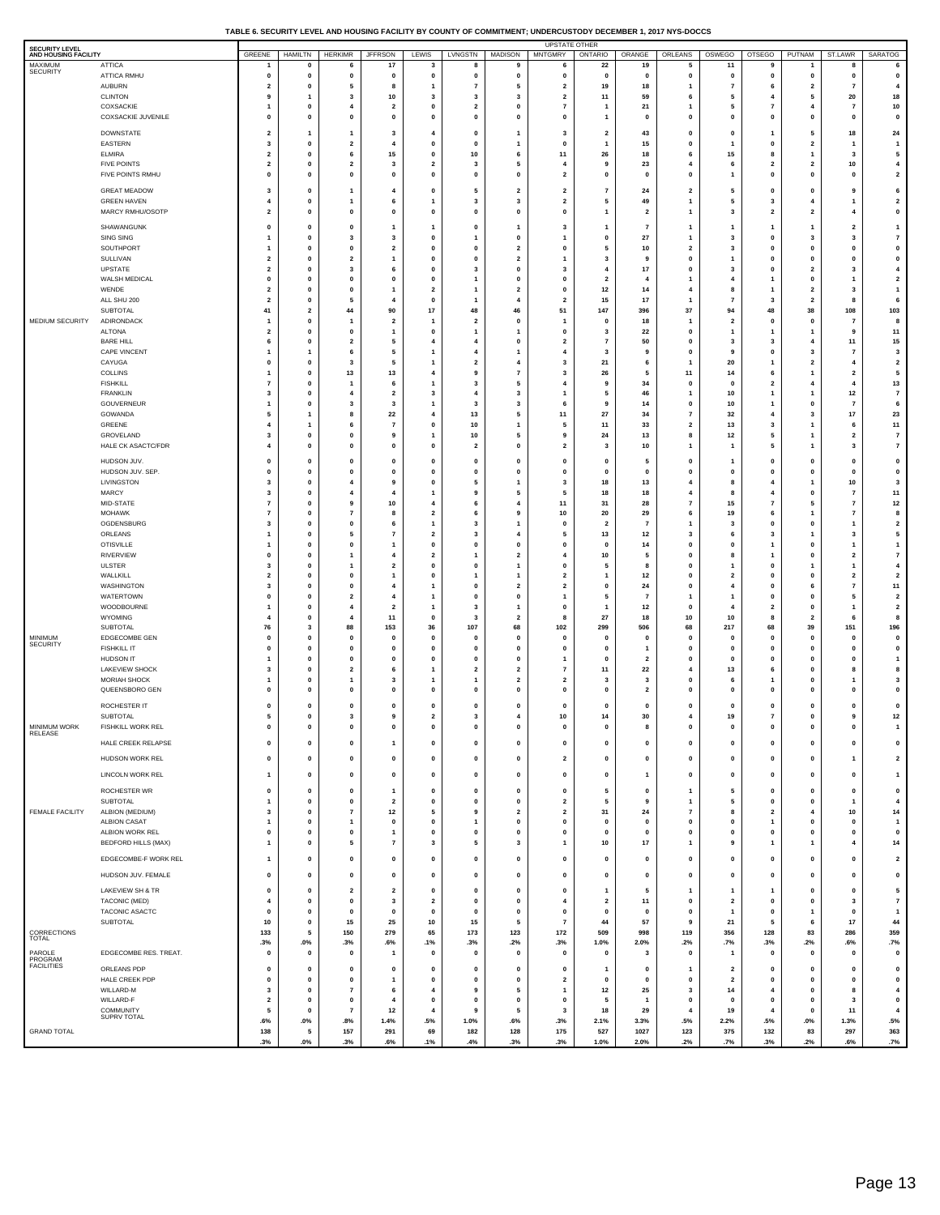TABLE 6. SECURITY LEVEL AND HOUSING FACILITY BY COUNTY OF COMMITMENT; UNDERCUSTODY DECEMBER 1, 2017 NYS-DOCCS

| SECURITY LEVEL AND HOUSING FACILITY | | UPSTATE OTHER | | | | | | | | | | | | | | | |
|---|---|---|---|---|---|---|---|---|---|---|---|---|---|---|---|---|---|
| | | GREENE | HAMILTN | HERKIMR | JFFRSON | LEWIS | LVNGSTN | MADISON | MNTGMRY | ONTARIO | ORANGE | ORLEANS | OSWEGO | OTSEGO | PUTNAM | ST.LAWR | SARATOG |
| MAXIMUM SECURITY | ATTICA | 1 | 0 | 6 | 17 | 3 | 8 | 9 | 6 | 22 | 19 | 5 | 11 | 9 | 1 | 8 | 6 |
| | ATTICA RMHU | 0 | 0 | 0 | 0 | 0 | 0 | 0 | 0 | 0 | 0 | 0 | 0 | 0 | 0 | 0 | 0 |
| | AUBURN | 2 | 0 | 5 | 8 | 1 | 7 | 5 | 2 | 19 | 18 | 1 | 7 | 6 | 2 | 7 | 4 |
| | CLINTON | 9 | 1 | 3 | 10 | 3 | 3 | 3 | 2 | 11 | 59 | 6 | 5 | 4 | 5 | 20 | 18 |
| | COXSACKIE | 1 | 0 | 4 | 2 | 0 | 2 | 0 | 7 | 1 | 21 | 1 | 5 | 7 | 4 | 7 | 10 |
| | COXSACKIE JUVENILE | 0 | 0 | 0 | 0 | 0 | 0 | 0 | 0 | 1 | 0 | 0 | 0 | 0 | 0 | 0 | 0 |
| | DOWNSTATE | 2 | 1 | 1 | 3 | 4 | 0 | 1 | 3 | 2 | 43 | 0 | 0 | 1 | 5 | 18 | 24 |
| | EASTERN | 3 | 0 | 2 | 4 | 0 | 0 | 1 | 0 | 1 | 15 | 0 | 1 | 0 | 2 | 1 | 1 |
| | ELMIRA | 2 | 0 | 6 | 15 | 0 | 10 | 6 | 11 | 26 | 18 | 6 | 15 | 8 | 1 | 3 | 5 |
| | FIVE POINTS | 2 | 0 | 2 | 3 | 2 | 3 | 5 | 4 | 9 | 23 | 4 | 6 | 2 | 2 | 10 | 4 |
| | FIVE POINTS RMHU | 0 | 0 | 0 | 0 | 0 | 0 | 0 | 2 | 0 | 0 | 0 | 1 | 0 | 0 | 0 | 2 |
| | GREAT MEADOW | 3 | 0 | 1 | 4 | 0 | 5 | 2 | 2 | 7 | 24 | 2 | 5 | 0 | 0 | 9 | 6 |
| | GREEN HAVEN | 4 | 0 | 1 | 6 | 1 | 3 | 3 | 2 | 5 | 49 | 1 | 5 | 3 | 4 | 1 | 2 |
| | MARCY RMHU/OSOTP | 2 | 0 | 0 | 0 | 0 | 0 | 0 | 0 | 1 | 2 | 1 | 3 | 2 | 2 | 4 | 0 |
| | SHAWANGUNK | 0 | 0 | 0 | 1 | 1 | 0 | 1 | 3 | 1 | 7 | 1 | 1 | 1 | 1 | 2 | 1 |
| | SING SING | 1 | 0 | 3 | 3 | 0 | 1 | 0 | 1 | 0 | 27 | 1 | 3 | 0 | 3 | 3 | 7 |
| | SOUTHPORT | 1 | 0 | 0 | 2 | 0 | 0 | 2 | 0 | 5 | 10 | 2 | 3 | 0 | 0 | 0 | 0 |
| | SULLIVAN | 2 | 0 | 2 | 1 | 0 | 0 | 2 | 1 | 3 | 9 | 0 | 1 | 0 | 0 | 0 | 0 |
| | UPSTATE | 2 | 0 | 3 | 6 | 0 | 3 | 0 | 3 | 4 | 17 | 0 | 3 | 0 | 2 | 3 | 4 |
| | WALSH MEDICAL | 0 | 0 | 0 | 0 | 0 | 1 | 0 | 0 | 2 | 4 | 1 | 4 | 1 | 0 | 1 | 2 |
| | WENDE | 2 | 0 | 0 | 1 | 2 | 1 | 2 | 0 | 12 | 14 | 4 | 8 | 1 | 2 | 3 | 1 |
| | ALL SHU 200 | 2 | 0 | 5 | 4 | 0 | 1 | 4 | 2 | 15 | 17 | 1 | 7 | 3 | 2 | 8 | 6 |
| | SUBTOTAL | 41 | 2 | 44 | 90 | 17 | 48 | 46 | 51 | 147 | 396 | 37 | 94 | 48 | 38 | 108 | 103 |
| MEDIUM SECURITY | ADIRONDACK | 1 | 0 | 1 | 2 | 1 | 2 | 0 | 1 | 0 | 18 | 1 | 2 | 0 | 0 | 7 | 8 |
| | ALTONA | 2 | 0 | 0 | 1 | 0 | 1 | 1 | 0 | 3 | 22 | 0 | 1 | 1 | 1 | 9 | 11 |
| | BARE HILL | 6 | 0 | 2 | 5 | 4 | 4 | 0 | 2 | 7 | 50 | 0 | 3 | 3 | 4 | 11 | 15 |
| | CAPE VINCENT | 1 | 1 | 6 | 5 | 1 | 4 | 1 | 4 | 3 | 9 | 0 | 9 | 0 | 3 | 7 | 3 |
| | CAYUGA | 0 | 0 | 3 | 5 | 1 | 2 | 4 | 3 | 21 | 6 | 1 | 20 | 1 | 2 | 4 | 2 |
| | COLLINS | 1 | 0 | 13 | 13 | 4 | 9 | 7 | 3 | 26 | 5 | 11 | 14 | 6 | 1 | 2 | 5 |
| | FISHKILL | 7 | 0 | 1 | 6 | 1 | 3 | 5 | 4 | 9 | 34 | 0 | 0 | 2 | 4 | 4 | 13 |
| | FRANKLIN | 3 | 0 | 4 | 2 | 3 | 4 | 3 | 1 | 5 | 46 | 1 | 10 | 1 | 1 | 12 | 7 |
| | GOUVERNEUR | 1 | 0 | 3 | 3 | 1 | 3 | 3 | 6 | 9 | 14 | 0 | 10 | 1 | 0 | 7 | 6 |
| | GOWANDA | 5 | 1 | 8 | 22 | 4 | 13 | 5 | 11 | 27 | 34 | 7 | 32 | 4 | 3 | 17 | 23 |
| | GREENE | 4 | 1 | 6 | 7 | 0 | 10 | 1 | 5 | 11 | 33 | 2 | 13 | 3 | 1 | 6 | 11 |
| | GROVELAND | 3 | 0 | 0 | 9 | 1 | 10 | 5 | 9 | 24 | 13 | 8 | 12 | 5 | 1 | 2 | 7 |
| | HALE CK ASACTC/FDR | 4 | 0 | 0 | 0 | 0 | 2 | 0 | 2 | 3 | 10 | 1 | 1 | 5 | 1 | 3 | 7 |
| | HUDSON JUV. | 0 | 0 | 0 | 0 | 0 | 0 | 0 | 0 | 0 | 5 | 0 | 1 | 0 | 0 | 0 | 0 |
| | HUDSON JUV. SEP. | 0 | 0 | 0 | 0 | 0 | 0 | 0 | 0 | 0 | 0 | 0 | 0 | 0 | 0 | 0 | 0 |
| | LIVINGSTON | 3 | 0 | 4 | 9 | 0 | 5 | 1 | 3 | 18 | 13 | 4 | 8 | 4 | 1 | 10 | 3 |
| | MARCY | 3 | 0 | 4 | 4 | 1 | 9 | 5 | 5 | 18 | 18 | 4 | 8 | 4 | 0 | 7 | 11 |
| | MID-STATE | 7 | 0 | 9 | 10 | 4 | 6 | 4 | 11 | 31 | 28 | 7 | 15 | 7 | 5 | 7 | 12 |
| | MOHAWK | 7 | 0 | 7 | 8 | 2 | 6 | 9 | 10 | 20 | 29 | 6 | 19 | 6 | 1 | 7 | 8 |
| | OGDENSBURG | 3 | 0 | 0 | 6 | 1 | 3 | 1 | 0 | 2 | 7 | 1 | 3 | 0 | 0 | 1 | 2 |
| | ORLEANS | 1 | 0 | 5 | 7 | 2 | 3 | 4 | 5 | 13 | 12 | 3 | 6 | 3 | 1 | 3 | 5 |
| | OTISVILLE | 1 | 0 | 0 | 1 | 0 | 0 | 0 | 0 | 0 | 14 | 0 | 0 | 1 | 0 | 1 | 1 |
| | RIVERVIEW | 0 | 0 | 1 | 4 | 2 | 1 | 2 | 4 | 10 | 5 | 0 | 8 | 1 | 0 | 2 | 7 |
| | ULSTER | 3 | 0 | 1 | 2 | 0 | 0 | 1 | 0 | 5 | 8 | 0 | 1 | 0 | 1 | 1 | 4 |
| | WALLKILL | 2 | 0 | 0 | 1 | 0 | 1 | 1 | 2 | 1 | 12 | 0 | 2 | 0 | 0 | 2 | 2 |
| | WASHINGTON | 3 | 0 | 0 | 4 | 1 | 0 | 2 | 2 | 0 | 24 | 0 | 4 | 0 | 6 | 7 | 11 |
| | WATERTOWN | 0 | 0 | 2 | 4 | 1 | 0 | 0 | 1 | 5 | 7 | 1 | 1 | 0 | 0 | 5 | 2 |
| | WOODBOURNE | 1 | 0 | 4 | 2 | 1 | 3 | 1 | 0 | 1 | 12 | 0 | 4 | 2 | 0 | 1 | 2 |
| | WYOMING | 4 | 0 | 4 | 11 | 0 | 3 | 2 | 8 | 27 | 18 | 10 | 10 | 8 | 2 | 6 | 8 |
| | SUBTOTAL | 76 | 3 | 88 | 153 | 36 | 107 | 68 | 102 | 299 | 506 | 68 | 217 | 68 | 39 | 151 | 196 |
| MINIMUM SECURITY | EDGECOMBE GEN | 0 | 0 | 0 | 0 | 0 | 0 | 0 | 0 | 0 | 0 | 0 | 0 | 0 | 0 | 0 | 0 |
| | FISHKILL IT | 0 | 0 | 0 | 0 | 0 | 0 | 0 | 0 | 0 | 1 | 0 | 0 | 0 | 0 | 0 | 0 |
| | HUDSON IT | 1 | 0 | 0 | 0 | 0 | 0 | 0 | 1 | 0 | 2 | 0 | 0 | 0 | 0 | 0 | 1 |
| | LAKEVIEW SHOCK | 3 | 0 | 2 | 6 | 1 | 2 | 2 | 7 | 11 | 22 | 4 | 13 | 6 | 0 | 8 | 8 |
| | MORIAH SHOCK | 1 | 0 | 1 | 3 | 1 | 1 | 2 | 2 | 3 | 3 | 0 | 6 | 1 | 0 | 1 | 3 |
| | QUEENSBORO GEN | 0 | 0 | 0 | 0 | 0 | 0 | 0 | 0 | 0 | 2 | 0 | 0 | 0 | 0 | 0 | 0 |
| | ROCHESTER IT | 0 | 0 | 0 | 0 | 0 | 0 | 0 | 0 | 0 | 0 | 0 | 0 | 0 | 0 | 0 | 0 |
| | SUBTOTAL | 5 | 0 | 3 | 9 | 2 | 3 | 4 | 10 | 14 | 30 | 4 | 19 | 7 | 0 | 9 | 12 |
| MINIMUM WORK RELEASE | FISHKILL WORK REL | 0 | 0 | 0 | 0 | 0 | 0 | 0 | 0 | 0 | 8 | 0 | 0 | 0 | 0 | 0 | 1 |
| | HALE CREEK RELAPSE | 0 | 0 | 0 | 1 | 0 | 0 | 0 | 0 | 0 | 0 | 0 | 0 | 0 | 0 | 0 | 0 |
| | HUDSON WORK REL | 0 | 0 | 0 | 0 | 0 | 0 | 0 | 2 | 0 | 0 | 0 | 0 | 0 | 0 | 1 | 2 |
| | LINCOLN WORK REL | 1 | 0 | 0 | 0 | 0 | 0 | 0 | 0 | 0 | 1 | 0 | 0 | 0 | 0 | 0 | 1 |
| | ROCHESTER WR | 0 | 0 | 0 | 1 | 0 | 0 | 0 | 0 | 5 | 0 | 1 | 5 | 0 | 0 | 0 | 0 |
| | SUBTOTAL | 1 | 0 | 0 | 2 | 0 | 0 | 0 | 2 | 5 | 9 | 1 | 5 | 0 | 0 | 1 | 4 |
| FEMALE FACILITY | ALBION (MEDIUM) | 3 | 0 | 7 | 12 | 5 | 9 | 2 | 2 | 31 | 24 | 7 | 8 | 2 | 4 | 10 | 14 |
| | ALBION CASAT | 1 | 0 | 1 | 0 | 0 | 1 | 0 | 0 | 0 | 0 | 0 | 0 | 1 | 0 | 0 | 1 |
| | ALBION WORK REL | 0 | 0 | 0 | 1 | 0 | 0 | 0 | 0 | 0 | 0 | 0 | 0 | 0 | 0 | 0 | 0 |
| | BEDFORD HILLS (MAX) | 1 | 0 | 5 | 7 | 3 | 5 | 3 | 1 | 10 | 17 | 1 | 9 | 1 | 1 | 4 | 14 |
| | EDGECOMBE-F WORK REL | 1 | 0 | 0 | 0 | 0 | 0 | 0 | 0 | 0 | 0 | 0 | 0 | 0 | 0 | 0 | 2 |
| | HUDSON JUV. FEMALE | 0 | 0 | 0 | 0 | 0 | 0 | 0 | 0 | 0 | 0 | 0 | 0 | 0 | 0 | 0 | 0 |
| | LAKEVIEW SH & TR | 0 | 0 | 2 | 2 | 0 | 0 | 0 | 0 | 1 | 5 | 1 | 1 | 1 | 0 | 0 | 5 |
| | TACONIC (MED) | 4 | 0 | 0 | 3 | 2 | 0 | 0 | 4 | 2 | 11 | 0 | 2 | 0 | 0 | 3 | 7 |
| | TACONIC ASACTC | 0 | 0 | 0 | 0 | 0 | 0 | 0 | 0 | 0 | 0 | 0 | 1 | 0 | 1 | 0 | 1 |
| | SUBTOTAL | 10 | 0 | 15 | 25 | 10 | 15 | 5 | 7 | 44 | 57 | 9 | 21 | 5 | 6 | 17 | 44 |
| CORRECTIONS TOTAL | | 133 | 5 | 150 | 279 | 65 | 173 | 123 | 172 | 509 | 998 | 119 | 356 | 128 | 83 | 286 | 359 |
| | | .3% | .0% | .3% | .6% | .1% | .3% | .2% | .3% | 1.0% | 2.0% | .2% | .7% | .3% | .2% | .6% | .7% |
| PAROLE PROGRAM FACILITIES | EDGECOMBE RES. TREAT. | 0 | 0 | 0 | 1 | 0 | 0 | 0 | 0 | 0 | 3 | 0 | 1 | 0 | 0 | 0 | 0 |
| | ORLEANS PDP | 0 | 0 | 0 | 0 | 0 | 0 | 0 | 0 | 1 | 0 | 1 | 2 | 0 | 0 | 0 | 0 |
| | HALE CREEK PDP | 0 | 0 | 0 | 1 | 0 | 0 | 0 | 2 | 0 | 0 | 0 | 2 | 0 | 0 | 0 | 0 |
| | WILLARD-M | 3 | 0 | 7 | 6 | 4 | 9 | 5 | 1 | 12 | 25 | 3 | 14 | 4 | 0 | 8 | 4 |
| | WILLARD-F | 2 | 0 | 0 | 4 | 0 | 0 | 0 | 0 | 5 | 1 | 0 | 0 | 0 | 0 | 3 | 0 |
| | COMMUNITY SUPRV TOTAL | 5 | 0 | 7 | 12 | 4 | 9 | 5 | 3 | 18 | 29 | 4 | 19 | 4 | 0 | 11 | 4 |
| | | .6% | .0% | .8% | 1.4% | .5% | 1.0% | .6% | .3% | 2.1% | 3.3% | .5% | 2.2% | .5% | .0% | 1.3% | .5% |
| GRAND TOTAL | | 138 | 5 | 157 | 291 | 69 | 182 | 128 | 175 | 527 | 1027 | 123 | 375 | 132 | 83 | 297 | 363 |
| | | .3% | .0% | .3% | .6% | .1% | .4% | .3% | .3% | 1.0% | 2.0% | .2% | .7% | .3% | .2% | .6% | .7% |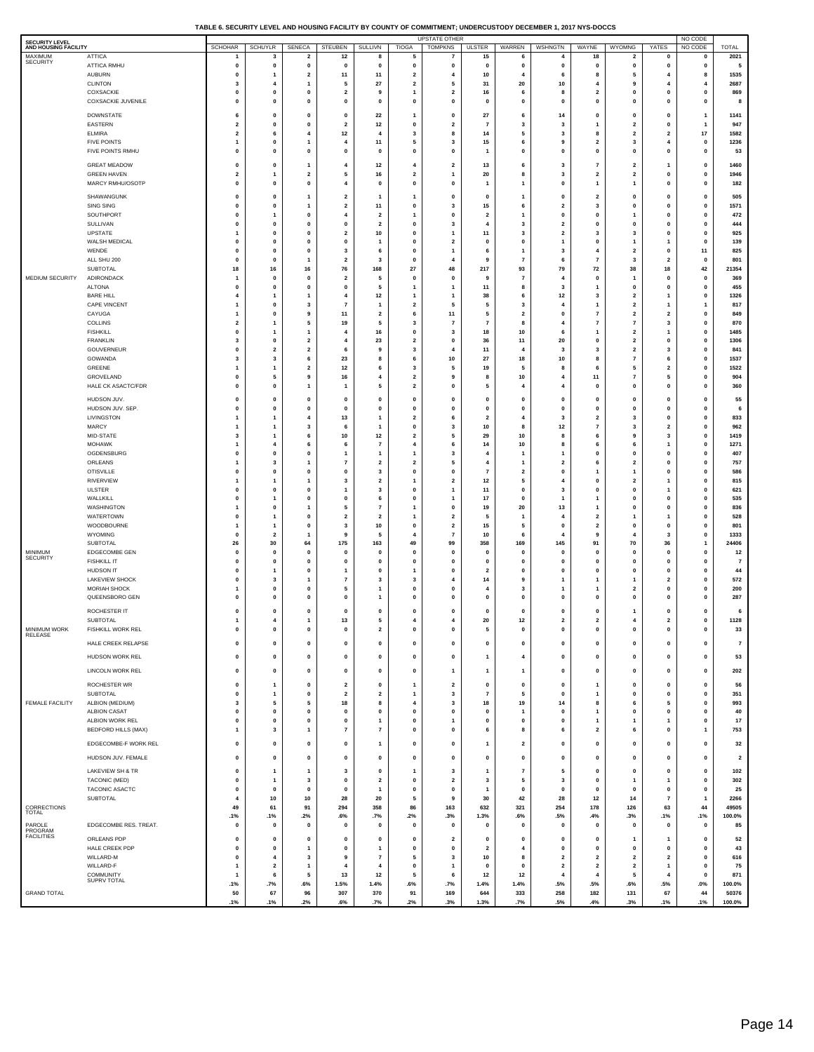**TABLE 6. SECURITY LEVEL AND HOUSING FACILITY BY COUNTY OF COMMITMENT; UNDERCUSTODY DECEMBER 1, 2017 NYS-DOCCS**

| SECURITY LEVEL AND HOUSING FACILITY | | UPSTATE OTHER | | | | | | | | | | | | | NO CODE | |
|---|---|---|---|---|---|---|---|---|---|---|---|---|---|---|---|---|
| | | SCHOHAR | SCHUYLR | SENECA | STEUBEN | SULLIVN | TIOGA | TOMPKNS | ULSTER | WARREN | WSHNGTN | WAYNE | WYOMNG | YATES | NO CODE | TOTAL |
| MAXIMUM SECURITY | ATTICA | 1 | 3 | 2 | 12 | 8 | 5 | 7 | 15 | 6 | 4 | 18 | 2 | 0 | 0 | 2021 |
| | ATTICA RMHU | 0 | 0 | 0 | 0 | 0 | 0 | 0 | 0 | 0 | 0 | 0 | 0 | 0 | 0 | 5 |
| | AUBURN | 0 | 1 | 2 | 11 | 11 | 2 | 4 | 10 | 4 | 6 | 8 | 5 | 4 | 8 | 1535 |
| | CLINTON | 3 | 4 | 1 | 5 | 27 | 2 | 5 | 31 | 20 | 10 | 4 | 9 | 4 | 4 | 2687 |
| | COXSACKIE | 0 | 0 | 0 | 2 | 9 | 1 | 2 | 16 | 6 | 8 | 2 | 0 | 0 | 0 | 869 |
| | COXSACKIE JUVENILE | 0 | 0 | 0 | 0 | 0 | 0 | 0 | 0 | 0 | 0 | 0 | 0 | 0 | 0 | 8 |
| | DOWNSTATE | 6 | 0 | 0 | 0 | 22 | 1 | 0 | 27 | 6 | 14 | 0 | 0 | 0 | 1 | 1141 |
| | EASTERN | 2 | 0 | 0 | 2 | 12 | 0 | 2 | 7 | 3 | 3 | 1 | 2 | 0 | 1 | 947 |
| | ELMIRA | 2 | 6 | 4 | 12 | 4 | 3 | 8 | 14 | 5 | 3 | 8 | 2 | 2 | 17 | 1582 |
| | FIVE POINTS | 1 | 0 | 1 | 4 | 11 | 5 | 3 | 15 | 6 | 9 | 2 | 3 | 4 | 0 | 1236 |
| | FIVE POINTS RMHU | 0 | 0 | 0 | 0 | 0 | 0 | 0 | 1 | 0 | 0 | 0 | 0 | 0 | 0 | 53 |
| | GREAT MEADOW | 0 | 0 | 1 | 4 | 12 | 4 | 2 | 13 | 6 | 3 | 7 | 2 | 1 | 0 | 1460 |
| | GREEN HAVEN | 2 | 1 | 2 | 5 | 16 | 2 | 1 | 20 | 8 | 3 | 2 | 2 | 0 | 0 | 1946 |
| | MARCY RMHU/OSOTP | 0 | 0 | 0 | 4 | 0 | 0 | 0 | 1 | 1 | 0 | 1 | 1 | 0 | 0 | 182 |
| | SHAWANGUNK | 0 | 0 | 1 | 2 | 1 | 1 | 0 | 0 | 1 | 0 | 2 | 0 | 0 | 0 | 505 |
| | SING SING | 0 | 0 | 1 | 2 | 11 | 0 | 3 | 15 | 6 | 2 | 3 | 0 | 0 | 0 | 1571 |
| | SOUTHPORT | 0 | 1 | 0 | 4 | 2 | 1 | 0 | 2 | 1 | 0 | 0 | 1 | 0 | 0 | 472 |
| | SULLIVAN | 0 | 0 | 0 | 0 | 2 | 0 | 3 | 4 | 3 | 2 | 0 | 0 | 0 | 0 | 444 |
| | UPSTATE | 1 | 0 | 0 | 2 | 10 | 0 | 1 | 11 | 3 | 2 | 3 | 3 | 0 | 0 | 925 |
| | WALSH MEDICAL | 0 | 0 | 0 | 0 | 1 | 0 | 2 | 0 | 0 | 1 | 0 | 1 | 1 | 0 | 139 |
| | WENDE | 0 | 0 | 0 | 3 | 6 | 0 | 1 | 6 | 1 | 3 | 4 | 2 | 0 | 11 | 825 |
| | ALL SHU 200 | 0 | 0 | 1 | 2 | 3 | 0 | 4 | 9 | 7 | 6 | 7 | 3 | 2 | 0 | 801 |
| | SUBTOTAL | 18 | 16 | 16 | 76 | 168 | 27 | 48 | 217 | 93 | 79 | 72 | 38 | 18 | 42 | 21354 |
| MEDIUM SECURITY | ADIRONDACK | 1 | 0 | 0 | 2 | 5 | 0 | 0 | 9 | 7 | 4 | 0 | 1 | 0 | 0 | 369 |
| | ALTONA | 0 | 0 | 0 | 0 | 5 | 1 | 1 | 11 | 8 | 3 | 1 | 0 | 0 | 0 | 455 |
| | BARE HILL | 4 | 1 | 1 | 4 | 12 | 1 | 1 | 38 | 6 | 12 | 3 | 2 | 1 | 0 | 1326 |
| | CAPE VINCENT | 1 | 0 | 3 | 7 | 1 | 2 | 5 | 5 | 3 | 4 | 1 | 2 | 1 | 1 | 817 |
| | CAYUGA | 1 | 0 | 9 | 11 | 2 | 6 | 11 | 5 | 2 | 0 | 7 | 2 | 2 | 0 | 849 |
| | COLLINS | 2 | 1 | 5 | 19 | 5 | 3 | 7 | 7 | 8 | 4 | 7 | 7 | 3 | 0 | 870 |
| | FISHKILL | 0 | 1 | 1 | 4 | 16 | 0 | 3 | 18 | 10 | 6 | 1 | 2 | 1 | 0 | 1485 |
| | FRANKLIN | 3 | 0 | 2 | 4 | 23 | 2 | 0 | 36 | 11 | 20 | 0 | 2 | 0 | 0 | 1306 |
| | GOUVERNEUR | 0 | 2 | 2 | 6 | 9 | 3 | 4 | 11 | 4 | 3 | 3 | 2 | 3 | 0 | 841 |
| | GOWANDA | 3 | 3 | 6 | 23 | 8 | 6 | 10 | 27 | 18 | 10 | 8 | 7 | 6 | 0 | 1537 |
| | GREENE | 1 | 1 | 2 | 12 | 6 | 3 | 5 | 19 | 5 | 8 | 6 | 5 | 2 | 0 | 1522 |
| | GROVELAND | 0 | 5 | 9 | 16 | 4 | 2 | 9 | 8 | 10 | 4 | 11 | 7 | 5 | 0 | 904 |
| | HALE CK ASACTC/FDR | 0 | 0 | 1 | 1 | 5 | 2 | 0 | 5 | 4 | 4 | 0 | 0 | 0 | 0 | 360 |
| | HUDSON JUV. | 0 | 0 | 0 | 0 | 0 | 0 | 0 | 0 | 0 | 0 | 0 | 0 | 0 | 0 | 55 |
| | HUDSON JUV. SEP. | 0 | 0 | 0 | 0 | 0 | 0 | 0 | 0 | 0 | 0 | 0 | 0 | 0 | 0 | 6 |
| | LIVINGSTON | 1 | 1 | 4 | 13 | 1 | 2 | 6 | 2 | 4 | 3 | 2 | 3 | 0 | 0 | 833 |
| | MARCY | 1 | 1 | 3 | 6 | 1 | 0 | 3 | 10 | 8 | 12 | 7 | 3 | 2 | 0 | 962 |
| | MID-STATE | 3 | 1 | 6 | 10 | 12 | 2 | 5 | 29 | 10 | 8 | 6 | 9 | 3 | 0 | 1419 |
| | MOHAWK | 1 | 4 | 6 | 6 | 7 | 4 | 6 | 14 | 10 | 8 | 6 | 6 | 1 | 0 | 1271 |
| | OGDENSBURG | 0 | 0 | 0 | 1 | 1 | 1 | 3 | 4 | 1 | 1 | 0 | 0 | 0 | 0 | 407 |
| | ORLEANS | 1 | 3 | 1 | 7 | 2 | 2 | 5 | 4 | 1 | 2 | 6 | 2 | 0 | 0 | 757 |
| | OTISVILLE | 0 | 0 | 0 | 0 | 3 | 0 | 0 | 7 | 2 | 0 | 1 | 1 | 0 | 0 | 586 |
| | RIVERVIEW | 1 | 1 | 1 | 3 | 2 | 1 | 2 | 12 | 5 | 4 | 0 | 2 | 1 | 0 | 815 |
| | ULSTER | 0 | 0 | 0 | 1 | 3 | 0 | 1 | 11 | 0 | 3 | 0 | 0 | 1 | 0 | 621 |
| | WALLKILL | 0 | 1 | 0 | 0 | 6 | 0 | 1 | 17 | 0 | 1 | 1 | 0 | 0 | 0 | 535 |
| | WASHINGTON | 1 | 0 | 1 | 5 | 7 | 1 | 0 | 19 | 20 | 13 | 1 | 0 | 0 | 0 | 836 |
| | WATERTOWN | 0 | 1 | 0 | 2 | 2 | 1 | 2 | 5 | 1 | 4 | 2 | 1 | 1 | 0 | 528 |
| | WOODBOURNE | 1 | 1 | 0 | 3 | 10 | 0 | 2 | 15 | 5 | 0 | 2 | 0 | 0 | 0 | 801 |
| | WYOMING | 0 | 2 | 1 | 9 | 5 | 4 | 7 | 10 | 6 | 4 | 9 | 4 | 3 | 0 | 1333 |
| | SUBTOTAL | 26 | 30 | 64 | 175 | 163 | 49 | 99 | 358 | 169 | 145 | 91 | 70 | 36 | 1 | 24406 |
| MINIMUM SECURITY | EDGECOMBE GEN | 0 | 0 | 0 | 0 | 0 | 0 | 0 | 0 | 0 | 0 | 0 | 0 | 0 | 0 | 12 |
| | FISHKILL IT | 0 | 0 | 0 | 0 | 0 | 0 | 0 | 0 | 0 | 0 | 0 | 0 | 0 | 0 | 7 |
| | HUDSON IT | 0 | 1 | 0 | 1 | 0 | 1 | 0 | 2 | 0 | 0 | 0 | 0 | 0 | 0 | 44 |
| | LAKEVIEW SHOCK | 0 | 3 | 1 | 7 | 3 | 3 | 4 | 14 | 9 | 1 | 1 | 1 | 2 | 0 | 572 |
| | MORIAH SHOCK | 1 | 0 | 0 | 5 | 1 | 0 | 0 | 4 | 3 | 1 | 1 | 2 | 0 | 0 | 200 |
| | QUEENSBORO GEN | 0 | 0 | 0 | 0 | 1 | 0 | 0 | 0 | 0 | 0 | 0 | 0 | 0 | 0 | 287 |
| | ROCHESTER IT | 0 | 0 | 0 | 0 | 0 | 0 | 0 | 0 | 0 | 0 | 0 | 1 | 0 | 0 | 6 |
| | SUBTOTAL | 1 | 4 | 1 | 13 | 5 | 4 | 4 | 20 | 12 | 2 | 2 | 4 | 2 | 0 | 1128 |
| MINIMUM WORK RELEASE | FISHKILL WORK REL | 0 | 0 | 0 | 0 | 2 | 0 | 0 | 5 | 0 | 0 | 0 | 0 | 0 | 0 | 33 |
| | HALE CREEK RELAPSE | 0 | 0 | 0 | 0 | 0 | 0 | 0 | 0 | 0 | 0 | 0 | 0 | 0 | 0 | 7 |
| | HUDSON WORK REL | 0 | 0 | 0 | 0 | 0 | 0 | 0 | 1 | 4 | 0 | 0 | 0 | 0 | 0 | 53 |
| | LINCOLN WORK REL | 0 | 0 | 0 | 0 | 0 | 0 | 1 | 1 | 1 | 0 | 0 | 0 | 0 | 0 | 202 |
| | ROCHESTER WR | 0 | 1 | 0 | 2 | 0 | 1 | 2 | 0 | 0 | 0 | 1 | 0 | 0 | 0 | 56 |
| | SUBTOTAL | 0 | 1 | 0 | 2 | 2 | 1 | 3 | 7 | 5 | 0 | 1 | 0 | 0 | 0 | 351 |
| FEMALE FACILITY | ALBION (MEDIUM) | 3 | 5 | 5 | 18 | 8 | 4 | 3 | 18 | 19 | 14 | 8 | 6 | 5 | 0 | 993 |
| | ALBION CASAT | 0 | 0 | 0 | 0 | 0 | 0 | 0 | 0 | 1 | 0 | 1 | 0 | 0 | 0 | 40 |
| | ALBION WORK REL | 0 | 0 | 0 | 0 | 1 | 0 | 1 | 0 | 0 | 0 | 1 | 1 | 1 | 0 | 17 |
| | BEDFORD HILLS (MAX) | 1 | 3 | 1 | 7 | 7 | 0 | 0 | 6 | 8 | 6 | 2 | 6 | 0 | 1 | 753 |
| | EDGECOMBE-F WORK REL | 0 | 0 | 0 | 0 | 1 | 0 | 0 | 1 | 2 | 0 | 0 | 0 | 0 | 0 | 32 |
| | HUDSON JUV. FEMALE | 0 | 0 | 0 | 0 | 0 | 0 | 0 | 0 | 0 | 0 | 0 | 0 | 0 | 0 | 2 |
| | LAKEVIEW SH & TR | 0 | 1 | 1 | 3 | 0 | 1 | 3 | 1 | 7 | 5 | 0 | 0 | 0 | 0 | 102 |
| | TACONIC (MED) | 0 | 1 | 3 | 0 | 2 | 0 | 2 | 3 | 5 | 3 | 0 | 1 | 1 | 0 | 302 |
| | TACONIC ASACTC | 0 | 0 | 0 | 0 | 1 | 0 | 0 | 1 | 0 | 0 | 0 | 0 | 0 | 0 | 25 |
| | SUBTOTAL | 4 | 10 | 10 | 28 | 20 | 5 | 9 | 30 | 42 | 28 | 12 | 14 | 7 | 1 | 2266 |
| CORRECTIONS TOTAL | | 49 | 61 | 91 | 294 | 358 | 86 | 163 | 632 | 321 | 254 | 178 | 126 | 63 | 44 | 49505 |
| | | .1% | .1% | .2% | .6% | .7% | .2% | .3% | 1.3% | .6% | .5% | .4% | .3% | .1% | .1% | 100.0% |
| PAROLE PROGRAM FACILITIES | EDGECOMBE RES. TREAT. | 0 | 0 | 0 | 0 | 0 | 0 | 0 | 0 | 0 | 0 | 0 | 0 | 0 | 0 | 85 |
| | ORLEANS PDP | 0 | 0 | 0 | 0 | 0 | 0 | 2 | 0 | 0 | 0 | 0 | 1 | 1 | 0 | 52 |
| | HALE CREEK PDP | 0 | 0 | 1 | 0 | 1 | 0 | 0 | 2 | 4 | 0 | 0 | 0 | 0 | 0 | 43 |
| | WILLARD-M | 0 | 4 | 3 | 9 | 7 | 5 | 3 | 10 | 8 | 2 | 2 | 2 | 2 | 0 | 616 |
| | WILLARD-F | 1 | 2 | 1 | 4 | 4 | 0 | 1 | 0 | 0 | 2 | 2 | 2 | 1 | 0 | 75 |
| | COMMUNITY SUPRV TOTAL | 1 | 6 | 5 | 13 | 12 | 5 | 6 | 12 | 12 | 4 | 4 | 5 | 4 | 0 | 871 |
| | | .1% | .7% | .6% | 1.5% | 1.4% | .6% | .7% | 1.4% | 1.4% | .5% | .5% | .6% | .5% | .0% | 100.0% |
| GRAND TOTAL | | 50 | 67 | 96 | 307 | 370 | 91 | 169 | 644 | 333 | 258 | 182 | 131 | 67 | 44 | 50376 |
| | | .1% | .1% | .2% | .6% | .7% | .2% | .3% | 1.3% | .7% | .5% | .4% | .3% | .1% | .1% | 100.0% |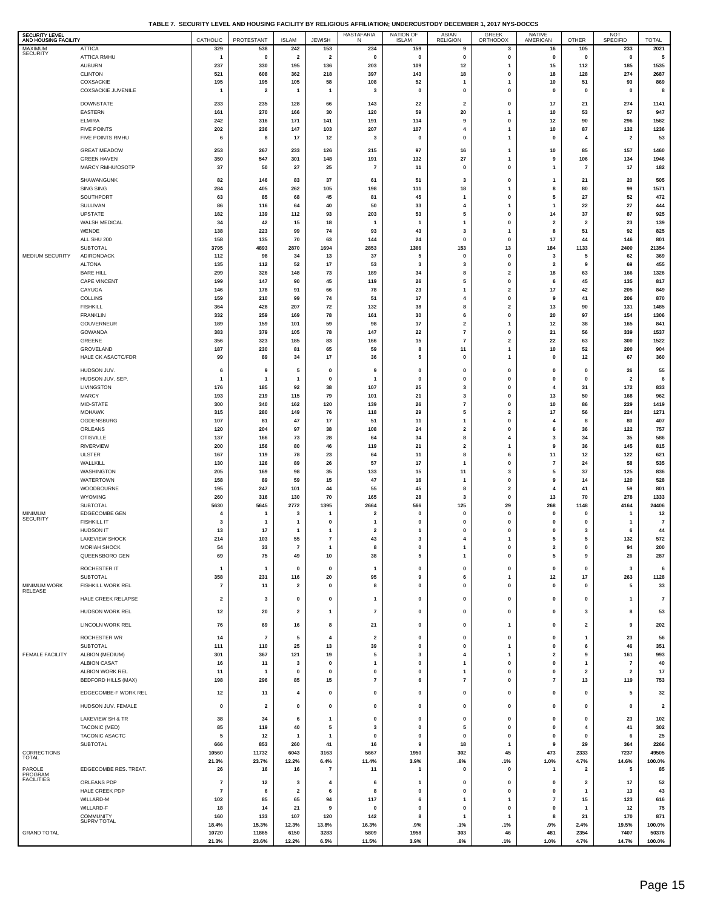# TABLE 7. SECURITY LEVEL AND HOUSING FACILITY BY RELIGIOUS AFFILIATION; UNDERCUSTODY DECEMBER 1, 2017 NYS-DOCCS

| SECURITY LEVEL AND HOUSING FACILITY | | CATHOLIC | PROTESTANT | ISLAM | JEWISH | RASTAFARIAN | NATION OF ISLAM | ASIAN RELIGION | GREEK ORTHODOX | NATIVE AMERICAN | OTHER | NOT SPECIFID | TOTAL |
|---|---|---|---|---|---|---|---|---|---|---|---|---|---|
| MAXIMUM SECURITY | ATTICA | 329 | 538 | 242 | 153 | 234 | 159 | 9 | 3 | 16 | 105 | 233 | 2021 |
| | ATTICA RMHU | 1 | 0 | 2 | 2 | 0 | 0 | 0 | 0 | 0 | 0 | 0 | 5 |
| | AUBURN | 237 | 330 | 195 | 136 | 203 | 109 | 12 | 1 | 15 | 112 | 185 | 1535 |
| | CLINTON | 521 | 608 | 362 | 218 | 397 | 143 | 18 | 0 | 18 | 128 | 274 | 2687 |
| | COXSACKIE | 195 | 195 | 105 | 58 | 108 | 52 | 1 | 1 | 10 | 51 | 93 | 869 |
| | COXSACKIE JUVENILE | 1 | 2 | 1 | 1 | 3 | 0 | 0 | 0 | 0 | 0 | 0 | 8 |
| | DOWNSTATE | 233 | 235 | 128 | 66 | 143 | 22 | 2 | 0 | 17 | 21 | 274 | 1141 |
| | EASTERN | 161 | 270 | 166 | 30 | 120 | 59 | 20 | 1 | 10 | 53 | 57 | 947 |
| | ELMIRA | 242 | 316 | 171 | 141 | 191 | 114 | 9 | 0 | 12 | 90 | 296 | 1582 |
| | FIVE POINTS | 202 | 236 | 147 | 103 | 207 | 107 | 4 | 1 | 10 | 87 | 132 | 1236 |
| | FIVE POINTS RMHU | 6 | 8 | 17 | 12 | 3 | 0 | 0 | 1 | 0 | 4 | 2 | 53 |
| | GREAT MEADOW | 253 | 267 | 233 | 126 | 215 | 97 | 16 | 1 | 10 | 85 | 157 | 1460 |
| | GREEN HAVEN | 350 | 547 | 301 | 148 | 191 | 132 | 27 | 1 | 9 | 106 | 134 | 1946 |
| | MARCY RMHU/OSOTP | 37 | 50 | 27 | 25 | 7 | 11 | 0 | 0 | 1 | 7 | 17 | 182 |
| | SHAWANGUNK | 82 | 146 | 83 | 37 | 61 | 51 | 3 | 0 | 1 | 21 | 20 | 505 |
| | SING SING | 284 | 405 | 262 | 105 | 198 | 111 | 18 | 1 | 8 | 80 | 99 | 1571 |
| | SOUTHPORT | 63 | 85 | 68 | 45 | 81 | 45 | 1 | 0 | 5 | 27 | 52 | 472 |
| | SULLIVAN | 86 | 116 | 64 | 40 | 50 | 33 | 4 | 1 | 1 | 22 | 27 | 444 |
| | UPSTATE | 182 | 139 | 112 | 93 | 203 | 53 | 5 | 0 | 14 | 37 | 87 | 925 |
| | WALSH MEDICAL | 34 | 42 | 15 | 18 | 1 | 1 | 1 | 0 | 2 | 2 | 23 | 139 |
| | WENDE | 138 | 223 | 99 | 74 | 93 | 43 | 3 | 1 | 8 | 51 | 92 | 825 |
| | ALL SHU 200 | 158 | 135 | 70 | 63 | 144 | 24 | 0 | 0 | 17 | 44 | 146 | 801 |
| | SUBTOTAL | 3795 | 4893 | 2870 | 1694 | 2853 | 1366 | 153 | 13 | 184 | 1133 | 2400 | 21354 |
| MEDIUM SECURITY | ADIRONDACK | 112 | 98 | 34 | 13 | 37 | 5 | 0 | 0 | 3 | 5 | 62 | 369 |
| | ALTONA | 135 | 112 | 52 | 17 | 53 | 3 | 3 | 0 | 2 | 9 | 69 | 455 |
| | BARE HILL | 299 | 326 | 148 | 73 | 189 | 34 | 8 | 2 | 18 | 63 | 166 | 1326 |
| | CAPE VINCENT | 199 | 147 | 90 | 45 | 119 | 26 | 5 | 0 | 6 | 45 | 135 | 817 |
| | CAYUGA | 146 | 178 | 91 | 66 | 78 | 23 | 1 | 2 | 17 | 42 | 205 | 849 |
| | COLLINS | 159 | 210 | 99 | 74 | 51 | 17 | 4 | 0 | 9 | 41 | 206 | 870 |
| | FISHKILL | 364 | 428 | 207 | 72 | 132 | 38 | 8 | 2 | 13 | 90 | 131 | 1485 |
| | FRANKLIN | 332 | 259 | 169 | 78 | 161 | 30 | 6 | 0 | 20 | 97 | 154 | 1306 |
| | GOUVERNEUR | 189 | 159 | 101 | 59 | 98 | 17 | 2 | 1 | 12 | 38 | 165 | 841 |
| | GOWANDA | 383 | 379 | 105 | 78 | 147 | 22 | 7 | 0 | 21 | 56 | 339 | 1537 |
| | GREENE | 356 | 323 | 185 | 83 | 166 | 15 | 7 | 2 | 22 | 63 | 300 | 1522 |
| | GROVELAND | 187 | 230 | 81 | 65 | 59 | 8 | 11 | 1 | 10 | 52 | 200 | 904 |
| | HALE CK ASACTC/FDR | 99 | 89 | 34 | 17 | 36 | 5 | 0 | 1 | 0 | 12 | 67 | 360 |
| | HUDSON JUV. | 6 | 9 | 5 | 0 | 9 | 0 | 0 | 0 | 0 | 0 | 26 | 55 |
| | HUDSON JUV. SEP. | 1 | 1 | 1 | 0 | 1 | 0 | 0 | 0 | 0 | 0 | 2 | 6 |
| | LIVINGSTON | 176 | 185 | 92 | 38 | 107 | 25 | 3 | 0 | 4 | 31 | 172 | 833 |
| | MARCY | 193 | 219 | 115 | 79 | 101 | 21 | 3 | 0 | 13 | 50 | 168 | 962 |
| | MID-STATE | 300 | 340 | 162 | 120 | 139 | 26 | 7 | 0 | 10 | 86 | 229 | 1419 |
| | MOHAWK | 315 | 280 | 149 | 76 | 118 | 29 | 5 | 2 | 17 | 56 | 224 | 1271 |
| | OGDENSBURG | 107 | 81 | 47 | 17 | 51 | 11 | 1 | 0 | 4 | 8 | 80 | 407 |
| | ORLEANS | 120 | 204 | 97 | 38 | 108 | 24 | 2 | 0 | 6 | 36 | 122 | 757 |
| | OTISVILLE | 137 | 166 | 73 | 28 | 64 | 34 | 8 | 4 | 3 | 34 | 35 | 586 |
| | RIVERVIEW | 200 | 156 | 80 | 46 | 119 | 21 | 2 | 1 | 9 | 36 | 145 | 815 |
| | ULSTER | 167 | 119 | 78 | 23 | 64 | 11 | 8 | 6 | 11 | 12 | 122 | 621 |
| | WALLKILL | 130 | 126 | 89 | 26 | 57 | 17 | 1 | 0 | 7 | 24 | 58 | 535 |
| | WASHINGTON | 205 | 169 | 98 | 35 | 133 | 15 | 11 | 3 | 5 | 37 | 125 | 836 |
| | WATERTOWN | 158 | 89 | 59 | 15 | 47 | 16 | 1 | 0 | 9 | 14 | 120 | 528 |
| | WOODBOURNE | 195 | 247 | 101 | 44 | 55 | 45 | 8 | 2 | 4 | 41 | 59 | 801 |
| | WYOMING | 260 | 316 | 130 | 70 | 165 | 28 | 3 | 0 | 13 | 70 | 278 | 1333 |
| | SUBTOTAL | 5630 | 5645 | 2772 | 1395 | 2664 | 566 | 125 | 29 | 268 | 1148 | 4164 | 24406 |
| MINIMUM SECURITY | EDGECOMBE GEN | 4 | 1 | 3 | 1 | 2 | 0 | 0 | 0 | 0 | 0 | 1 | 12 |
| | FISHKILL IT | 3 | 1 | 1 | 0 | 1 | 0 | 0 | 0 | 0 | 0 | 1 | 7 |
| | HUDSON IT | 13 | 17 | 1 | 1 | 2 | 1 | 0 | 0 | 0 | 3 | 6 | 44 |
| | LAKEVIEW SHOCK | 214 | 103 | 55 | 7 | 43 | 3 | 4 | 1 | 5 | 5 | 132 | 572 |
| | MORIAH SHOCK | 54 | 33 | 7 | 1 | 8 | 0 | 1 | 0 | 2 | 0 | 94 | 200 |
| | QUEENSBORO GEN | 69 | 75 | 49 | 10 | 38 | 5 | 1 | 0 | 5 | 9 | 26 | 287 |
| | ROCHESTER IT | 1 | 1 | 0 | 0 | 1 | 0 | 0 | 0 | 0 | 0 | 3 | 6 |
| | SUBTOTAL | 358 | 231 | 116 | 20 | 95 | 9 | 6 | 1 | 12 | 17 | 263 | 1128 |
| MINIMUM WORK RELEASE | FISHKILL WORK REL | 7 | 11 | 2 | 0 | 8 | 0 | 0 | 0 | 0 | 0 | 5 | 33 |
| | HALE CREEK RELAPSE | 2 | 3 | 0 | 0 | 1 | 0 | 0 | 0 | 0 | 0 | 1 | 7 |
| | HUDSON WORK REL | 12 | 20 | 2 | 1 | 7 | 0 | 0 | 0 | 0 | 3 | 8 | 53 |
| | LINCOLN WORK REL | 76 | 69 | 16 | 8 | 21 | 0 | 0 | 1 | 0 | 2 | 9 | 202 |
| | ROCHESTER WR | 14 | 7 | 5 | 4 | 2 | 0 | 0 | 0 | 0 | 1 | 23 | 56 |
| | SUBTOTAL | 111 | 110 | 25 | 13 | 39 | 0 | 0 | 1 | 0 | 6 | 46 | 351 |
| FEMALE FACILITY | ALBION (MEDIUM) | 301 | 367 | 121 | 19 | 5 | 3 | 4 | 1 | 2 | 9 | 161 | 993 |
| | ALBION CASAT | 16 | 11 | 3 | 0 | 1 | 0 | 1 | 0 | 0 | 1 | 7 | 40 |
| | ALBION WORK REL | 11 | 1 | 0 | 0 | 0 | 0 | 1 | 0 | 0 | 2 | 2 | 17 |
| | BEDFORD HILLS (MAX) | 198 | 296 | 85 | 15 | 7 | 6 | 7 | 0 | 7 | 13 | 119 | 753 |
| | EDGECOMBE-F WORK REL | 12 | 11 | 4 | 0 | 0 | 0 | 0 | 0 | 0 | 0 | 5 | 32 |
| | HUDSON JUV. FEMALE | 0 | 2 | 0 | 0 | 0 | 0 | 0 | 0 | 0 | 0 | 0 | 2 |
| | LAKEVIEW SH & TR | 38 | 34 | 6 | 1 | 0 | 0 | 0 | 0 | 0 | 0 | 23 | 102 |
| | TACONIC (MED) | 85 | 119 | 40 | 5 | 3 | 0 | 5 | 0 | 0 | 4 | 41 | 302 |
| | TACONIC ASACTC | 5 | 12 | 1 | 1 | 0 | 0 | 0 | 0 | 0 | 0 | 6 | 25 |
| | SUBTOTAL | 666 | 853 | 260 | 41 | 16 | 9 | 18 | 1 | 9 | 29 | 364 | 2266 |
| CORRECTIONS TOTAL | | 10560 | 11732 | 6043 | 3163 | 5667 | 1950 | 302 | 45 | 473 | 2333 | 7237 | 49505 |
| | | 21.3% | 23.7% | 12.2% | 6.4% | 11.4% | 3.9% | .6% | .1% | 1.0% | 4.7% | 14.6% | 100.0% |
| PAROLE PROGRAM FACILITIES | EDGECOMBE RES. TREAT. | 26 | 16 | 16 | 7 | 11 | 1 | 0 | 0 | 1 | 2 | 5 | 85 |
| | ORLEANS PDP | 7 | 12 | 3 | 4 | 6 | 1 | 0 | 0 | 0 | 2 | 17 | 52 |
| | HALE CREEK PDP | 7 | 6 | 2 | 6 | 8 | 0 | 0 | 0 | 0 | 1 | 13 | 43 |
| | WILLARD-M | 102 | 85 | 65 | 94 | 117 | 6 | 1 | 1 | 7 | 15 | 123 | 616 |
| | WILLARD-F | 18 | 14 | 21 | 9 | 0 | 0 | 0 | 0 | 0 | 1 | 12 | 75 |
| | COMMUNITY SUPRV TOTAL | 160 | 133 | 107 | 120 | 142 | 8 | 1 | 1 | 8 | 21 | 170 | 871 |
| | | 18.4% | 15.3% | 12.3% | 13.8% | 16.3% | .9% | .1% | .1% | .9% | 2.4% | 19.5% | 100.0% |
| GRAND TOTAL | | 10720 | 11865 | 6150 | 3283 | 5809 | 1958 | 303 | 46 | 481 | 2354 | 7407 | 50376 |
| | | 21.3% | 23.6% | 12.2% | 6.5% | 11.5% | 3.9% | .6% | .1% | 1.0% | 4.7% | 14.7% | 100.0% |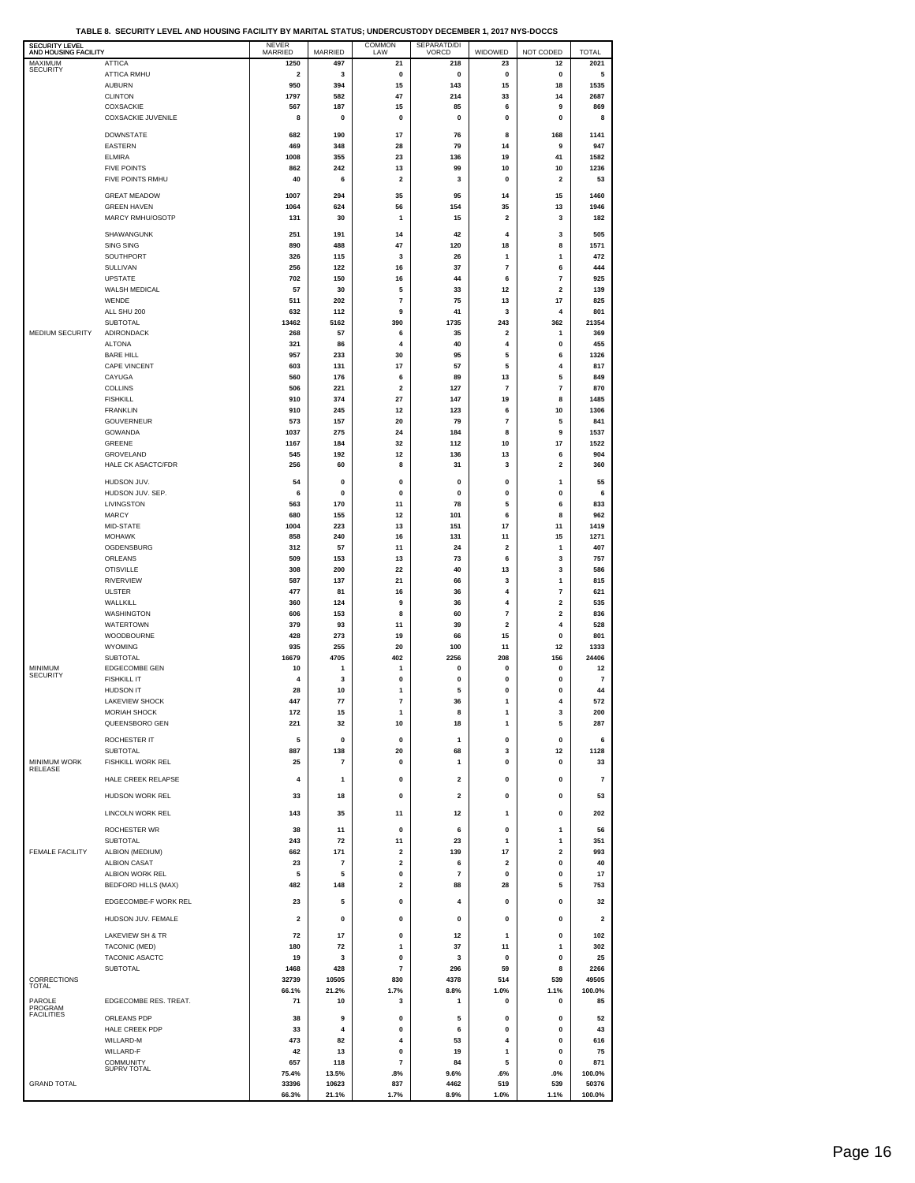**TABLE 8. SECURITY LEVEL AND HOUSING FACILITY BY MARITAL STATUS; UNDERCUSTODY DECEMBER 1, 2017 NYS-DOCCS**

| SECURITY LEVEL AND HOUSING FACILITY | | NEVER MARRIED | MARRIED | COMMON LAW | SEPARATD/DIVORCD | WIDOWED | NOT CODED | TOTAL |
|---|---|---|---|---|---|---|---|---|
| MAXIMUM SECURITY | ATTICA | 1250 | 497 | 21 | 218 | 23 | 12 | 2021 |
| | ATTICA RMHU | 2 | 3 | 0 | 0 | 0 | 0 | 5 |
| | AUBURN | 950 | 394 | 15 | 143 | 15 | 18 | 1535 |
| | CLINTON | 1797 | 582 | 47 | 214 | 33 | 14 | 2687 |
| | COXSACKIE | 567 | 187 | 15 | 85 | 6 | 9 | 869 |
| | COXSACKIE JUVENILE | 8 | 0 | 0 | 0 | 0 | 0 | 8 |
| | DOWNSTATE | 682 | 190 | 17 | 76 | 8 | 168 | 1141 |
| | EASTERN | 469 | 348 | 28 | 79 | 14 | 9 | 947 |
| | ELMIRA | 1008 | 355 | 23 | 136 | 19 | 41 | 1582 |
| | FIVE POINTS | 862 | 242 | 13 | 99 | 10 | 10 | 1236 |
| | FIVE POINTS RMHU | 40 | 6 | 2 | 3 | 0 | 2 | 53 |
| | GREAT MEADOW | 1007 | 294 | 35 | 95 | 14 | 15 | 1460 |
| | GREEN HAVEN | 1064 | 624 | 56 | 154 | 35 | 13 | 1946 |
| | MARCY RMHU/OSOTP | 131 | 30 | 1 | 15 | 2 | 3 | 182 |
| | SHAWANGUNK | 251 | 191 | 14 | 42 | 4 | 3 | 505 |
| | SING SING | 890 | 488 | 47 | 120 | 18 | 8 | 1571 |
| | SOUTHPORT | 326 | 115 | 3 | 26 | 1 | 1 | 472 |
| | SULLIVAN | 256 | 122 | 16 | 37 | 7 | 6 | 444 |
| | UPSTATE | 702 | 150 | 16 | 44 | 6 | 7 | 925 |
| | WALSH MEDICAL | 57 | 30 | 5 | 33 | 12 | 2 | 139 |
| | WENDE | 511 | 202 | 7 | 75 | 13 | 17 | 825 |
| | ALL SHU 200 | 632 | 112 | 9 | 41 | 3 | 4 | 801 |
| | SUBTOTAL | 13462 | 5162 | 390 | 1735 | 243 | 362 | 21354 |
| MEDIUM SECURITY | ADIRONDACK | 268 | 57 | 6 | 35 | 2 | 1 | 369 |
| | ALTONA | 321 | 86 | 4 | 40 | 4 | 0 | 455 |
| | BARE HILL | 957 | 233 | 30 | 95 | 5 | 6 | 1326 |
| | CAPE VINCENT | 603 | 131 | 17 | 57 | 5 | 4 | 817 |
| | CAYUGA | 560 | 176 | 6 | 89 | 13 | 5 | 849 |
| | COLLINS | 506 | 221 | 2 | 127 | 7 | 7 | 870 |
| | FISHKILL | 910 | 374 | 27 | 147 | 19 | 8 | 1485 |
| | FRANKLIN | 910 | 245 | 12 | 123 | 6 | 10 | 1306 |
| | GOUVERNEUR | 573 | 157 | 20 | 79 | 7 | 5 | 841 |
| | GOWANDA | 1037 | 275 | 24 | 184 | 8 | 9 | 1537 |
| | GREENE | 1167 | 184 | 32 | 112 | 10 | 17 | 1522 |
| | GROVELAND | 545 | 192 | 12 | 136 | 13 | 6 | 904 |
| | HALE CK ASACTC/FDR | 256 | 60 | 8 | 31 | 3 | 2 | 360 |
| | HUDSON JUV. | 54 | 0 | 0 | 0 | 0 | 1 | 55 |
| | HUDSON JUV. SEP. | 6 | 0 | 0 | 0 | 0 | 0 | 6 |
| | LIVINGSTON | 563 | 170 | 11 | 78 | 5 | 6 | 833 |
| | MARCY | 680 | 155 | 12 | 101 | 6 | 8 | 962 |
| | MID-STATE | 1004 | 223 | 13 | 151 | 17 | 11 | 1419 |
| | MOHAWK | 858 | 240 | 16 | 131 | 11 | 15 | 1271 |
| | OGDENSBURG | 312 | 57 | 11 | 24 | 2 | 1 | 407 |
| | ORLEANS | 509 | 153 | 13 | 73 | 6 | 3 | 757 |
| | OTISVILLE | 308 | 200 | 22 | 40 | 13 | 3 | 586 |
| | RIVERVIEW | 587 | 137 | 21 | 66 | 3 | 1 | 815 |
| | ULSTER | 477 | 81 | 16 | 36 | 4 | 7 | 621 |
| | WALLKILL | 360 | 124 | 9 | 36 | 4 | 2 | 535 |
| | WASHINGTON | 606 | 153 | 8 | 60 | 7 | 2 | 836 |
| | WATERTOWN | 379 | 93 | 11 | 39 | 2 | 4 | 528 |
| | WOODBOURNE | 428 | 273 | 19 | 66 | 15 | 0 | 801 |
| | WYOMING | 935 | 255 | 20 | 100 | 11 | 12 | 1333 |
| | SUBTOTAL | 16679 | 4705 | 402 | 2256 | 208 | 156 | 24406 |
| MINIMUM SECURITY | EDGECOMBE GEN | 10 | 1 | 1 | 0 | 0 | 0 | 12 |
| | FISHKILL IT | 4 | 3 | 0 | 0 | 0 | 0 | 7 |
| | HUDSON IT | 28 | 10 | 1 | 5 | 0 | 0 | 44 |
| | LAKEVIEW SHOCK | 447 | 77 | 7 | 36 | 1 | 4 | 572 |
| | MORIAH SHOCK | 172 | 15 | 1 | 8 | 1 | 3 | 200 |
| | QUEENSBORO GEN | 221 | 32 | 10 | 18 | 1 | 5 | 287 |
| | ROCHESTER IT | 5 | 0 | 0 | 1 | 0 | 0 | 6 |
| | SUBTOTAL | 887 | 138 | 20 | 68 | 3 | 12 | 1128 |
| MINIMUM WORK RELEASE | FISHKILL WORK REL | 25 | 7 | 0 | 1 | 0 | 0 | 33 |
| | HALE CREEK RELAPSE | 4 | 1 | 0 | 2 | 0 | 0 | 7 |
| | HUDSON WORK REL | 33 | 18 | 0 | 2 | 0 | 0 | 53 |
| | LINCOLN WORK REL | 143 | 35 | 11 | 12 | 1 | 0 | 202 |
| | ROCHESTER WR | 38 | 11 | 0 | 6 | 0 | 1 | 56 |
| | SUBTOTAL | 243 | 72 | 11 | 23 | 1 | 1 | 351 |
| FEMALE FACILITY | ALBION (MEDIUM) | 662 | 171 | 2 | 139 | 17 | 2 | 993 |
| | ALBION CASAT | 23 | 7 | 2 | 6 | 2 | 0 | 40 |
| | ALBION WORK REL | 5 | 5 | 0 | 7 | 0 | 0 | 17 |
| | BEDFORD HILLS (MAX) | 482 | 148 | 2 | 88 | 28 | 5 | 753 |
| | EDGECOMBE-F WORK REL | 23 | 5 | 0 | 4 | 0 | 0 | 32 |
| | HUDSON JUV. FEMALE | 2 | 0 | 0 | 0 | 0 | 0 | 2 |
| | LAKEVIEW SH & TR | 72 | 17 | 0 | 12 | 1 | 0 | 102 |
| | TACONIC (MED) | 180 | 72 | 1 | 37 | 11 | 1 | 302 |
| | TACONIC ASACTC | 19 | 3 | 0 | 3 | 0 | 0 | 25 |
| | SUBTOTAL | 1468 | 428 | 7 | 296 | 59 | 8 | 2266 |
| CORRECTIONS TOTAL | | 32739 | 10505 | 830 | 4378 | 514 | 539 | 49505 |
| | | 66.1% | 21.2% | 1.7% | 8.8% | 1.0% | 1.1% | 100.0% |
| PAROLE PROGRAM FACILITIES | EDGECOMBE RES. TREAT. | 71 | 10 | 3 | 1 | 0 | 0 | 85 |
| | ORLEANS PDP | 38 | 9 | 0 | 5 | 0 | 0 | 52 |
| | HALE CREEK PDP | 33 | 4 | 0 | 6 | 0 | 0 | 43 |
| | WILLARD-M | 473 | 82 | 4 | 53 | 4 | 0 | 616 |
| | WILLARD-F | 42 | 13 | 0 | 19 | 1 | 0 | 75 |
| | COMMUNITY SUPRV TOTAL | 657 | 118 | 7 | 84 | 5 | 0 | 871 |
| | | 75.4% | 13.5% | .8% | 9.6% | .6% | .0% | 100.0% |
| GRAND TOTAL | | 33396 | 10623 | 837 | 4462 | 519 | 539 | 50376 |
| | | 66.3% | 21.1% | 1.7% | 8.9% | 1.0% | 1.1% | 100.0% |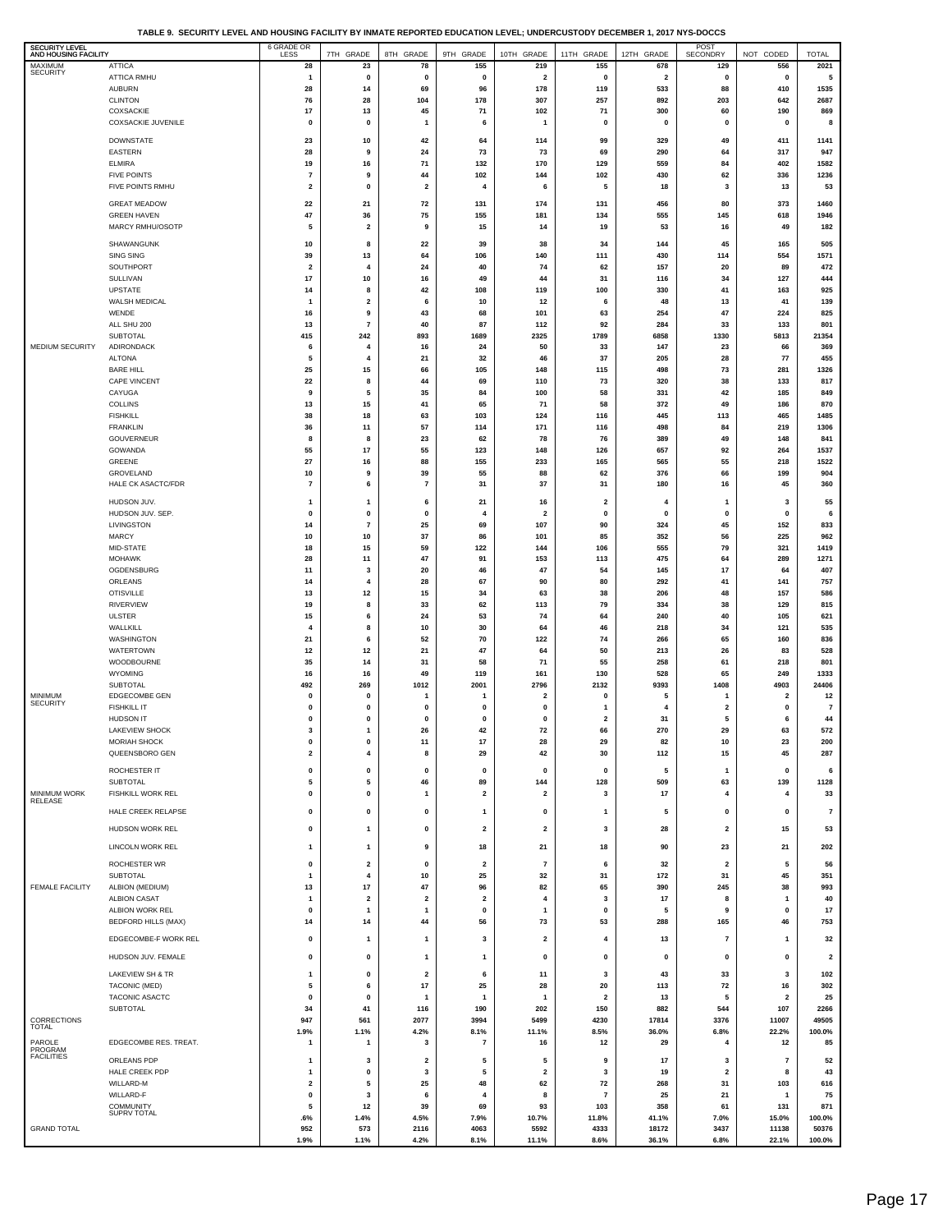**TABLE 9. SECURITY LEVEL AND HOUSING FACILITY BY INMATE REPORTED EDUCATION LEVEL; UNDERCUSTODY DECEMBER 1, 2017 NYS-DOCCS**

| SECURITY LEVEL AND HOUSING FACILITY | | 6 GRADE OR LESS | 7TH GRADE | 8TH GRADE | 9TH GRADE | 10TH GRADE | 11TH GRADE | 12TH GRADE | POST SECONDRY | NOT CODED | TOTAL |
|---|---|---|---|---|---|---|---|---|---|---|---|
| MAXIMUM SECURITY | ATTICA | 28 | 23 | 78 | 155 | 219 | 155 | 678 | 129 | 556 | 2021 |
| | ATTICA RMHU | 1 | 0 | 0 | 0 | 2 | 0 | 2 | 0 | 0 | 5 |
| | AUBURN | 28 | 14 | 69 | 96 | 178 | 119 | 533 | 88 | 410 | 1535 |
| | CLINTON | 76 | 28 | 104 | 178 | 307 | 257 | 892 | 203 | 642 | 2687 |
| | COXSACKIE | 17 | 13 | 45 | 71 | 102 | 71 | 300 | 60 | 190 | 869 |
| | COXSACKIE JUVENILE | 0 | 0 | 1 | 6 | 1 | 0 | 0 | 0 | 0 | 8 |
| | DOWNSTATE | 23 | 10 | 42 | 64 | 114 | 99 | 329 | 49 | 411 | 1141 |
| | EASTERN | 28 | 9 | 24 | 73 | 73 | 69 | 290 | 64 | 317 | 947 |
| | ELMIRA | 19 | 16 | 71 | 132 | 170 | 129 | 559 | 84 | 402 | 1582 |
| | FIVE POINTS | 7 | 9 | 44 | 102 | 144 | 102 | 430 | 62 | 336 | 1236 |
| | FIVE POINTS RMHU | 2 | 0 | 2 | 4 | 6 | 5 | 18 | 3 | 13 | 53 |
| | GREAT MEADOW | 22 | 21 | 72 | 131 | 174 | 131 | 456 | 80 | 373 | 1460 |
| | GREEN HAVEN | 47 | 36 | 75 | 155 | 181 | 134 | 555 | 145 | 618 | 1946 |
| | MARCY RMHU/OSOTP | 5 | 2 | 9 | 15 | 14 | 19 | 53 | 16 | 49 | 182 |
| | SHAWANGUNK | 10 | 8 | 22 | 39 | 38 | 34 | 144 | 45 | 165 | 505 |
| | SING SING | 39 | 13 | 64 | 106 | 140 | 111 | 430 | 114 | 554 | 1571 |
| | SOUTHPORT | 2 | 4 | 24 | 40 | 74 | 62 | 157 | 20 | 89 | 472 |
| | SULLIVAN | 17 | 10 | 16 | 49 | 44 | 31 | 116 | 34 | 127 | 444 |
| | UPSTATE | 14 | 8 | 42 | 108 | 119 | 100 | 330 | 41 | 163 | 925 |
| | WALSH MEDICAL | 1 | 2 | 6 | 10 | 12 | 6 | 48 | 13 | 41 | 139 |
| | WENDE | 16 | 9 | 43 | 68 | 101 | 63 | 254 | 47 | 224 | 825 |
| | ALL SHU 200 | 13 | 7 | 40 | 87 | 112 | 92 | 284 | 33 | 133 | 801 |
| | SUBTOTAL | 415 | 242 | 893 | 1689 | 2325 | 1789 | 6858 | 1330 | 5813 | 21354 |
| MEDIUM SECURITY | ADIRONDACK | 6 | 4 | 16 | 24 | 50 | 33 | 147 | 23 | 66 | 369 |
| | ALTONA | 5 | 4 | 21 | 32 | 46 | 37 | 205 | 28 | 77 | 455 |
| | BARE HILL | 25 | 15 | 66 | 105 | 148 | 115 | 498 | 73 | 281 | 1326 |
| | CAPE VINCENT | 22 | 8 | 44 | 69 | 110 | 73 | 320 | 38 | 133 | 817 |
| | CAYUGA | 9 | 5 | 35 | 84 | 100 | 58 | 331 | 42 | 185 | 849 |
| | COLLINS | 13 | 15 | 41 | 65 | 71 | 58 | 372 | 49 | 186 | 870 |
| | FISHKILL | 38 | 18 | 63 | 103 | 124 | 116 | 445 | 113 | 465 | 1485 |
| | FRANKLIN | 36 | 11 | 57 | 114 | 171 | 116 | 498 | 84 | 219 | 1306 |
| | GOUVERNEUR | 8 | 8 | 23 | 62 | 78 | 76 | 389 | 49 | 148 | 841 |
| | GOWANDA | 55 | 17 | 55 | 123 | 148 | 126 | 657 | 92 | 264 | 1537 |
| | GREENE | 27 | 16 | 88 | 155 | 233 | 165 | 565 | 55 | 218 | 1522 |
| | GROVELAND | 10 | 9 | 39 | 55 | 88 | 62 | 376 | 66 | 199 | 904 |
| | HALE CK ASACTC/FDR | 7 | 6 | 7 | 31 | 37 | 31 | 180 | 16 | 45 | 360 |
| | HUDSON JUV. | 1 | 1 | 6 | 21 | 16 | 2 | 4 | 1 | 3 | 55 |
| | HUDSON JUV. SEP. | 0 | 0 | 0 | 4 | 2 | 0 | 0 | 0 | 0 | 6 |
| | LIVINGSTON | 14 | 7 | 25 | 69 | 107 | 90 | 324 | 45 | 152 | 833 |
| | MARCY | 10 | 10 | 37 | 86 | 101 | 85 | 352 | 56 | 225 | 962 |
| | MID-STATE | 18 | 15 | 59 | 122 | 144 | 106 | 555 | 79 | 321 | 1419 |
| | MOHAWK | 28 | 11 | 47 | 91 | 153 | 113 | 475 | 64 | 289 | 1271 |
| | OGDENSBURG | 11 | 3 | 20 | 46 | 47 | 54 | 145 | 17 | 64 | 407 |
| | ORLEANS | 14 | 4 | 28 | 67 | 90 | 80 | 292 | 41 | 141 | 757 |
| | OTISVILLE | 13 | 12 | 15 | 34 | 63 | 38 | 206 | 48 | 157 | 586 |
| | RIVERVIEW | 19 | 8 | 33 | 62 | 113 | 79 | 334 | 38 | 129 | 815 |
| | ULSTER | 15 | 6 | 24 | 53 | 74 | 64 | 240 | 40 | 105 | 621 |
| | WALLKILL | 4 | 8 | 10 | 30 | 64 | 46 | 218 | 34 | 121 | 535 |
| | WASHINGTON | 21 | 6 | 52 | 70 | 122 | 74 | 266 | 65 | 160 | 836 |
| | WATERTOWN | 12 | 12 | 21 | 47 | 64 | 50 | 213 | 26 | 83 | 528 |
| | WOODBOURNE | 35 | 14 | 31 | 58 | 71 | 55 | 258 | 61 | 218 | 801 |
| | WYOMING | 16 | 16 | 49 | 119 | 161 | 130 | 528 | 65 | 249 | 1333 |
| | SUBTOTAL | 492 | 269 | 1012 | 2001 | 2796 | 2132 | 9393 | 1408 | 4903 | 24406 |
| MINIMUM SECURITY | EDGECOMBE GEN | 0 | 0 | 1 | 1 | 2 | 0 | 5 | 1 | 2 | 12 |
| | FISHKILL IT | 0 | 0 | 0 | 0 | 0 | 1 | 4 | 2 | 0 | 7 |
| | HUDSON IT | 0 | 0 | 0 | 0 | 0 | 2 | 31 | 5 | 6 | 44 |
| | LAKEVIEW SHOCK | 3 | 1 | 26 | 42 | 72 | 66 | 270 | 29 | 63 | 572 |
| | MORIAH SHOCK | 0 | 0 | 11 | 17 | 28 | 29 | 82 | 10 | 23 | 200 |
| | QUEENSBORO GEN | 2 | 4 | 8 | 29 | 42 | 30 | 112 | 15 | 45 | 287 |
| | ROCHESTER IT | 0 | 0 | 0 | 0 | 0 | 0 | 5 | 1 | 0 | 6 |
| | SUBTOTAL | 5 | 5 | 46 | 89 | 144 | 128 | 509 | 63 | 139 | 1128 |
| MINIMUM WORK RELEASE | FISHKILL WORK REL | 0 | 0 | 1 | 2 | 2 | 3 | 17 | 4 | 4 | 33 |
| | HALE CREEK RELAPSE | 0 | 0 | 0 | 1 | 0 | 1 | 5 | 0 | 0 | 7 |
| | HUDSON WORK REL | 0 | 1 | 0 | 2 | 2 | 3 | 28 | 2 | 15 | 53 |
| | LINCOLN WORK REL | 1 | 1 | 9 | 18 | 21 | 18 | 90 | 23 | 21 | 202 |
| | ROCHESTER WR | 0 | 2 | 0 | 2 | 7 | 6 | 32 | 2 | 5 | 56 |
| | SUBTOTAL | 1 | 4 | 10 | 25 | 32 | 31 | 172 | 31 | 45 | 351 |
| FEMALE FACILITY | ALBION (MEDIUM) | 13 | 17 | 47 | 96 | 82 | 65 | 390 | 245 | 38 | 993 |
| | ALBION CASAT | 1 | 2 | 2 | 2 | 4 | 3 | 17 | 8 | 1 | 40 |
| | ALBION WORK REL | 0 | 1 | 1 | 0 | 1 | 0 | 5 | 9 | 0 | 17 |
| | BEDFORD HILLS (MAX) | 14 | 14 | 44 | 56 | 73 | 53 | 288 | 165 | 46 | 753 |
| | EDGECOMBE-F WORK REL | 0 | 1 | 1 | 3 | 2 | 4 | 13 | 7 | 1 | 32 |
| | HUDSON JUV. FEMALE | 0 | 0 | 1 | 1 | 0 | 0 | 0 | 0 | 0 | 2 |
| | LAKEVIEW SH & TR | 1 | 0 | 2 | 6 | 11 | 3 | 43 | 33 | 3 | 102 |
| | TACONIC (MED) | 5 | 6 | 17 | 25 | 28 | 20 | 113 | 72 | 16 | 302 |
| | TACONIC ASACTC | 0 | 0 | 1 | 1 | 1 | 2 | 13 | 5 | 2 | 25 |
| | SUBTOTAL | 34 | 41 | 116 | 190 | 202 | 150 | 882 | 544 | 107 | 2266 |
| CORRECTIONS TOTAL | | 947 | 561 | 2077 | 3994 | 5499 | 4230 | 17814 | 3376 | 11007 | 49505 |
| | | 1.9% | 1.1% | 4.2% | 8.1% | 11.1% | 8.5% | 36.0% | 6.8% | 22.2% | 100.0% |
| PAROLE PROGRAM FACILITIES | EDGECOMBE RES. TREAT. | 1 | 1 | 3 | 7 | 16 | 12 | 29 | 4 | 12 | 85 |
| | ORLEANS PDP | 1 | 3 | 2 | 5 | 5 | 9 | 17 | 3 | 7 | 52 |
| | HALE CREEK PDP | 1 | 0 | 3 | 5 | 2 | 3 | 19 | 2 | 8 | 43 |
| | WILLARD-M | 2 | 5 | 25 | 48 | 62 | 72 | 268 | 31 | 103 | 616 |
| | WILLARD-F | 0 | 3 | 6 | 4 | 8 | 7 | 25 | 21 | 1 | 75 |
| | COMMUNITY SUPRV TOTAL | 5 | 12 | 39 | 69 | 93 | 103 | 358 | 61 | 131 | 871 |
| | | .6% | 1.4% | 4.5% | 7.9% | 10.7% | 11.8% | 41.1% | 7.0% | 15.0% | 100.0% |
| GRAND TOTAL | | 952 | 573 | 2116 | 4063 | 5592 | 4333 | 18172 | 3437 | 11138 | 50376 |
| | | 1.9% | 1.1% | 4.2% | 8.1% | 11.1% | 8.6% | 36.1% | 6.8% | 22.1% | 100.0% |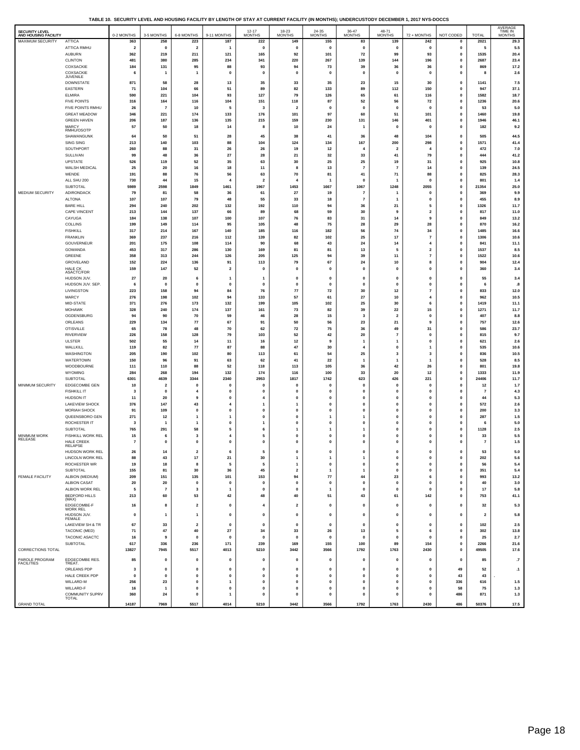**TABLE 10. SECURITY LEVEL AND HOUSING FACILITY BY LENGTH OF STAY AT CURRENT FACILITY (IN MONTHS); UNDERCUSTODY DECEMBER 1, 2017 NYS-DOCCS**

| SECURITY LEVEL AND HOUSING FACILITY | | 0-2 MONTHS | 3-5 MONTHS | 6-8 MONTHS | 9-11 MONTHS | 12-17 MONTHS | 18-23 MONTHS | 24-35 MONTHS | 36-47 MONTHS | 48-71 MONTHS | 72 + MONTHS | NOT CODED | TOTAL | AVERAGE TIME IN MONTHS |
|---|---|---|---|---|---|---|---|---|---|---|---|---|---|---|
| MAXIMUM SECURITY | ATTICA | 363 | 258 | 223 | 187 | 222 | 149 | 155 | 83 | 139 | 242 | 0 | 2021 | 29.3 |
| | ATTICA RMHU | 2 | 0 | 2 | 1 | 0 | 0 | 0 | 0 | 0 | 0 | 0 | 5 | 5.5 |
| | AUBURN | 362 | 219 | 211 | 121 | 165 | 92 | 101 | 72 | 99 | 93 | 0 | 1535 | 20.4 |
| | CLINTON | 481 | 380 | 285 | 234 | 341 | 220 | 267 | 139 | 144 | 196 | 0 | 2687 | 23.4 |
| | COXSACKIE | 184 | 131 | 95 | 88 | 93 | 94 | 73 | 39 | 36 | 36 | 0 | 869 | 17.2 |
| | COXSACKIE JUVENILE | 6 | 1 | 1 | 0 | 0 | 0 | 0 | 0 | 0 | 0 | 0 | 8 | 2.6 |
| | DOWNSTATE | 871 | 58 | 28 | 13 | 35 | 33 | 35 | 23 | 15 | 30 | 0 | 1141 | 7.5 |
| | EASTERN | 71 | 104 | 66 | 51 | 89 | 82 | 133 | 89 | 112 | 150 | 0 | 947 | 37.1 |
| | ELMIRA | 590 | 221 | 104 | 93 | 127 | 79 | 126 | 65 | 61 | 116 | 0 | 1582 | 18.7 |
| | FIVE POINTS | 316 | 164 | 116 | 104 | 151 | 118 | 87 | 52 | 56 | 72 | 0 | 1236 | 20.6 |
| | FIVE POINTS RMHU | 26 | 7 | 10 | 5 | 3 | 2 | 0 | 0 | 0 | 0 | 0 | 53 | 5.0 |
| | GREAT MEADOW | 346 | 221 | 174 | 133 | 176 | 101 | 97 | 60 | 51 | 101 | 0 | 1460 | 19.8 |
| | GREEN HAVEN | 206 | 187 | 136 | 135 | 215 | 159 | 230 | 131 | 146 | 401 | 0 | 1946 | 46.1 |
| | MARCY RMHU/OSOTP | 57 | 50 | 18 | 14 | 8 | 10 | 24 | 1 | 0 | 0 | 0 | 182 | 9.2 |
| | SHAWANGUNK | 64 | 50 | 51 | 28 | 45 | 38 | 41 | 36 | 48 | 104 | 0 | 505 | 44.5 |
| | SING SING | 213 | 140 | 103 | 88 | 104 | 124 | 134 | 167 | 200 | 298 | 0 | 1571 | 41.4 |
| | SOUTHPORT | 260 | 88 | 31 | 26 | 26 | 19 | 12 | 4 | 2 | 4 | 0 | 472 | 7.0 |
| | SULLIVAN | 99 | 48 | 36 | 27 | 28 | 21 | 32 | 33 | 41 | 79 | 0 | 444 | 41.2 |
| | UPSTATE | 526 | 119 | 52 | 35 | 63 | 30 | 25 | 25 | 19 | 31 | 0 | 925 | 10.8 |
| | WALSH MEDICAL | 25 | 20 | 16 | 18 | 11 | 8 | 13 | 7 | 7 | 14 | 0 | 139 | 24.5 |
| | WENDE | 191 | 88 | 76 | 56 | 63 | 70 | 81 | 41 | 71 | 88 | 0 | 825 | 28.3 |
| | ALL SHU 200 | 730 | 44 | 15 | 4 | 2 | 4 | 1 | 0 | 1 | 0 | 0 | 801 | 1.4 |
| | SUBTOTAL | 5989 | 2598 | 1849 | 1461 | 1967 | 1453 | 1667 | 1067 | 1248 | 2055 | 0 | 21354 | 25.0 |
| MEDIUM SECURITY | ADIRONDACK | 79 | 81 | 58 | 36 | 61 | 27 | 19 | 7 | 1 | 0 | 0 | 369 | 9.9 |
| | ALTONA | 107 | 107 | 79 | 48 | 55 | 33 | 18 | 7 | 1 | 0 | 0 | 455 | 8.9 |
| | BARE HILL | 294 | 240 | 202 | 132 | 192 | 110 | 94 | 36 | 21 | 5 | 0 | 1326 | 11.7 |
| | CAPE VINCENT | 213 | 144 | 137 | 66 | 89 | 68 | 59 | 30 | 9 | 2 | 0 | 817 | 11.0 |
| | CAYUGA | 184 | 138 | 107 | 100 | 107 | 76 | 83 | 31 | 14 | 9 | 0 | 849 | 13.2 |
| | COLLINS | 199 | 149 | 114 | 95 | 105 | 48 | 75 | 28 | 29 | 28 | 0 | 870 | 16.2 |
| | FISHKILL | 317 | 214 | 167 | 140 | 185 | 116 | 182 | 56 | 74 | 34 | 0 | 1485 | 16.6 |
| | FRANKLIN | 369 | 237 | 216 | 112 | 139 | 82 | 102 | 25 | 17 | 7 | 0 | 1306 | 10.6 |
| | GOUVERNEUR | 201 | 175 | 108 | 114 | 90 | 68 | 43 | 24 | 14 | 4 | 0 | 841 | 11.1 |
| | GOWANDA | 453 | 317 | 286 | 130 | 169 | 81 | 81 | 13 | 5 | 2 | 0 | 1537 | 8.5 |
| | GREENE | 358 | 313 | 244 | 126 | 205 | 125 | 94 | 39 | 11 | 7 | 0 | 1522 | 10.6 |
| | GROVELAND | 152 | 224 | 136 | 91 | 113 | 79 | 67 | 24 | 10 | 8 | 0 | 904 | 12.4 |
| | HALE CK ASACTC/FDR | 159 | 147 | 52 | 2 | 0 | 0 | 0 | 0 | 0 | 0 | 0 | 360 | 3.4 |
| | HUDSON JUV. | 27 | 20 | 6 | 1 | 1 | 0 | 0 | 0 | 0 | 0 | 0 | 55 | 3.4 |
| | HUDSON JUV. SEP. | 6 | 0 | 0 | 0 | 0 | 0 | 0 | 0 | 0 | 0 | 0 | 6 | .8 |
| | LIVINGSTON | 223 | 158 | 94 | 84 | 76 | 77 | 72 | 30 | 12 | 7 | 0 | 833 | 12.0 |
| | MARCY | 276 | 198 | 102 | 94 | 133 | 57 | 61 | 27 | 10 | 4 | 0 | 962 | 10.5 |
| | MID-STATE | 371 | 276 | 173 | 132 | 199 | 105 | 102 | 25 | 30 | 6 | 0 | 1419 | 11.1 |
| | MOHAWK | 328 | 240 | 174 | 137 | 161 | 73 | 82 | 39 | 22 | 15 | 0 | 1271 | 11.7 |
| | OGDENSBURG | 94 | 90 | 70 | 59 | 46 | 28 | 15 | 3 | 2 | 0 | 0 | 407 | 8.8 |
| | ORLEANS | 229 | 134 | 77 | 67 | 91 | 50 | 56 | 23 | 21 | 9 | 0 | 757 | 12.6 |
| | OTISVILLE | 65 | 78 | 48 | 70 | 62 | 72 | 75 | 36 | 49 | 31 | 0 | 586 | 23.7 |
| | RIVERVIEW | 226 | 158 | 128 | 79 | 103 | 52 | 42 | 20 | 7 | 0 | 0 | 815 | 9.7 |
| | ULSTER | 502 | 55 | 14 | 11 | 16 | 12 | 9 | 1 | 1 | 0 | 0 | 621 | 2.6 |
| | WALLKILL | 119 | 82 | 77 | 87 | 88 | 47 | 30 | 4 | 0 | 1 | 0 | 535 | 10.6 |
| | WASHINGTON | 205 | 190 | 102 | 80 | 113 | 61 | 54 | 25 | 3 | 3 | 0 | 836 | 10.5 |
| | WATERTOWN | 150 | 96 | 91 | 63 | 62 | 41 | 22 | 1 | 1 | 1 | 0 | 528 | 8.5 |
| | WOODBOURNE | 111 | 110 | 88 | 52 | 118 | 113 | 105 | 36 | 42 | 26 | 0 | 801 | 19.8 |
| | WYOMING | 284 | 268 | 194 | 132 | 174 | 116 | 100 | 33 | 20 | 12 | 0 | 1333 | 11.9 |
| | SUBTOTAL | 6301 | 4639 | 3344 | 2340 | 2953 | 1817 | 1742 | 623 | 426 | 221 | 0 | 24406 | 11.7 |
| MINIMUM SECURITY | EDGECOMBE GEN | 10 | 2 | 0 | 0 | 0 | 0 | 0 | 0 | 0 | 0 | 0 | 12 | 1.7 |
| | FISHKILL IT | 3 | 0 | 4 | 0 | 0 | 0 | 0 | 0 | 0 | 0 | 0 | 7 | 4.3 |
| | HUDSON IT | 11 | 20 | 9 | 0 | 4 | 0 | 0 | 0 | 0 | 0 | 0 | 44 | 5.3 |
| | LAKEVIEW SHOCK | 376 | 147 | 43 | 4 | 1 | 1 | 0 | 0 | 0 | 0 | 0 | 572 | 2.6 |
| | MORIAH SHOCK | 91 | 109 | 0 | 0 | 0 | 0 | 0 | 0 | 0 | 0 | 0 | 200 | 3.3 |
| | QUEENSBORO GEN | 271 | 12 | 1 | 1 | 0 | 0 | 1 | 1 | 0 | 0 | 0 | 287 | 1.5 |
| | ROCHESTER IT | 3 | 1 | 1 | 0 | 1 | 0 | 0 | 0 | 0 | 0 | 0 | 6 | 5.0 |
| | SUBTOTAL | 765 | 291 | 58 | 5 | 6 | 1 | 1 | 1 | 0 | 0 | 0 | 1128 | 2.5 |
| MINIMUM WORK RELEASE | FISHKILL WORK REL | 15 | 6 | 3 | 4 | 5 | 0 | 0 | 0 | 0 | 0 | 0 | 33 | 5.5 |
| | HALE CREEK RELAPSE | 7 | 0 | 0 | 0 | 0 | 0 | 0 | 0 | 0 | 0 | 0 | 7 | 1.5 |
| | HUDSON WORK REL | 26 | 14 | 2 | 6 | 5 | 0 | 0 | 0 | 0 | 0 | 0 | 53 | 5.0 |
| | LINCOLN WORK REL | 88 | 43 | 17 | 21 | 30 | 1 | 1 | 1 | 0 | 0 | 0 | 202 | 5.6 |
| | ROCHESTER WR | 19 | 18 | 8 | 5 | 5 | 1 | 0 | 0 | 0 | 0 | 0 | 56 | 5.4 |
| | SUBTOTAL | 155 | 81 | 30 | 36 | 45 | 2 | 1 | 1 | 0 | 0 | 0 | 351 | 5.4 |
| FEMALE FACILITY | ALBION (MEDIUM) | 209 | 151 | 135 | 101 | 153 | 94 | 77 | 44 | 23 | 6 | 0 | 993 | 13.2 |
| | ALBION CASAT | 20 | 20 | 0 | 0 | 0 | 0 | 0 | 0 | 0 | 0 | 0 | 40 | 3.0 |
| | ALBION WORK REL | 5 | 7 | 3 | 1 | 0 | 0 | 1 | 0 | 0 | 0 | 0 | 17 | 5.8 |
| | BEDFORD HILLS (MAX) | 213 | 60 | 53 | 42 | 48 | 40 | 51 | 43 | 61 | 142 | 0 | 753 | 41.1 |
| | EDGECOMBE-F WORK REL | 16 | 8 | 2 | 0 | 4 | 2 | 0 | 0 | 0 | 0 | 0 | 32 | 5.3 |
| | HUDSON JUV. FEMALE | 0 | 1 | 1 | 0 | 0 | 0 | 0 | 0 | 0 | 0 | 0 | 2 | 5.8 |
| | LAKEVIEW SH & TR | 67 | 33 | 2 | 0 | 0 | 0 | 0 | 0 | 0 | 0 | 0 | 102 | 2.5 |
| | TACONIC (MED) | 71 | 47 | 40 | 27 | 34 | 33 | 26 | 13 | 5 | 6 | 0 | 302 | 13.8 |
| | TACONIC ASACTC | 16 | 9 | 0 | 0 | 0 | 0 | 0 | 0 | 0 | 0 | 0 | 25 | 2.7 |
| | SUBTOTAL | 617 | 336 | 236 | 171 | 239 | 169 | 155 | 100 | 89 | 154 | 0 | 2266 | 21.6 |
| CORRECTIONS TOTAL | | 13827 | 7945 | 5517 | 4013 | 5210 | 3442 | 3566 | 1792 | 1763 | 2430 | 0 | 49505 | 17.6 |
| PAROLE PROGRAM FACILITIES | EDGECOMBE RES. TREAT. | 85 | 0 | 0 | 0 | 0 | 0 | 0 | 0 | 0 | 0 | 0 | 85 | .7 |
| | ORLEANS PDP | 3 | 0 | 0 | 0 | 0 | 0 | 0 | 0 | 0 | 0 | 49 | 52 | .1 |
| | HALE CREEK PDP | 0 | 0 | 0 | 0 | 0 | 0 | 0 | 0 | 0 | 0 | 43 | 43 | . |
| | WILLARD-M | 256 | 23 | 0 | 1 | 0 | 0 | 0 | 0 | 0 | 0 | 336 | 616 | 1.5 |
| | WILLARD-F | 16 | 1 | 0 | 0 | 0 | 0 | 0 | 0 | 0 | 0 | 58 | 75 | 1.3 |
| | COMMUNITY SUPRV TOTAL | 360 | 24 | 0 | 1 | 0 | 0 | 0 | 0 | 0 | 0 | 486 | 871 | 1.3 |
| GRAND TOTAL | | 14187 | 7969 | 5517 | 4014 | 5210 | 3442 | 3566 | 1792 | 1763 | 2430 | 486 | 50376 | 17.5 |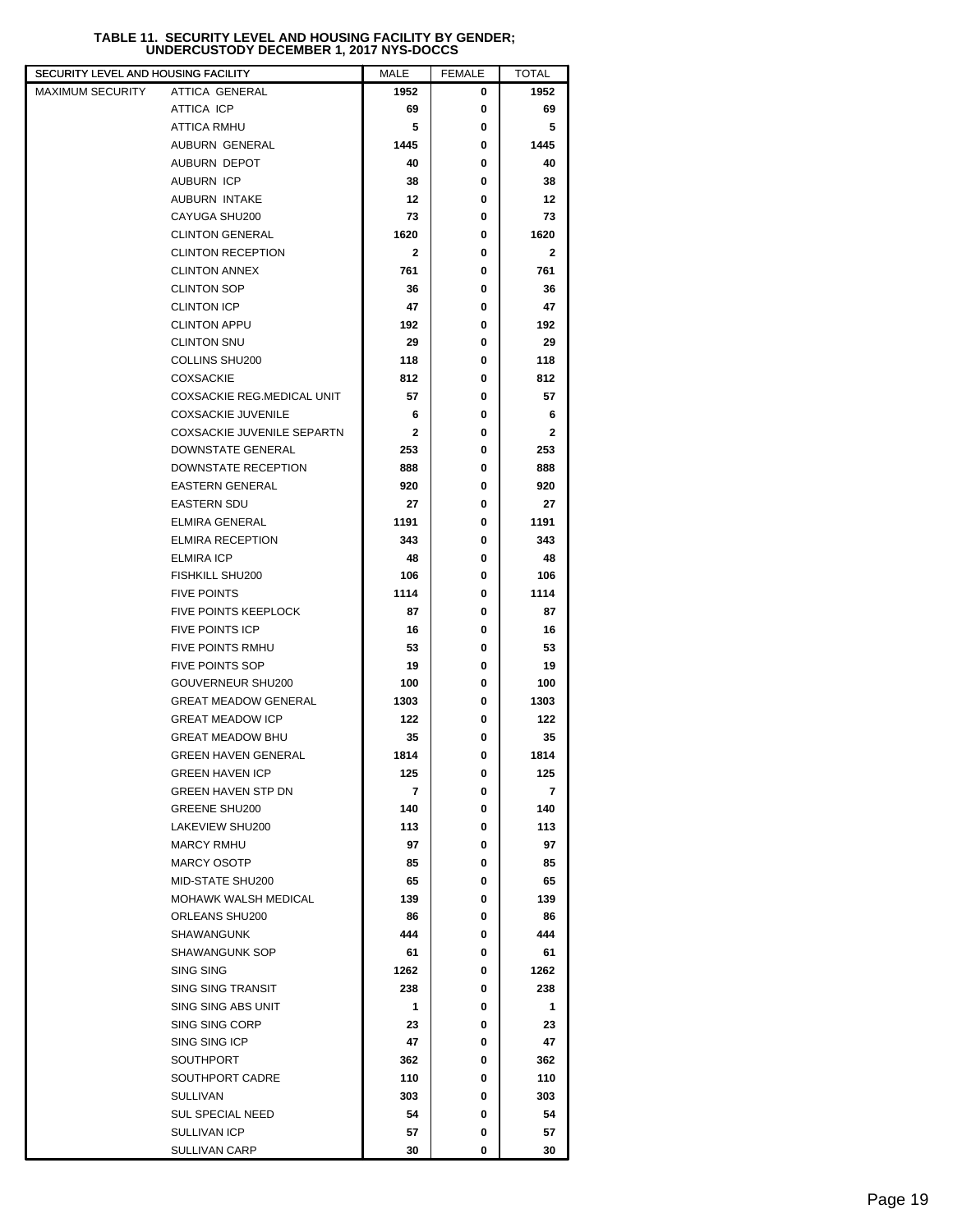**TABLE 11. SECURITY LEVEL AND HOUSING FACILITY BY GENDER; UNDERCUSTODY DECEMBER 1, 2017 NYS-DOCCS**

| SECURITY LEVEL AND HOUSING FACILITY | | MALE | FEMALE | TOTAL |
|---|---|---|---|---|
| MAXIMUM SECURITY | ATTICA GENERAL | **1952** | **0** | **1952** |
| | ATTICA ICP | **69** | **0** | **69** |
| | ATTICA RMHU | **5** | **0** | **5** |
| | AUBURN GENERAL | **1445** | **0** | **1445** |
| | AUBURN DEPOT | **40** | **0** | **40** |
| | AUBURN ICP | **38** | **0** | **38** |
| | AUBURN INTAKE | **12** | **0** | **12** |
| | CAYUGA SHU200 | **73** | **0** | **73** |
| | CLINTON GENERAL | **1620** | **0** | **1620** |
| | CLINTON RECEPTION | **2** | **0** | **2** |
| | CLINTON ANNEX | **761** | **0** | **761** |
| | CLINTON SOP | **36** | **0** | **36** |
| | CLINTON ICP | **47** | **0** | **47** |
| | CLINTON APPU | **192** | **0** | **192** |
| | CLINTON SNU | **29** | **0** | **29** |
| | COLLINS SHU200 | **118** | **0** | **118** |
| | COXSACKIE | **812** | **0** | **812** |
| | COXSACKIE REG.MEDICAL UNIT | **57** | **0** | **57** |
| | COXSACKIE JUVENILE | **6** | **0** | **6** |
| | COXSACKIE JUVENILE SEPARTN | **2** | **0** | **2** |
| | DOWNSTATE GENERAL | **253** | **0** | **253** |
| | DOWNSTATE RECEPTION | **888** | **0** | **888** |
| | EASTERN GENERAL | **920** | **0** | **920** |
| | EASTERN SDU | **27** | **0** | **27** |
| | ELMIRA GENERAL | **1191** | **0** | **1191** |
| | ELMIRA RECEPTION | **343** | **0** | **343** |
| | ELMIRA ICP | **48** | **0** | **48** |
| | FISHKILL SHU200 | **106** | **0** | **106** |
| | FIVE POINTS | **1114** | **0** | **1114** |
| | FIVE POINTS KEEPLOCK | **87** | **0** | **87** |
| | FIVE POINTS ICP | **16** | **0** | **16** |
| | FIVE POINTS RMHU | **53** | **0** | **53** |
| | FIVE POINTS SOP | **19** | **0** | **19** |
| | GOUVERNEUR SHU200 | **100** | **0** | **100** |
| | GREAT MEADOW GENERAL | **1303** | **0** | **1303** |
| | GREAT MEADOW ICP | **122** | **0** | **122** |
| | GREAT MEADOW BHU | **35** | **0** | **35** |
| | GREEN HAVEN GENERAL | **1814** | **0** | **1814** |
| | GREEN HAVEN ICP | **125** | **0** | **125** |
| | GREEN HAVEN STP DN | **7** | **0** | **7** |
| | GREENE SHU200 | **140** | **0** | **140** |
| | LAKEVIEW SHU200 | **113** | **0** | **113** |
| | MARCY RMHU | **97** | **0** | **97** |
| | MARCY OSOTP | **85** | **0** | **85** |
| | MID-STATE SHU200 | **65** | **0** | **65** |
| | MOHAWK WALSH MEDICAL | **139** | **0** | **139** |
| | ORLEANS SHU200 | **86** | **0** | **86** |
| | SHAWANGUNK | **444** | **0** | **444** |
| | SHAWANGUNK SOP | **61** | **0** | **61** |
| | SING SING | **1262** | **0** | **1262** |
| | SING SING TRANSIT | **238** | **0** | **238** |
| | SING SING ABS UNIT | **1** | **0** | **1** |
| | SING SING CORP | **23** | **0** | **23** |
| | SING SING ICP | **47** | **0** | **47** |
| | SOUTHPORT | **362** | **0** | **362** |
| | SOUTHPORT CADRE | **110** | **0** | **110** |
| | SULLIVAN | **303** | **0** | **303** |
| | SUL SPECIAL NEED | **54** | **0** | **54** |
| | SULLIVAN ICP | **57** | **0** | **57** |
| | SULLIVAN CARP | **30** | **0** | **30** |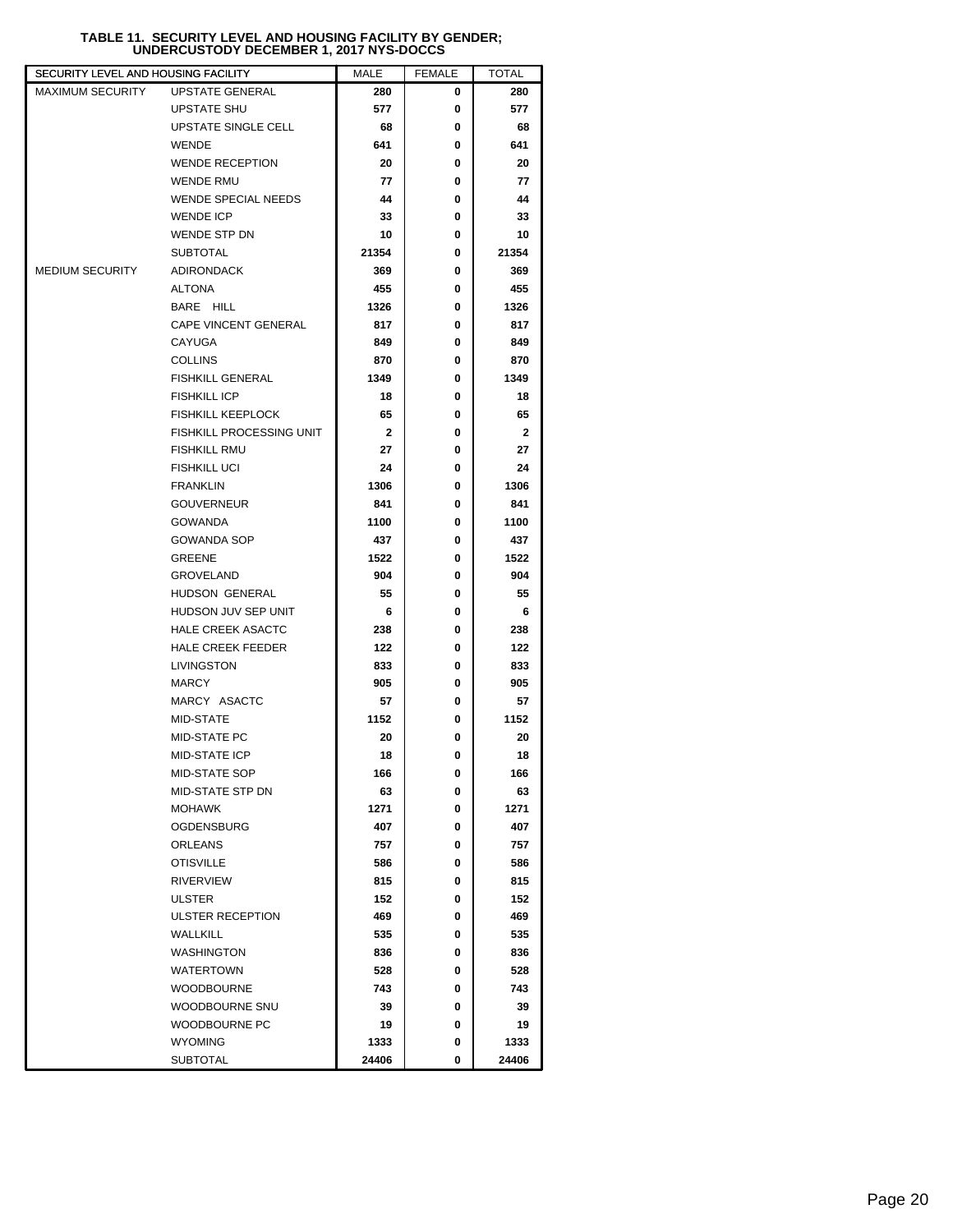# TABLE 11. SECURITY LEVEL AND HOUSING FACILITY BY GENDER; UNDERCUSTODY DECEMBER 1, 2017 NYS-DOCCS

| SECURITY LEVEL AND HOUSING FACILITY | | MALE | FEMALE | TOTAL |
|---|---|---|---|---|
| MAXIMUM SECURITY | UPSTATE GENERAL | 280 | 0 | 280 |
| | UPSTATE SHU | 577 | 0 | 577 |
| | UPSTATE SINGLE CELL | 68 | 0 | 68 |
| | WENDE | 641 | 0 | 641 |
| | WENDE RECEPTION | 20 | 0 | 20 |
| | WENDE RMU | 77 | 0 | 77 |
| | WENDE SPECIAL NEEDS | 44 | 0 | 44 |
| | WENDE ICP | 33 | 0 | 33 |
| | WENDE STP DN | 10 | 0 | 10 |
| | SUBTOTAL | 21354 | 0 | 21354 |
| MEDIUM SECURITY | ADIRONDACK | 369 | 0 | 369 |
| | ALTONA | 455 | 0 | 455 |
| | BARE HILL | 1326 | 0 | 1326 |
| | CAPE VINCENT GENERAL | 817 | 0 | 817 |
| | CAYUGA | 849 | 0 | 849 |
| | COLLINS | 870 | 0 | 870 |
| | FISHKILL GENERAL | 1349 | 0 | 1349 |
| | FISHKILL ICP | 18 | 0 | 18 |
| | FISHKILL KEEPLOCK | 65 | 0 | 65 |
| | FISHKILL PROCESSING UNIT | 2 | 0 | 2 |
| | FISHKILL RMU | 27 | 0 | 27 |
| | FISHKILL UCI | 24 | 0 | 24 |
| | FRANKLIN | 1306 | 0 | 1306 |
| | GOUVERNEUR | 841 | 0 | 841 |
| | GOWANDA | 1100 | 0 | 1100 |
| | GOWANDA SOP | 437 | 0 | 437 |
| | GREENE | 1522 | 0 | 1522 |
| | GROVELAND | 904 | 0 | 904 |
| | HUDSON GENERAL | 55 | 0 | 55 |
| | HUDSON JUV SEP UNIT | 6 | 0 | 6 |
| | HALE CREEK ASACTC | 238 | 0 | 238 |
| | HALE CREEK FEEDER | 122 | 0 | 122 |
| | LIVINGSTON | 833 | 0 | 833 |
| | MARCY | 905 | 0 | 905 |
| | MARCY ASACTC | 57 | 0 | 57 |
| | MID-STATE | 1152 | 0 | 1152 |
| | MID-STATE PC | 20 | 0 | 20 |
| | MID-STATE ICP | 18 | 0 | 18 |
| | MID-STATE SOP | 166 | 0 | 166 |
| | MID-STATE STP DN | 63 | 0 | 63 |
| | MOHAWK | 1271 | 0 | 1271 |
| | OGDENSBURG | 407 | 0 | 407 |
| | ORLEANS | 757 | 0 | 757 |
| | OTISVILLE | 586 | 0 | 586 |
| | RIVERVIEW | 815 | 0 | 815 |
| | ULSTER | 152 | 0 | 152 |
| | ULSTER RECEPTION | 469 | 0 | 469 |
| | WALLKILL | 535 | 0 | 535 |
| | WASHINGTON | 836 | 0 | 836 |
| | WATERTOWN | 528 | 0 | 528 |
| | WOODBOURNE | 743 | 0 | 743 |
| | WOODBOURNE SNU | 39 | 0 | 39 |
| | WOODBOURNE PC | 19 | 0 | 19 |
| | WYOMING | 1333 | 0 | 1333 |
| | SUBTOTAL | 24406 | 0 | 24406 |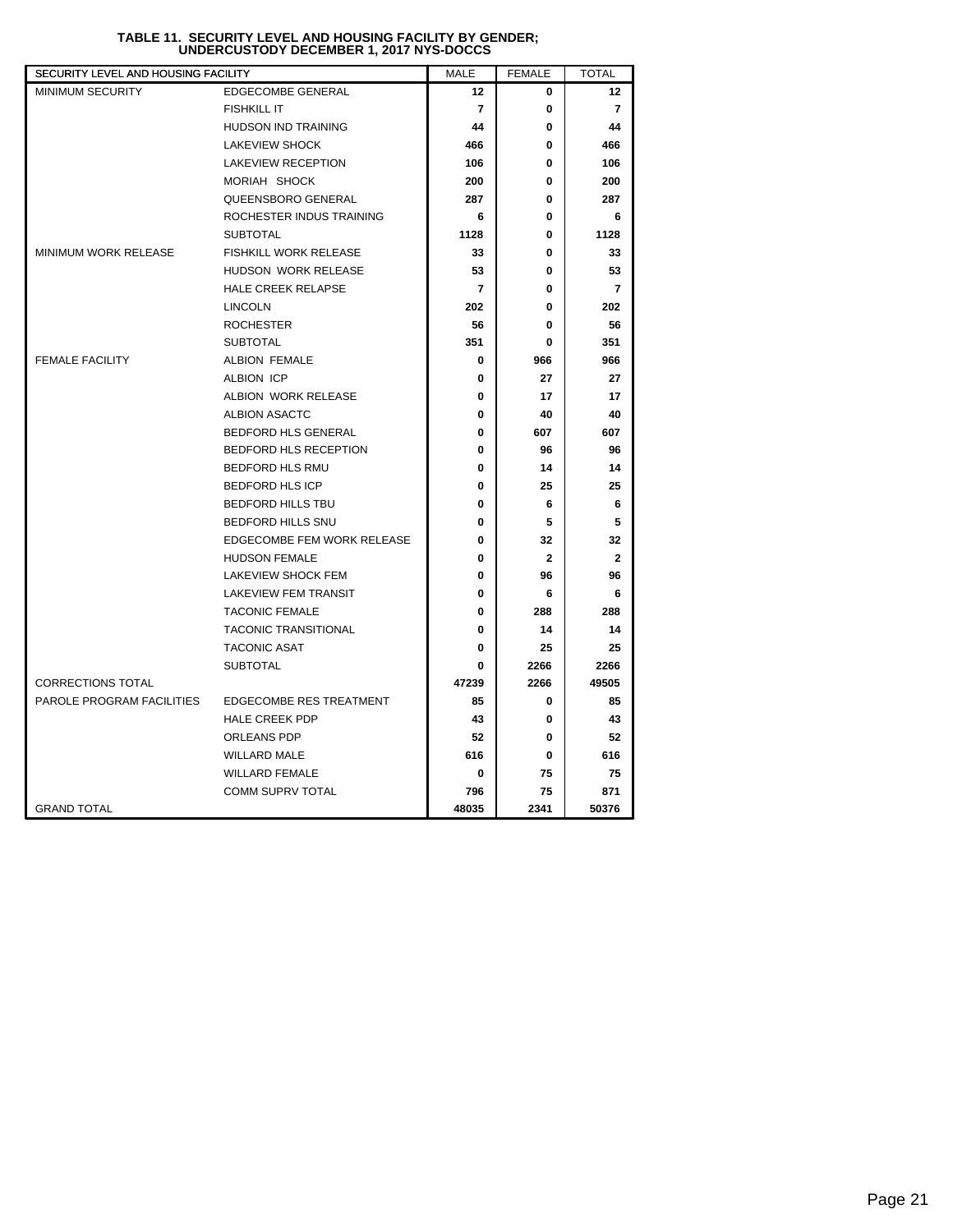**TABLE 11. SECURITY LEVEL AND HOUSING FACILITY BY GENDER; UNDERCUSTODY DECEMBER 1, 2017 NYS-DOCCS**

| SECURITY LEVEL AND HOUSING FACILITY | | MALE | FEMALE | TOTAL |
|---|---|---|---|---|
| MINIMUM SECURITY | EDGECOMBE GENERAL | 12 | 0 | 12 |
| | FISHKILL IT | 7 | 0 | 7 |
| | HUDSON IND TRAINING | 44 | 0 | 44 |
| | LAKEVIEW SHOCK | 466 | 0 | 466 |
| | LAKEVIEW RECEPTION | 106 | 0 | 106 |
| | MORIAH SHOCK | 200 | 0 | 200 |
| | QUEENSBORO GENERAL | 287 | 0 | 287 |
| | ROCHESTER INDUS TRAINING | 6 | 0 | 6 |
| | SUBTOTAL | 1128 | 0 | 1128 |
| MINIMUM WORK RELEASE | FISHKILL WORK RELEASE | 33 | 0 | 33 |
| | HUDSON WORK RELEASE | 53 | 0 | 53 |
| | HALE CREEK RELAPSE | 7 | 0 | 7 |
| | LINCOLN | 202 | 0 | 202 |
| | ROCHESTER | 56 | 0 | 56 |
| | SUBTOTAL | 351 | 0 | 351 |
| FEMALE FACILITY | ALBION FEMALE | 0 | 966 | 966 |
| | ALBION ICP | 0 | 27 | 27 |
| | ALBION WORK RELEASE | 0 | 17 | 17 |
| | ALBION ASACTC | 0 | 40 | 40 |
| | BEDFORD HLS GENERAL | 0 | 607 | 607 |
| | BEDFORD HLS RECEPTION | 0 | 96 | 96 |
| | BEDFORD HLS RMU | 0 | 14 | 14 |
| | BEDFORD HLS ICP | 0 | 25 | 25 |
| | BEDFORD HILLS TBU | 0 | 6 | 6 |
| | BEDFORD HILLS SNU | 0 | 5 | 5 |
| | EDGECOMBE FEM WORK RELEASE | 0 | 32 | 32 |
| | HUDSON FEMALE | 0 | 2 | 2 |
| | LAKEVIEW SHOCK FEM | 0 | 96 | 96 |
| | LAKEVIEW FEM TRANSIT | 0 | 6 | 6 |
| | TACONIC FEMALE | 0 | 288 | 288 |
| | TACONIC TRANSITIONAL | 0 | 14 | 14 |
| | TACONIC ASAT | 0 | 25 | 25 |
| | SUBTOTAL | 0 | 2266 | 2266 |
| CORRECTIONS TOTAL | | 47239 | 2266 | 49505 |
| PAROLE PROGRAM FACILITIES | EDGECOMBE RES TREATMENT | 85 | 0 | 85 |
| | HALE CREEK PDP | 43 | 0 | 43 |
| | ORLEANS PDP | 52 | 0 | 52 |
| | WILLARD MALE | 616 | 0 | 616 |
| | WILLARD FEMALE | 0 | 75 | 75 |
| | COMM SUPRV TOTAL | 796 | 75 | 871 |
| GRAND TOTAL | | 48035 | 2341 | 50376 |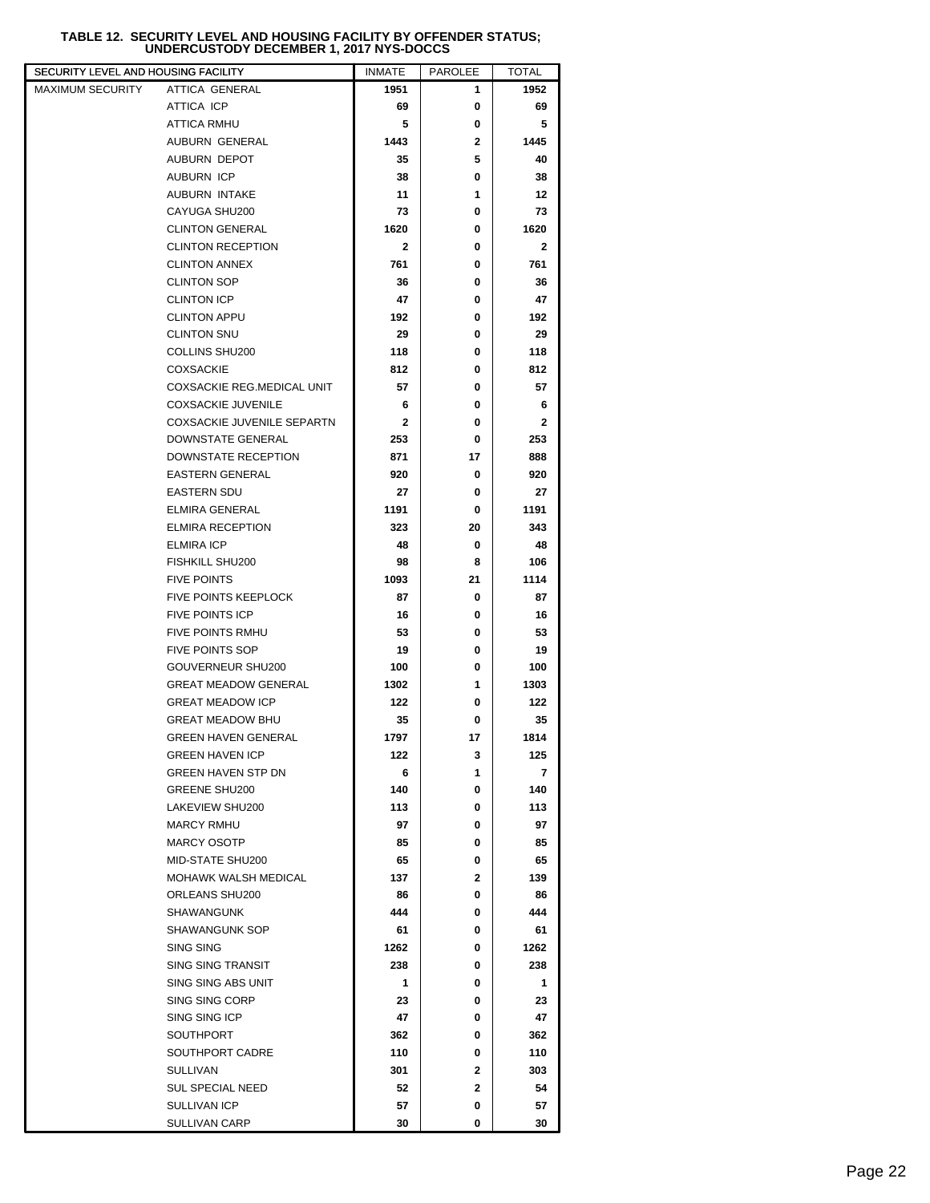# TABLE 12. SECURITY LEVEL AND HOUSING FACILITY BY OFFENDER STATUS; UNDERCUSTODY DECEMBER 1, 2017 NYS-DOCCS

| SECURITY LEVEL AND HOUSING FACILITY | | INMATE | PAROLEE | TOTAL |
|---|---|---|---|---|
| MAXIMUM SECURITY | ATTICA GENERAL | 1951 | 1 | 1952 |
| | ATTICA ICP | 69 | 0 | 69 |
| | ATTICA RMHU | 5 | 0 | 5 |
| | AUBURN GENERAL | 1443 | 2 | 1445 |
| | AUBURN DEPOT | 35 | 5 | 40 |
| | AUBURN ICP | 38 | 0 | 38 |
| | AUBURN INTAKE | 11 | 1 | 12 |
| | CAYUGA SHU200 | 73 | 0 | 73 |
| | CLINTON GENERAL | 1620 | 0 | 1620 |
| | CLINTON RECEPTION | 2 | 0 | 2 |
| | CLINTON ANNEX | 761 | 0 | 761 |
| | CLINTON SOP | 36 | 0 | 36 |
| | CLINTON ICP | 47 | 0 | 47 |
| | CLINTON APPU | 192 | 0 | 192 |
| | CLINTON SNU | 29 | 0 | 29 |
| | COLLINS SHU200 | 118 | 0 | 118 |
| | COXSACKIE | 812 | 0 | 812 |
| | COXSACKIE REG.MEDICAL UNIT | 57 | 0 | 57 |
| | COXSACKIE JUVENILE | 6 | 0 | 6 |
| | COXSACKIE JUVENILE SEPARTN | 2 | 0 | 2 |
| | DOWNSTATE GENERAL | 253 | 0 | 253 |
| | DOWNSTATE RECEPTION | 871 | 17 | 888 |
| | EASTERN GENERAL | 920 | 0 | 920 |
| | EASTERN SDU | 27 | 0 | 27 |
| | ELMIRA GENERAL | 1191 | 0 | 1191 |
| | ELMIRA RECEPTION | 323 | 20 | 343 |
| | ELMIRA ICP | 48 | 0 | 48 |
| | FISHKILL SHU200 | 98 | 8 | 106 |
| | FIVE POINTS | 1093 | 21 | 1114 |
| | FIVE POINTS KEEPLOCK | 87 | 0 | 87 |
| | FIVE POINTS ICP | 16 | 0 | 16 |
| | FIVE POINTS RMHU | 53 | 0 | 53 |
| | FIVE POINTS SOP | 19 | 0 | 19 |
| | GOUVERNEUR SHU200 | 100 | 0 | 100 |
| | GREAT MEADOW GENERAL | 1302 | 1 | 1303 |
| | GREAT MEADOW ICP | 122 | 0 | 122 |
| | GREAT MEADOW BHU | 35 | 0 | 35 |
| | GREEN HAVEN GENERAL | 1797 | 17 | 1814 |
| | GREEN HAVEN ICP | 122 | 3 | 125 |
| | GREEN HAVEN STP DN | 6 | 1 | 7 |
| | GREENE SHU200 | 140 | 0 | 140 |
| | LAKEVIEW SHU200 | 113 | 0 | 113 |
| | MARCY RMHU | 97 | 0 | 97 |
| | MARCY OSOTP | 85 | 0 | 85 |
| | MID-STATE SHU200 | 65 | 0 | 65 |
| | MOHAWK WALSH MEDICAL | 137 | 2 | 139 |
| | ORLEANS SHU200 | 86 | 0 | 86 |
| | SHAWANGUNK | 444 | 0 | 444 |
| | SHAWANGUNK SOP | 61 | 0 | 61 |
| | SING SING | 1262 | 0 | 1262 |
| | SING SING TRANSIT | 238 | 0 | 238 |
| | SING SING ABS UNIT | 1 | 0 | 1 |
| | SING SING CORP | 23 | 0 | 23 |
| | SING SING ICP | 47 | 0 | 47 |
| | SOUTHPORT | 362 | 0 | 362 |
| | SOUTHPORT CADRE | 110 | 0 | 110 |
| | SULLIVAN | 301 | 2 | 303 |
| | SUL SPECIAL NEED | 52 | 2 | 54 |
| | SULLIVAN ICP | 57 | 0 | 57 |
| | SULLIVAN CARP | 30 | 0 | 30 |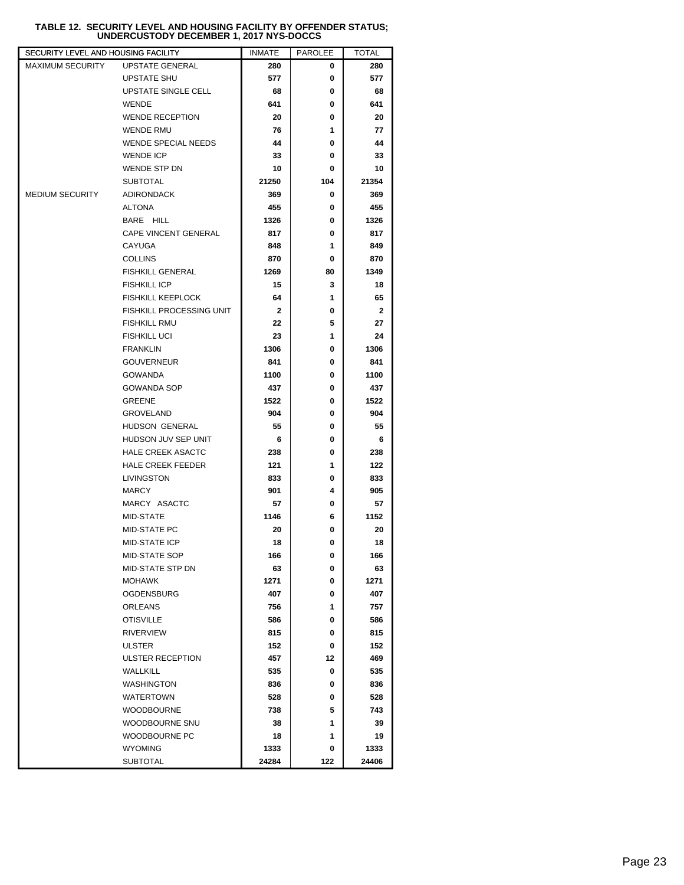**TABLE 12. SECURITY LEVEL AND HOUSING FACILITY BY OFFENDER STATUS; UNDERCUSTODY DECEMBER 1, 2017 NYS-DOCCS**

| SECURITY LEVEL AND HOUSING FACILITY | | INMATE | PAROLEE | TOTAL |
|---|---|---|---|---|
| MAXIMUM SECURITY | UPSTATE GENERAL | 280 | 0 | 280 |
| | UPSTATE SHU | 577 | 0 | 577 |
| | UPSTATE SINGLE CELL | 68 | 0 | 68 |
| | WENDE | 641 | 0 | 641 |
| | WENDE RECEPTION | 20 | 0 | 20 |
| | WENDE RMU | 76 | 1 | 77 |
| | WENDE SPECIAL NEEDS | 44 | 0 | 44 |
| | WENDE ICP | 33 | 0 | 33 |
| | WENDE STP DN | 10 | 0 | 10 |
| | SUBTOTAL | 21250 | 104 | 21354 |
| MEDIUM SECURITY | ADIRONDACK | 369 | 0 | 369 |
| | ALTONA | 455 | 0 | 455 |
| | BARE HILL | 1326 | 0 | 1326 |
| | CAPE VINCENT GENERAL | 817 | 0 | 817 |
| | CAYUGA | 848 | 1 | 849 |
| | COLLINS | 870 | 0 | 870 |
| | FISHKILL GENERAL | 1269 | 80 | 1349 |
| | FISHKILL ICP | 15 | 3 | 18 |
| | FISHKILL KEEPLOCK | 64 | 1 | 65 |
| | FISHKILL PROCESSING UNIT | 2 | 0 | 2 |
| | FISHKILL RMU | 22 | 5 | 27 |
| | FISHKILL UCI | 23 | 1 | 24 |
| | FRANKLIN | 1306 | 0 | 1306 |
| | GOUVERNEUR | 841 | 0 | 841 |
| | GOWANDA | 1100 | 0 | 1100 |
| | GOWANDA SOP | 437 | 0 | 437 |
| | GREENE | 1522 | 0 | 1522 |
| | GROVELAND | 904 | 0 | 904 |
| | HUDSON GENERAL | 55 | 0 | 55 |
| | HUDSON JUV SEP UNIT | 6 | 0 | 6 |
| | HALE CREEK ASACTC | 238 | 0 | 238 |
| | HALE CREEK FEEDER | 121 | 1 | 122 |
| | LIVINGSTON | 833 | 0 | 833 |
| | MARCY | 901 | 4 | 905 |
| | MARCY ASACTC | 57 | 0 | 57 |
| | MID-STATE | 1146 | 6 | 1152 |
| | MID-STATE PC | 20 | 0 | 20 |
| | MID-STATE ICP | 18 | 0 | 18 |
| | MID-STATE SOP | 166 | 0 | 166 |
| | MID-STATE STP DN | 63 | 0 | 63 |
| | MOHAWK | 1271 | 0 | 1271 |
| | OGDENSBURG | 407 | 0 | 407 |
| | ORLEANS | 756 | 1 | 757 |
| | OTISVILLE | 586 | 0 | 586 |
| | RIVERVIEW | 815 | 0 | 815 |
| | ULSTER | 152 | 0 | 152 |
| | ULSTER RECEPTION | 457 | 12 | 469 |
| | WALLKILL | 535 | 0 | 535 |
| | WASHINGTON | 836 | 0 | 836 |
| | WATERTOWN | 528 | 0 | 528 |
| | WOODBOURNE | 738 | 5 | 743 |
| | WOODBOURNE SNU | 38 | 1 | 39 |
| | WOODBOURNE PC | 18 | 1 | 19 |
| | WYOMING | 1333 | 0 | 1333 |
| | SUBTOTAL | 24284 | 122 | 24406 |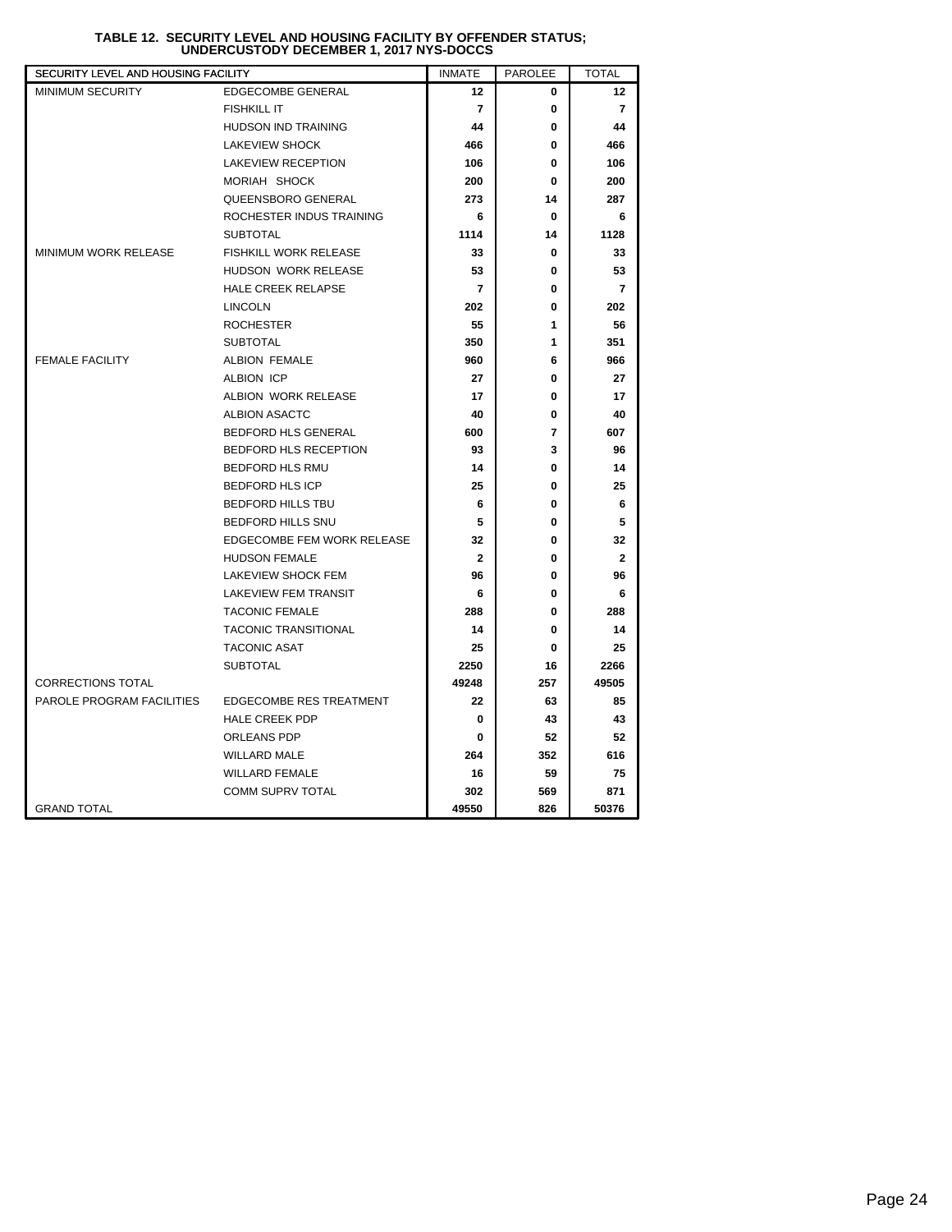**TABLE 12. SECURITY LEVEL AND HOUSING FACILITY BY OFFENDER STATUS; UNDERCUSTODY DECEMBER 1, 2017 NYS-DOCCS**

| SECURITY LEVEL AND HOUSING FACILITY | | INMATE | PAROLEE | TOTAL |
|---|---|---|---|---|
| MINIMUM SECURITY | EDGECOMBE GENERAL | 12 | 0 | 12 |
| | FISHKILL IT | 7 | 0 | 7 |
| | HUDSON IND TRAINING | 44 | 0 | 44 |
| | LAKEVIEW SHOCK | 466 | 0 | 466 |
| | LAKEVIEW RECEPTION | 106 | 0 | 106 |
| | MORIAH SHOCK | 200 | 0 | 200 |
| | QUEENSBORO GENERAL | 273 | 14 | 287 |
| | ROCHESTER INDUS TRAINING | 6 | 0 | 6 |
| | SUBTOTAL | 1114 | 14 | 1128 |
| MINIMUM WORK RELEASE | FISHKILL WORK RELEASE | 33 | 0 | 33 |
| | HUDSON WORK RELEASE | 53 | 0 | 53 |
| | HALE CREEK RELAPSE | 7 | 0 | 7 |
| | LINCOLN | 202 | 0 | 202 |
| | ROCHESTER | 55 | 1 | 56 |
| | SUBTOTAL | 350 | 1 | 351 |
| FEMALE FACILITY | ALBION FEMALE | 960 | 6 | 966 |
| | ALBION ICP | 27 | 0 | 27 |
| | ALBION WORK RELEASE | 17 | 0 | 17 |
| | ALBION ASACTC | 40 | 0 | 40 |
| | BEDFORD HLS GENERAL | 600 | 7 | 607 |
| | BEDFORD HLS RECEPTION | 93 | 3 | 96 |
| | BEDFORD HLS RMU | 14 | 0 | 14 |
| | BEDFORD HLS ICP | 25 | 0 | 25 |
| | BEDFORD HILLS TBU | 6 | 0 | 6 |
| | BEDFORD HILLS SNU | 5 | 0 | 5 |
| | EDGECOMBE FEM WORK RELEASE | 32 | 0 | 32 |
| | HUDSON FEMALE | 2 | 0 | 2 |
| | LAKEVIEW SHOCK FEM | 96 | 0 | 96 |
| | LAKEVIEW FEM TRANSIT | 6 | 0 | 6 |
| | TACONIC FEMALE | 288 | 0 | 288 |
| | TACONIC TRANSITIONAL | 14 | 0 | 14 |
| | TACONIC ASAT | 25 | 0 | 25 |
| | SUBTOTAL | 2250 | 16 | 2266 |
| CORRECTIONS TOTAL | | 49248 | 257 | 49505 |
| PAROLE PROGRAM FACILITIES | EDGECOMBE RES TREATMENT | 22 | 63 | 85 |
| | HALE CREEK PDP | 0 | 43 | 43 |
| | ORLEANS PDP | 0 | 52 | 52 |
| | WILLARD MALE | 264 | 352 | 616 |
| | WILLARD FEMALE | 16 | 59 | 75 |
| | COMM SUPRV TOTAL | 302 | 569 | 871 |
| GRAND TOTAL | | 49550 | 826 | 50376 |